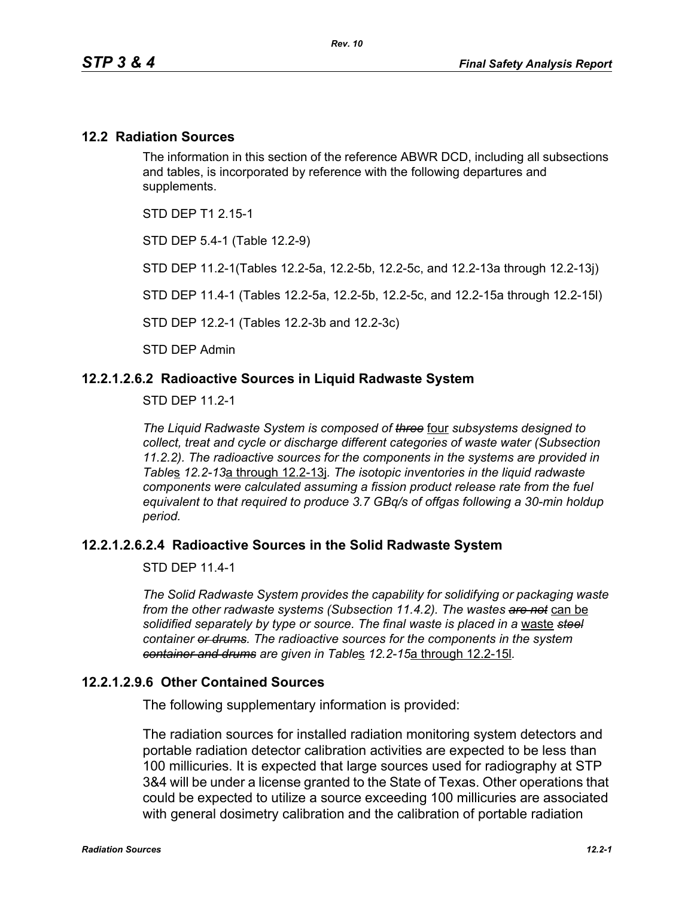## 12.2 Radiation Sources

The information in this section of the reference ABWR DCD, including all subsections and tables, is incorporated by reference with the following departures and supplements.

STD DEP T1 2.15-1

STD DEP 5.4-1 (Table 12.2-9)

STD DEP 11.2-1(Tables 12.2-5a, 12.2-5b, 12.2-5c, and 12.2-13a through 12.2-13j)

STD DEP 11.4-1 (Tables 12.2-5a, 12.2-5b, 12.2-5c, and 12.2-15a through 12.2-15l)

STD DEP 12.2-1 (Tables 12.2-3b and 12.2-3c)

STD DEP Admin

### 12.2.1.2.6.2 Radioactive Sources in Liquid Radwaste System

STD DEP 11.2-1

*The Liquid Radwaste System is composed of ~~three~~* four *subsystems designed to collect, treat and cycle or discharge different categories of waste water (Subsection 11.2.2). The radioactive sources for the components in the systems are provided in Table*s *12.2-13*a through 12.2-13j*. The isotopic inventories in the liquid radwaste components were calculated assuming a fission product release rate from the fuel equivalent to that required to produce 3.7 GBq/s of offgas following a 30-min holdup period.*

### 12.2.1.2.6.2.4 Radioactive Sources in the Solid Radwaste System

STD DEP 11.4-1

*The Solid Radwaste System provides the capability for solidifying or packaging waste from the other radwaste systems (Subsection 11.4.2). The wastes ~~are not~~* can be *solidified separately by type or source. The final waste is placed in a* waste *~~steel~~ container ~~or drums~~. The radioactive sources for the components in the system ~~container and drums~~ are given in Table*s *12.2-15*a through 12.2-15l*.*

### 12.2.1.2.9.6 Other Contained Sources

The following supplementary information is provided:

The radiation sources for installed radiation monitoring system detectors and portable radiation detector calibration activities are expected to be less than 100 millicuries. It is expected that large sources used for radiography at STP 3&4 will be under a license granted to the State of Texas. Other operations that could be expected to utilize a source exceeding 100 millicuries are associated with general dosimetry calibration and the calibration of portable radiation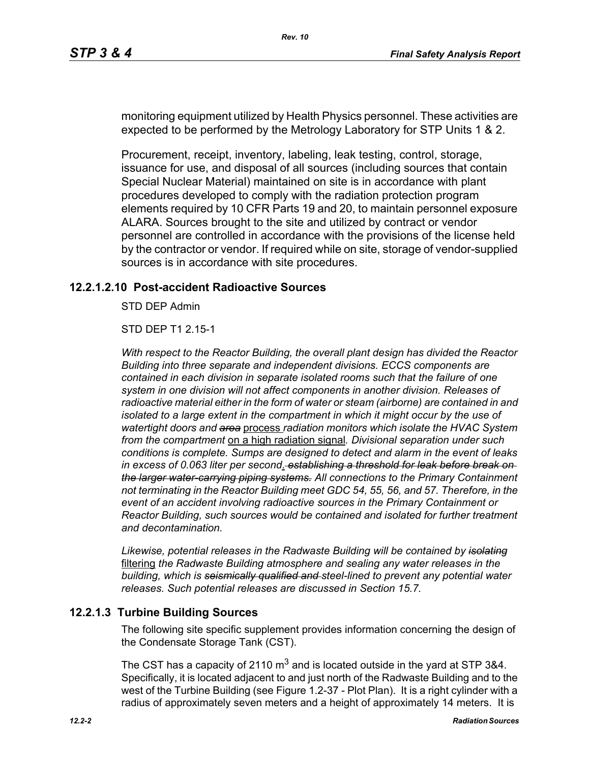monitoring equipment utilized by Health Physics personnel. These activities are expected to be performed by the Metrology Laboratory for STP Units 1 & 2.

Procurement, receipt, inventory, labeling, leak testing, control, storage, issuance for use, and disposal of all sources (including sources that contain Special Nuclear Material) maintained on site is in accordance with plant procedures developed to comply with the radiation protection program elements required by 10 CFR Parts 19 and 20, to maintain personnel exposure ALARA. Sources brought to the site and utilized by contract or vendor personnel are controlled in accordance with the provisions of the license held by the contractor or vendor. If required while on site, storage of vendor-supplied sources is in accordance with site procedures.

### 12.2.1.2.10 Post-accident Radioactive Sources

STD DEP Admin

STD DEP T1 2.15-1

*With respect to the Reactor Building, the overall plant design has divided the Reactor Building into three separate and independent divisions. ECCS components are contained in each division in separate isolated rooms such that the failure of one system in one division will not affect components in another division. Releases of radioactive material either in the form of water or steam (airborne) are contained in and isolated to a large extent in the compartment in which it might occur by the use of watertight doors and ~~area~~* <u>process</u> *radiation monitors which isolate the HVAC System from the compartment* <u>on a high radiation signal</u>*. Divisional separation under such conditions is complete. Sumps are designed to detect and alarm in the event of leaks in excess of 0.063 liter per second*<u>.</u> *~~establishing a threshold for leak before break on the larger water-carrying piping systems.~~ All connections to the Primary Containment not terminating in the Reactor Building meet GDC 54, 55, 56, and 57. Therefore, in the event of an accident involving radioactive sources in the Primary Containment or Reactor Building, such sources would be contained and isolated for further treatment and decontamination.*

*Likewise, potential releases in the Radwaste Building will be contained by ~~isolating~~* <u>filtering</u> *the Radwaste Building atmosphere and sealing any water releases in the building, which is ~~seismically qualified and~~ steel-lined to prevent any potential water releases. Such potential releases are discussed in Section 15.7.*

## 12.2.1.3 Turbine Building Sources

The following site specific supplement provides information concerning the design of the Condensate Storage Tank (CST).

The CST has a capacity of 2110 $m^3$ and is located outside in the yard at STP 3&4. Specifically, it is located adjacent to and just north of the Radwaste Building and to the west of the Turbine Building (see Figure 1.2-37 - Plot Plan). It is a right cylinder with a radius of approximately seven meters and a height of approximately 14 meters. It is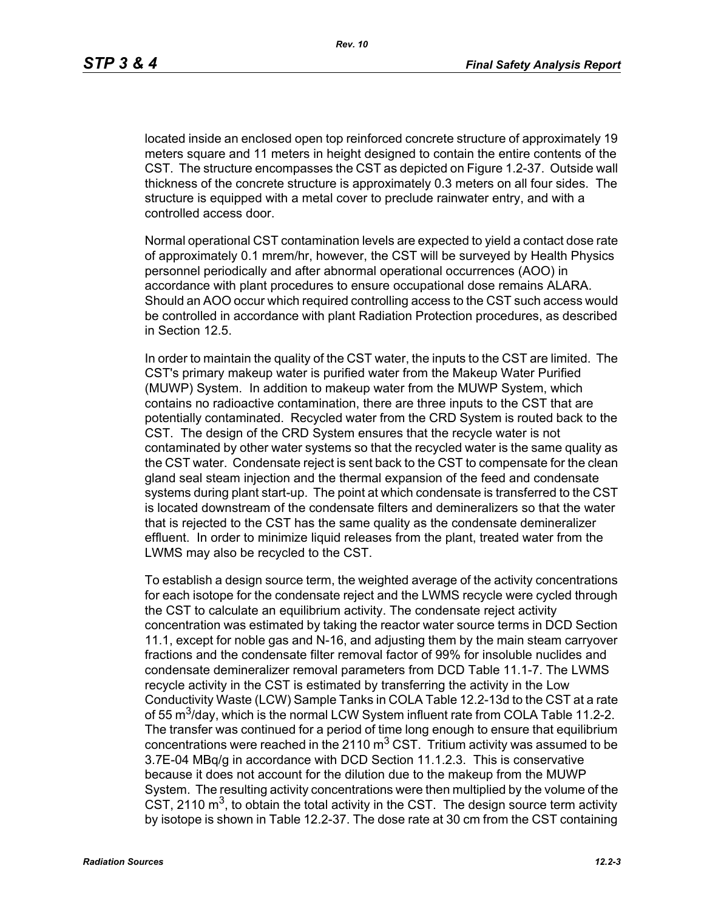located inside an enclosed open top reinforced concrete structure of approximately 19 meters square and 11 meters in height designed to contain the entire contents of the CST. The structure encompasses the CST as depicted on Figure 1.2-37. Outside wall thickness of the concrete structure is approximately 0.3 meters on all four sides. The structure is equipped with a metal cover to preclude rainwater entry, and with a controlled access door.

Normal operational CST contamination levels are expected to yield a contact dose rate of approximately 0.1 mrem/hr, however, the CST will be surveyed by Health Physics personnel periodically and after abnormal operational occurrences (AOO) in accordance with plant procedures to ensure occupational dose remains ALARA. Should an AOO occur which required controlling access to the CST such access would be controlled in accordance with plant Radiation Protection procedures, as described in Section 12.5.

In order to maintain the quality of the CST water, the inputs to the CST are limited. The CST's primary makeup water is purified water from the Makeup Water Purified (MUWP) System. In addition to makeup water from the MUWP System, which contains no radioactive contamination, there are three inputs to the CST that are potentially contaminated. Recycled water from the CRD System is routed back to the CST. The design of the CRD System ensures that the recycle water is not contaminated by other water systems so that the recycled water is the same quality as the CST water. Condensate reject is sent back to the CST to compensate for the clean gland seal steam injection and the thermal expansion of the feed and condensate systems during plant start-up. The point at which condensate is transferred to the CST is located downstream of the condensate filters and demineralizers so that the water that is rejected to the CST has the same quality as the condensate demineralizer effluent. In order to minimize liquid releases from the plant, treated water from the LWMS may also be recycled to the CST.

To establish a design source term, the weighted average of the activity concentrations for each isotope for the condensate reject and the LWMS recycle were cycled through the CST to calculate an equilibrium activity. The condensate reject activity concentration was estimated by taking the reactor water source terms in DCD Section 11.1, except for noble gas and N-16, and adjusting them by the main steam carryover fractions and the condensate filter removal factor of 99% for insoluble nuclides and condensate demineralizer removal parameters from DCD Table 11.1-7. The LWMS recycle activity in the CST is estimated by transferring the activity in the Low Conductivity Waste (LCW) Sample Tanks in COLA Table 12.2-13d to the CST at a rate of 55 $m^3$/day, which is the normal LCW System influent rate from COLA Table 11.2-2. The transfer was continued for a period of time long enough to ensure that equilibrium concentrations were reached in the 2110 $m^3$ CST. Tritium activity was assumed to be 3.7E-04 MBq/g in accordance with DCD Section 11.1.2.3. This is conservative because it does not account for the dilution due to the makeup from the MUWP System. The resulting activity concentrations were then multiplied by the volume of the CST, 2110 $m^3$, to obtain the total activity in the CST. The design source term activity by isotope is shown in Table 12.2-37. The dose rate at 30 cm from the CST containing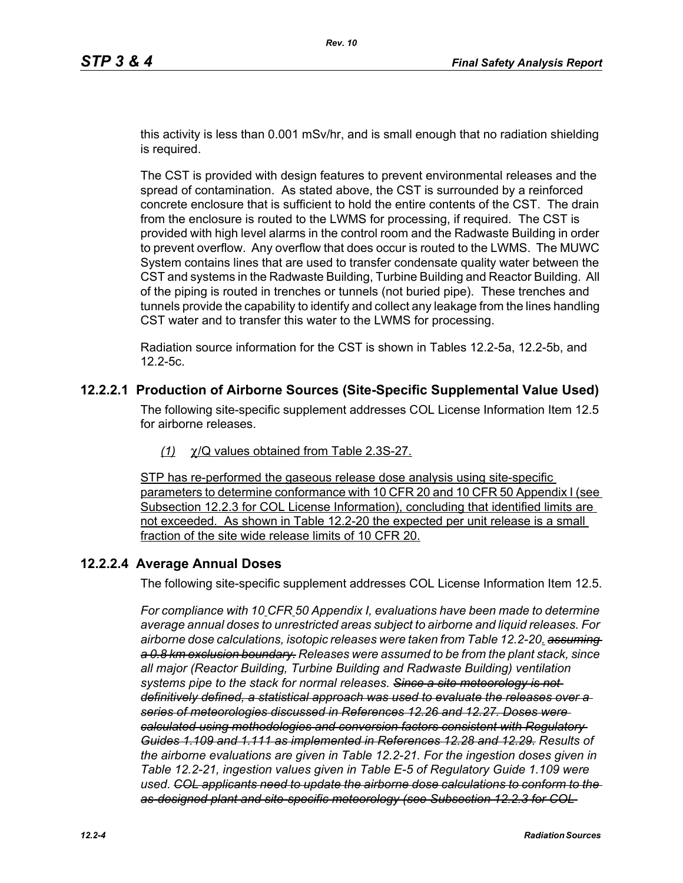this activity is less than 0.001 mSv/hr, and is small enough that no radiation shielding is required.

The CST is provided with design features to prevent environmental releases and the spread of contamination. As stated above, the CST is surrounded by a reinforced concrete enclosure that is sufficient to hold the entire contents of the CST. The drain from the enclosure is routed to the LWMS for processing, if required. The CST is provided with high level alarms in the control room and the Radwaste Building in order to prevent overflow. Any overflow that does occur is routed to the LWMS. The MUWC System contains lines that are used to transfer condensate quality water between the CST and systems in the Radwaste Building, Turbine Building and Reactor Building. All of the piping is routed in trenches or tunnels (not buried pipe). These trenches and tunnels provide the capability to identify and collect any leakage from the lines handling CST water and to transfer this water to the LWMS for processing.

Radiation source information for the CST is shown in Tables 12.2-5a, 12.2-5b, and 12.2-5c.

## 12.2.2.1 Production of Airborne Sources (Site-Specific Supplemental Value Used)

The following site-specific supplement addresses COL License Information Item 12.5 for airborne releases.

*(1)* $\chi$/Q values obtained from Table 2.3S-27.

STP has re-performed the gaseous release dose analysis using site-specific parameters to determine conformance with 10 CFR 20 and 10 CFR 50 Appendix I (see Subsection 12.2.3 for COL License Information), concluding that identified limits are not exceeded. As shown in Table 12.2-20 the expected per unit release is a small fraction of the site wide release limits of 10 CFR 20.

## 12.2.2.4 Average Annual Doses

The following site-specific supplement addresses COL License Information Item 12.5.

*For compliance with 10 CFR 50 Appendix I, evaluations have been made to determine average annual doses to unrestricted areas subject to airborne and liquid releases. For airborne dose calculations, isotopic releases were taken from Table 12.2-20. ~~assuming a 0.8 km exclusion boundary.~~ Releases were assumed to be from the plant stack, since all major (Reactor Building, Turbine Building and Radwaste Building) ventilation systems pipe to the stack for normal releases. ~~Since a site meteorology is not definitively defined, a statistical approach was used to evaluate the releases over a series of meteorologies discussed in References 12.26 and 12.27. Doses were calculated using methodologies and conversion factors consistent with Regulatory Guides 1.109 and 1.111 as implemented in References 12.28 and 12.29.~~ Results of the airborne evaluations are given in Table 12.2-21. For the ingestion doses given in Table 12.2-21, ingestion values given in Table E-5 of Regulatory Guide 1.109 were used. ~~COL applicants need to update the airborne dose calculations to conform to the as-designed plant and site-specific meteorology (see Subsection 12.2.3 for COL~~*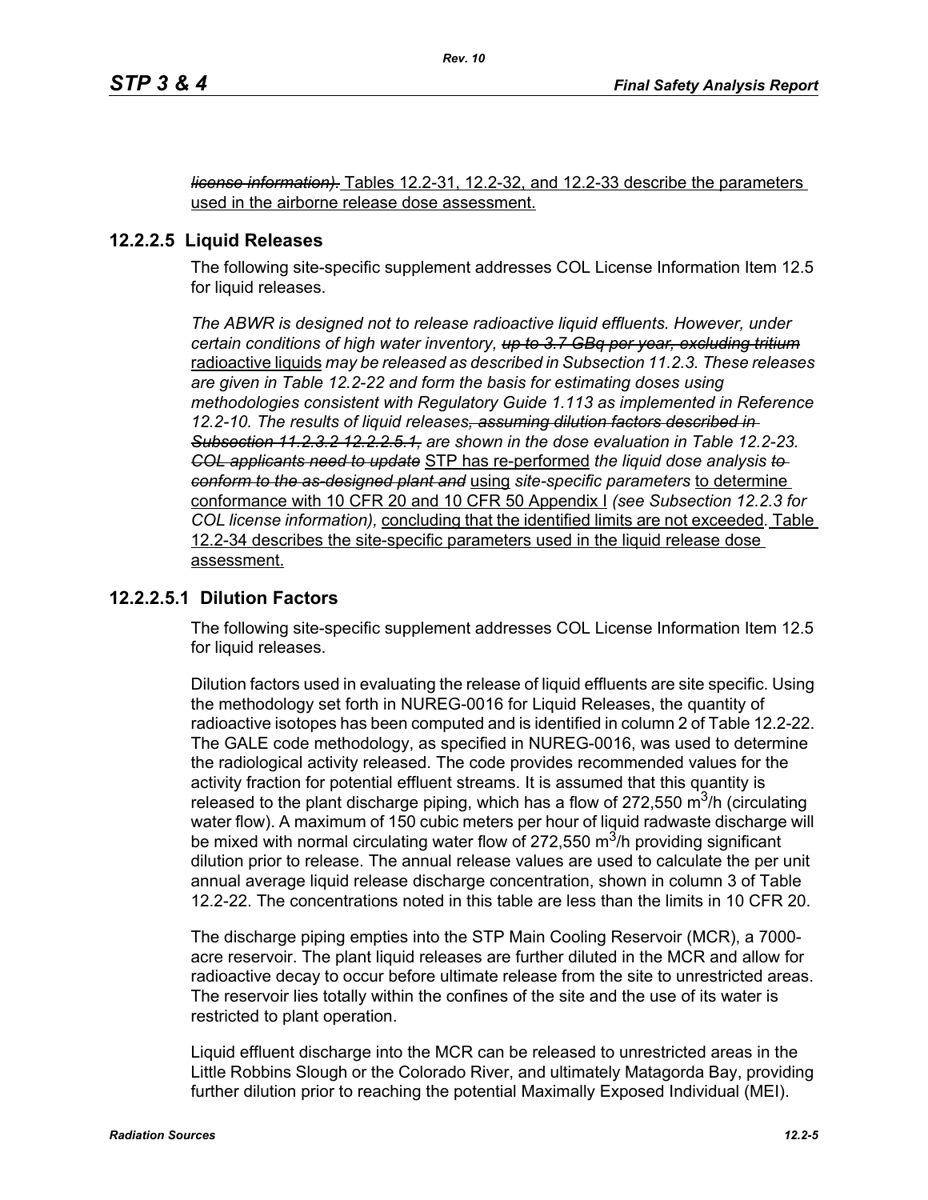~~*license information).*~~ Tables 12.2-31, 12.2-32, and 12.2-33 describe the parameters used in the airborne release dose assessment.

### 12.2.2.5 Liquid Releases

The following site-specific supplement addresses COL License Information Item 12.5 for liquid releases.

*The ABWR is designed not to release radioactive liquid effluents. However, under certain conditions of high water inventory,* ~~*up to 3.7 GBq per year, excluding tritium*~~ radioactive liquids *may be released as described in Subsection 11.2.3. These releases are given in Table 12.2-22 and form the basis for estimating doses using methodologies consistent with Regulatory Guide 1.113 as implemented in Reference 12.2-10. The results of liquid releases*~~*, assuming dilution factors described in Subsection 11.2.3.2 12.2.2.5.1,*~~ *are shown in the dose evaluation in Table 12.2-23.* ~~*COL applicants need to update*~~ STP has re-performed *the liquid dose analysis* ~~*to conform to the as-designed plant and*~~ using *site-specific parameters* to determine conformance with 10 CFR 20 and 10 CFR 50 Appendix I *(see Subsection 12.2.3 for COL license information),* concluding that the identified limits are not exceeded*.* Table 12.2-34 describes the site-specific parameters used in the liquid release dose assessment.

#### 12.2.2.5.1 Dilution Factors

The following site-specific supplement addresses COL License Information Item 12.5 for liquid releases.

Dilution factors used in evaluating the release of liquid effluents are site specific. Using the methodology set forth in NUREG-0016 for Liquid Releases, the quantity of radioactive isotopes has been computed and is identified in column 2 of Table 12.2-22. The GALE code methodology, as specified in NUREG-0016, was used to determine the radiological activity released. The code provides recommended values for the activity fraction for potential effluent streams. It is assumed that this quantity is released to the plant discharge piping, which has a flow of 272,550 $m^3/h$ (circulating water flow). A maximum of 150 cubic meters per hour of liquid radwaste discharge will be mixed with normal circulating water flow of 272,550 $m^3/h$ providing significant dilution prior to release. The annual release values are used to calculate the per unit annual average liquid release discharge concentration, shown in column 3 of Table 12.2-22. The concentrations noted in this table are less than the limits in 10 CFR 20.

The discharge piping empties into the STP Main Cooling Reservoir (MCR), a 7000-acre reservoir. The plant liquid releases are further diluted in the MCR and allow for radioactive decay to occur before ultimate release from the site to unrestricted areas. The reservoir lies totally within the confines of the site and the use of its water is restricted to plant operation.

Liquid effluent discharge into the MCR can be released to unrestricted areas in the Little Robbins Slough or the Colorado River, and ultimately Matagorda Bay, providing further dilution prior to reaching the potential Maximally Exposed Individual (MEI).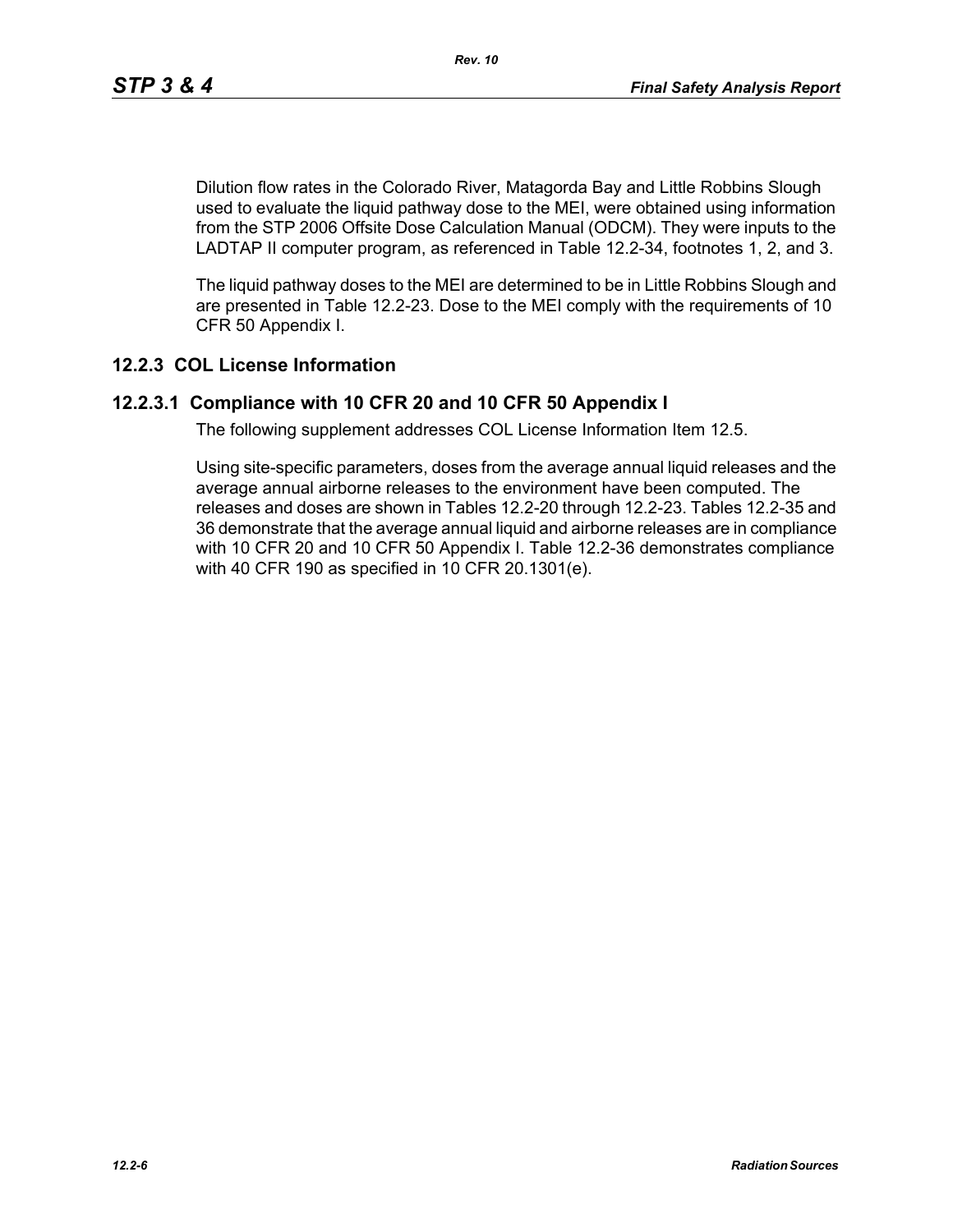Dilution flow rates in the Colorado River, Matagorda Bay and Little Robbins Slough used to evaluate the liquid pathway dose to the MEI, were obtained using information from the STP 2006 Offsite Dose Calculation Manual (ODCM). They were inputs to the LADTAP II computer program, as referenced in Table 12.2-34, footnotes 1, 2, and 3.

The liquid pathway doses to the MEI are determined to be in Little Robbins Slough and are presented in Table 12.2-23. Dose to the MEI comply with the requirements of 10 CFR 50 Appendix I.

## 12.2.3 COL License Information

### 12.2.3.1 Compliance with 10 CFR 20 and 10 CFR 50 Appendix I

The following supplement addresses COL License Information Item 12.5.

Using site-specific parameters, doses from the average annual liquid releases and the average annual airborne releases to the environment have been computed. The releases and doses are shown in Tables 12.2-20 through 12.2-23. Tables 12.2-35 and 36 demonstrate that the average annual liquid and airborne releases are in compliance with 10 CFR 20 and 10 CFR 50 Appendix I. Table 12.2-36 demonstrates compliance with 40 CFR 190 as specified in 10 CFR 20.1301(e).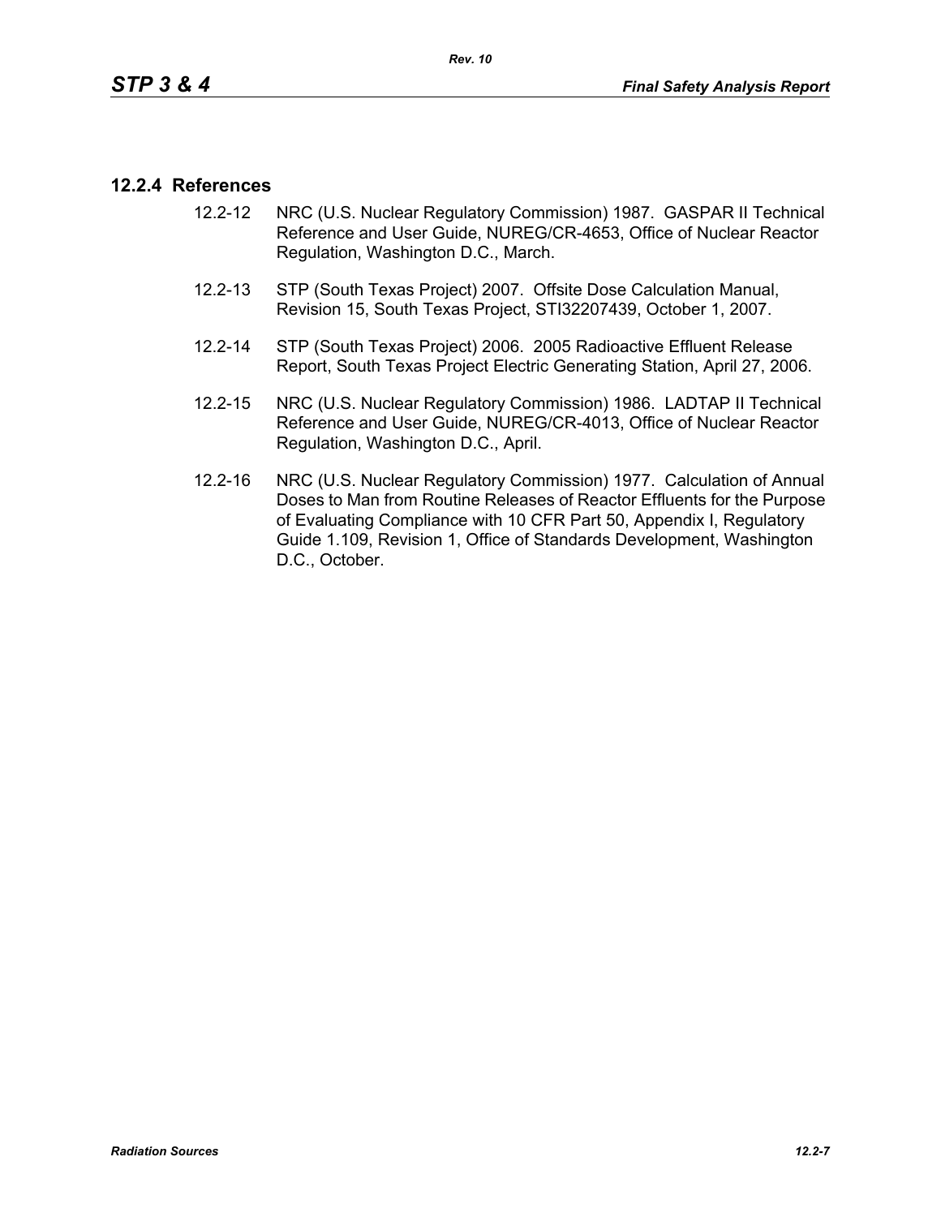### 12.2.4 References

12.2-12 NRC (U.S. Nuclear Regulatory Commission) 1987. GASPAR II Technical Reference and User Guide, NUREG/CR-4653, Office of Nuclear Reactor Regulation, Washington D.C., March.

12.2-13 STP (South Texas Project) 2007. Offsite Dose Calculation Manual, Revision 15, South Texas Project, STI32207439, October 1, 2007.

12.2-14 STP (South Texas Project) 2006. 2005 Radioactive Effluent Release Report, South Texas Project Electric Generating Station, April 27, 2006.

12.2-15 NRC (U.S. Nuclear Regulatory Commission) 1986. LADTAP II Technical Reference and User Guide, NUREG/CR-4013, Office of Nuclear Reactor Regulation, Washington D.C., April.

12.2-16 NRC (U.S. Nuclear Regulatory Commission) 1977. Calculation of Annual Doses to Man from Routine Releases of Reactor Effluents for the Purpose of Evaluating Compliance with 10 CFR Part 50, Appendix I, Regulatory Guide 1.109, Revision 1, Office of Standards Development, Washington D.C., October.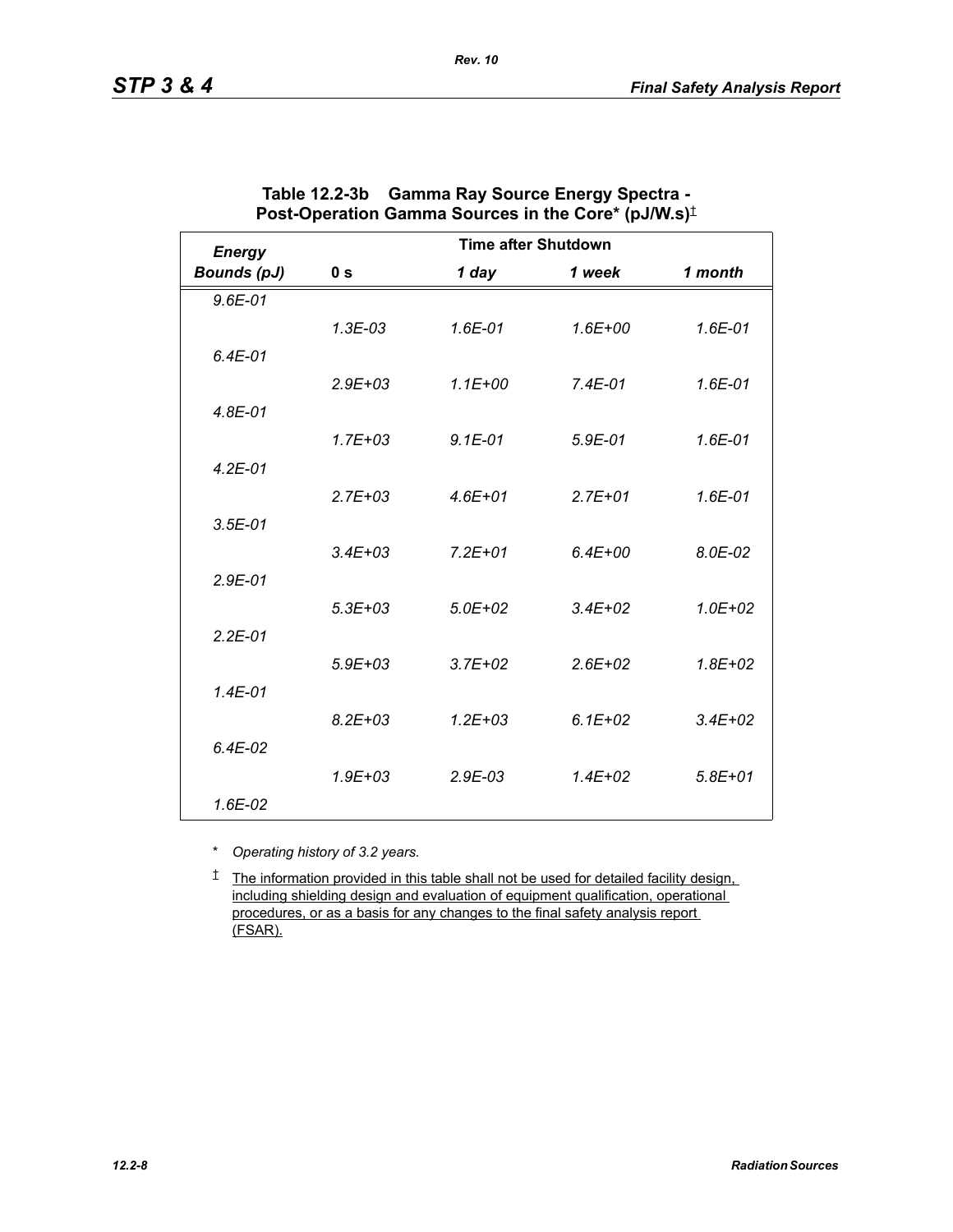**Table 12.2-3b Gamma Ray Source Energy Spectra - Post-Operation Gamma Sources in the Core* (pJ/W.s)‡**

| *Energy Bounds (pJ)* | Time after Shutdown | | | |
|---|---|---|---|---|
| | **0 s** | ***1 day*** | ***1 week*** | ***1 month*** |
| *9.6E-01* | | | | |
| | *1.3E-03* | *1.6E-01* | *1.6E+00* | *1.6E-01* |
| *6.4E-01* | | | | |
| | *2.9E+03* | *1.1E+00* | *7.4E-01* | *1.6E-01* |
| *4.8E-01* | | | | |
| | *1.7E+03* | *9.1E-01* | *5.9E-01* | *1.6E-01* |
| *4.2E-01* | | | | |
| | *2.7E+03* | *4.6E+01* | *2.7E+01* | *1.6E-01* |
| *3.5E-01* | | | | |
| | *3.4E+03* | *7.2E+01* | *6.4E+00* | *8.0E-02* |
| *2.9E-01* | | | | |
| | *5.3E+03* | *5.0E+02* | *3.4E+02* | *1.0E+02* |
| *2.2E-01* | | | | |
| | *5.9E+03* | *3.7E+02* | *2.6E+02* | *1.8E+02* |
| *1.4E-01* | | | | |
| | *8.2E+03* | *1.2E+03* | *6.1E+02* | *3.4E+02* |
| *6.4E-02* | | | | |
| | *1.9E+03* | *2.9E-03* | *1.4E+02* | *5.8E+01* |
| *1.6E-02* | | | | |

\* *Operating history of 3.2 years.*

‡ The information provided in this table shall not be used for detailed facility design, including shielding design and evaluation of equipment qualification, operational procedures, or as a basis for any changes to the final safety analysis report (FSAR).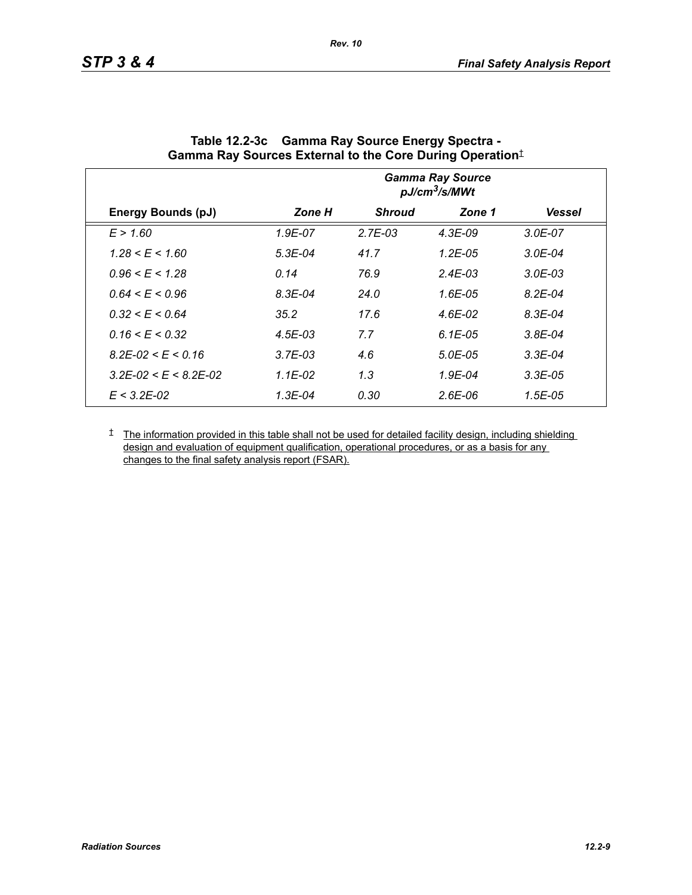**Table 12.2-3c Gamma Ray Source Energy Spectra - Gamma Ray Sources External to the Core During Operation‡**

| | *Gamma Ray Source pJ/cm³/s/MWt* | | | |
|---|---|---|---|---|
| **Energy Bounds (pJ)** | ***Zone H*** | ***Shroud*** | ***Zone 1*** | ***Vessel*** |
| *E > 1.60* | *1.9E-07* | *2.7E-03* | *4.3E-09* | *3.0E-07* |
| *1.28 < E < 1.60* | *5.3E-04* | *41.7* | *1.2E-05* | *3.0E-04* |
| *0.96 < E < 1.28* | *0.14* | *76.9* | *2.4E-03* | *3.0E-03* |
| *0.64 < E < 0.96* | *8.3E-04* | *24.0* | *1.6E-05* | *8.2E-04* |
| *0.32 < E < 0.64* | *35.2* | *17.6* | *4.6E-02* | *8.3E-04* |
| *0.16 < E < 0.32* | *4.5E-03* | *7.7* | *6.1E-05* | *3.8E-04* |
| *8.2E-02 < E < 0.16* | *3.7E-03* | *4.6* | *5.0E-05* | *3.3E-04* |
| *3.2E-02 < E < 8.2E-02* | *1.1E-02* | *1.3* | *1.9E-04* | *3.3E-05* |
| *E < 3.2E-02* | *1.3E-04* | *0.30* | *2.6E-06* | *1.5E-05* |

‡ The information provided in this table shall not be used for detailed facility design, including shielding design and evaluation of equipment qualification, operational procedures, or as a basis for any changes to the final safety analysis report (FSAR).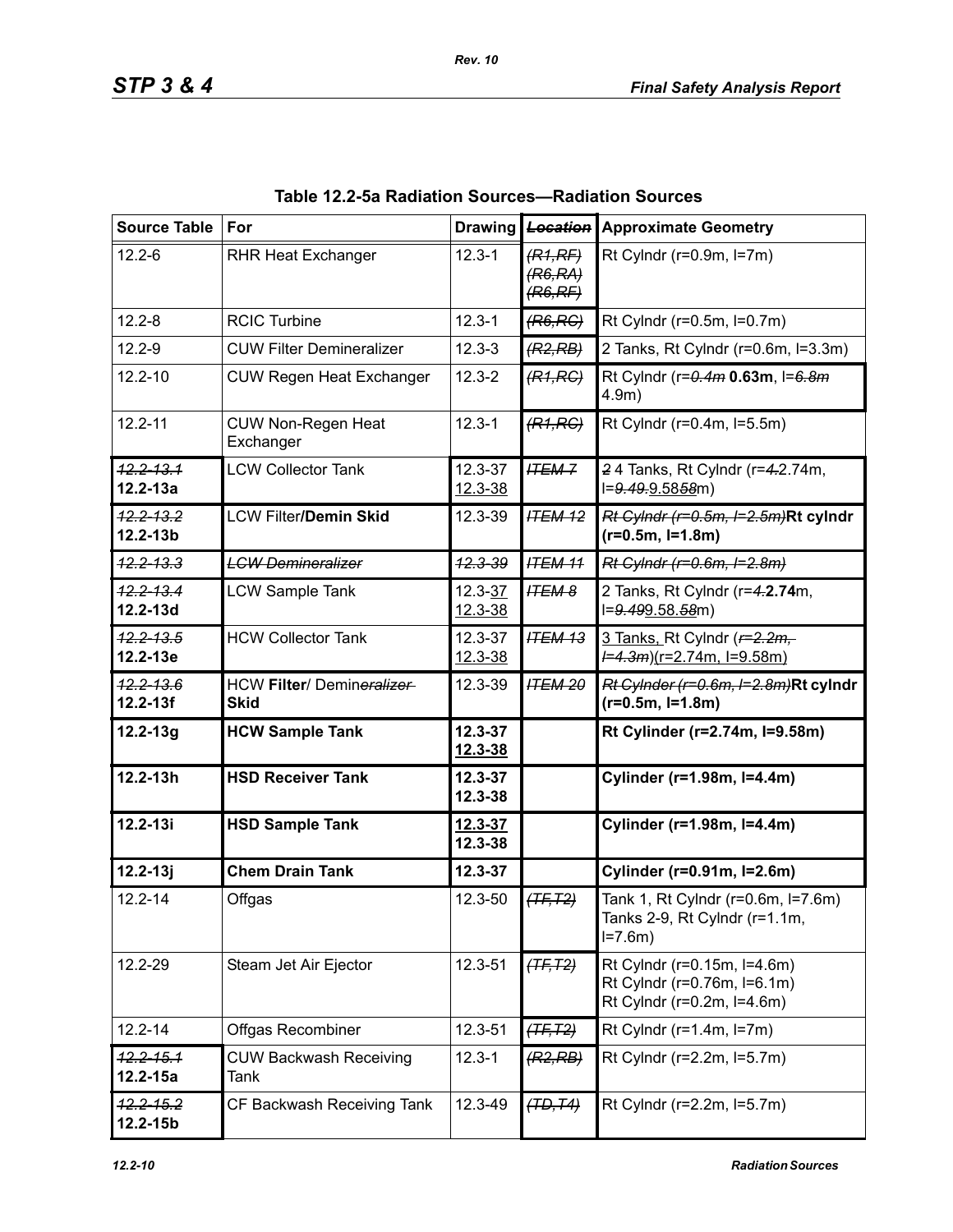**Table 12.2-5a Radiation Sources—Radiation Sources**

| Source Table | For | Drawing | ~~Location~~ | Approximate Geometry |
|---|---|---|---|---|
| 12.2-6 | RHR Heat Exchanger | 12.3-1 | ~~(R1,RF)~~ ~~(R6,RA)~~ ~~(R6,RF)~~ | Rt Cylndr (r=0.9m, l=7m) |
| 12.2-8 | RCIC Turbine | 12.3-1 | ~~(R6,RC)~~ | Rt Cylndr (r=0.5m, l=0.7m) |
| 12.2-9 | CUW Filter Demineralizer | 12.3-3 | ~~(R2,RB)~~ | 2 Tanks, Rt Cylndr (r=0.6m, l=3.3m) |
| 12.2-10 | CUW Regen Heat Exchanger | 12.3-2 | ~~(R1,RC)~~ | Rt Cylndr (r=~~0.4m~~ **0.63m**, l=~~6.8m~~ 4.9m) |
| 12.2-11 | CUW Non-Regen Heat Exchanger | 12.3-1 | ~~(R1,RC)~~ | Rt Cylndr (r=0.4m, l=5.5m) |
| ~~12.2-13.1~~ **12.2-13a** | LCW Collector Tank | 12.3-37 12.3-38 | ~~ITEM 7~~ | ~~2~~ 4 Tanks, Rt Cylndr (r=~~4.~~2.74m, l=~~9.49.~~9.58~~58~~m) |
| ~~12.2-13.2~~ **12.2-13b** | LCW Filter**/Demin Skid** | 12.3-39 | ~~ITEM 12~~ | ~~Rt Cylndr (r=0.5m, l=2.5m)~~**Rt cylndr (r=0.5m, l=1.8m)** |
| ~~12.2-13.3~~ | ~~LCW Demineralizer~~ | ~~12.3-39~~ | ~~ITEM 11~~ | ~~Rt Cylndr (r=0.6m, l=2.8m)~~ |
| ~~12.2-13.4~~ **12.2-13d** | LCW Sample Tank | 12.3-37 12.3-38 | ~~ITEM 8~~ | 2 Tanks, Rt Cylndr (r=~~4.~~**2.74**m, l=~~9.49~~9.58.~~58~~m) |
| ~~12.2-13.5~~ **12.2-13e** | HCW Collector Tank | 12.3-37 12.3-38 | ~~ITEM 13~~ | 3 Tanks, Rt Cylndr (~~r=2.2m, l=4.3m~~)(r=2.74m, l=9.58m) |
| ~~12.2-13.6~~ **12.2-13f** | HCW **Filter**/ Demin~~eralizer~~ **Skid** | 12.3-39 | ~~ITEM 20~~ | ~~Rt Cylnder (r=0.6m, l=2.8m)~~**Rt cylndr (r=0.5m, l=1.8m)** |
| **12.2-13g** | **HCW Sample Tank** | **12.3-37 12.3-38** | | **Rt Cylinder (r=2.74m, l=9.58m)** |
| **12.2-13h** | **HSD Receiver Tank** | **12.3-37 12.3-38** | | **Cylinder (r=1.98m, l=4.4m)** |
| **12.2-13i** | **HSD Sample Tank** | **12.3-37 12.3-38** | | **Cylinder (r=1.98m, l=4.4m)** |
| **12.2-13j** | **Chem Drain Tank** | **12.3-37** | | **Cylinder (r=0.91m, l=2.6m)** |
| 12.2-14 | Offgas | 12.3-50 | ~~(TF,T2)~~ | Tank 1, Rt Cylndr (r=0.6m, l=7.6m) Tanks 2-9, Rt Cylndr (r=1.1m, l=7.6m) |
| 12.2-29 | Steam Jet Air Ejector | 12.3-51 | ~~(TF,T2)~~ | Rt Cylndr (r=0.15m, l=4.6m) Rt Cylndr (r=0.76m, l=6.1m) Rt Cylndr (r=0.2m, l=4.6m) |
| 12.2-14 | Offgas Recombiner | 12.3-51 | ~~(TF,T2)~~ | Rt Cylndr (r=1.4m, l=7m) |
| ~~12.2-15.1~~ **12.2-15a** | CUW Backwash Receiving Tank | 12.3-1 | ~~(R2,RB)~~ | Rt Cylndr (r=2.2m, l=5.7m) |
| ~~12.2-15.2~~ **12.2-15b** | CF Backwash Receiving Tank | 12.3-49 | ~~(TD,T4)~~ | Rt Cylndr (r=2.2m, l=5.7m) |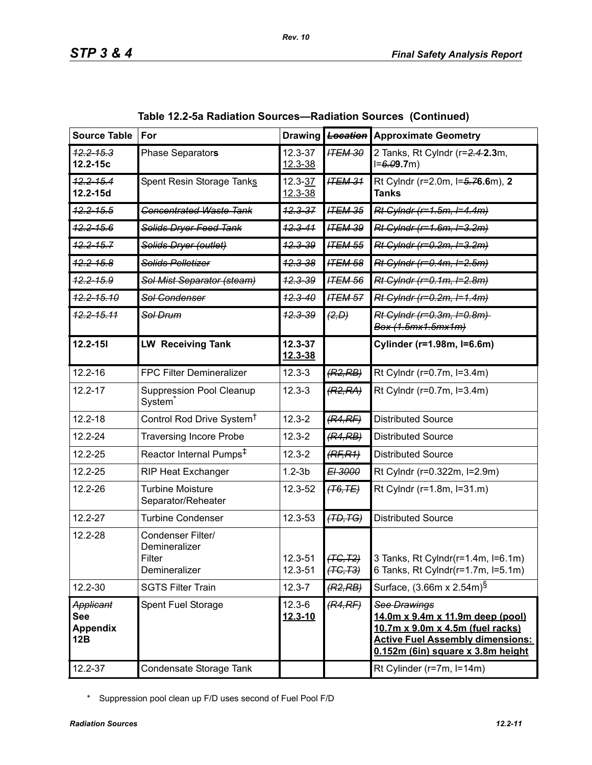**Table 12.2-5a Radiation Sources—Radiation Sources (Continued)**

| Source Table | For | Drawing | ~~Location~~ | Approximate Geometry |
|---|---|---|---|---|
| ~~12.2-15.3~~ **12.2-15c** | Phase Separator**s** | 12.3-37 12.3-38 | ~~ITEM 30~~ | 2 Tanks, Rt Cylndr (r=~~2.4~~ **2.3**m, l=~~6.0~~**9.7**m) |
| ~~12.2-15.4~~ **12.2-15d** | Spent Resin Storage Tanks | 12.3-37 12.3-38 | ~~ITEM 31~~ | Rt Cylndr (r=2.0m, l=~~5.7~~**6.6**m), **2 Tanks** |
| ~~12.2-15.5~~ | ~~Concentrated Waste Tank~~ | ~~12.3-37~~ | ~~ITEM 35~~ | ~~Rt Cylndr (r=1.5m, l=4.4m)~~ |
| ~~12.2-15.6~~ | ~~Solids Dryer Feed Tank~~ | ~~12.3-41~~ | ~~ITEM 39~~ | ~~Rt Cylndr (r=1.6m, l=3.2m)~~ |
| ~~12.2-15.7~~ | ~~Solids Dryer (outlet)~~ | ~~12.3-39~~ | ~~ITEM 55~~ | ~~Rt Cylndr (r=0.2m, l=3.2m)~~ |
| ~~12.2-15.8~~ | ~~Solids Pelletizer~~ | ~~12.3-38~~ | ~~ITEM 58~~ | ~~Rt Cylndr (r=0.4m, l=2.5m)~~ |
| ~~12.2-15.9~~ | ~~Sol Mist Separator (steam)~~ | ~~12.3-39~~ | ~~ITEM 56~~ | ~~Rt Cylndr (r=0.1m, l=2.8m)~~ |
| ~~12.2-15.10~~ | ~~Sol Condenser~~ | ~~12.3-40~~ | ~~ITEM 57~~ | ~~Rt Cylndr (r=0.2m, l=1.4m)~~ |
| ~~12.2-15.11~~ | ~~Sol Drum~~ | ~~12.3-39~~ | ~~(2,D)~~ | ~~Rt Cylndr (r=0.3m, l=0.8m) Box (1.5mx1.5mx1m)~~ |
| **12.2-15l** | **LW Receiving Tank** | **12.3-37 12.3-38** | | **Cylinder (r=1.98m, l=6.6m)** |
| 12.2-16 | FPC Filter Demineralizer | 12.3-3 | ~~(R2,RB)~~ | Rt Cylndr (r=0.7m, l=3.4m) |
| 12.2-17 | Suppression Pool Cleanup System* | 12.3-3 | ~~(R2,RA)~~ | Rt Cylndr (r=0.7m, l=3.4m) |
| 12.2-18 | Control Rod Drive System† | 12.3-2 | ~~(R4,RF)~~ | Distributed Source |
| 12.2-24 | Traversing Incore Probe | 12.3-2 | ~~(R4,RB)~~ | Distributed Source |
| 12.2-25 | Reactor Internal Pumps‡ | 12.3-2 | ~~(RF,R1)~~ | Distributed Source |
| 12.2-25 | RIP Heat Exchanger | 1.2-3b | ~~El 3000~~ | Rt Cylndr (r=0.322m, l=2.9m) |
| 12.2-26 | Turbine Moisture Separator/Reheater | 12.3-52 | ~~(T6,TE)~~ | Rt Cylndr (r=1.8m, l=31.m) |
| 12.2-27 | Turbine Condenser | 12.3-53 | ~~(TD,TG)~~ | Distributed Source |
| 12.2-28 | Condenser Filter/ Demineralizer<br>Filter<br>Demineralizer | <br><br>12.3-51<br>12.3-51 | <br><br>~~(TC,T2)~~<br>~~(TC,T3)~~ | <br><br>3 Tanks, Rt Cylndr(r=1.4m, l=6.1m)<br>6 Tanks, Rt Cylndr(r=1.7m, l=5.1m) |
| 12.2-30 | SGTS Filter Train | 12.3-7 | ~~(R2,RB)~~ | Surface, (3.66m x 2.54m)§ |
| ~~Applicant~~ **See Appendix 12B** | Spent Fuel Storage | 12.3-6 12.3-10 | ~~(R4,RF)~~ | ~~See Drawings~~ **14.0m x 9.4m x 11.9m deep (pool) 10.7m x 9.0m x 4.5m (fuel racks) Active Fuel Assembly dimensions: 0.152m (6in) square x 3.8m height** |
| 12.2-37 | Condensate Storage Tank | | | Rt Cylinder (r=7m, l=14m) |

\* Suppression pool clean up F/D uses second of Fuel Pool F/D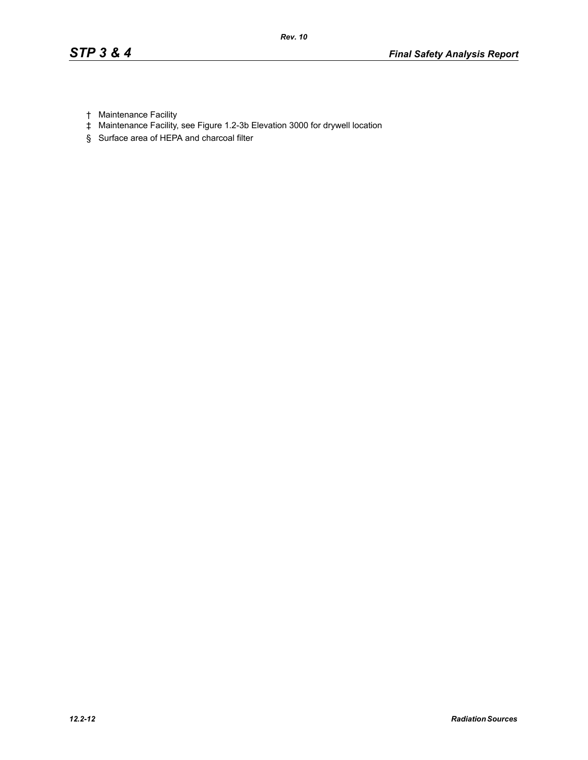† Maintenance Facility

‡ Maintenance Facility, see Figure 1.2-3b Elevation 3000 for drywell location

§ Surface area of HEPA and charcoal filter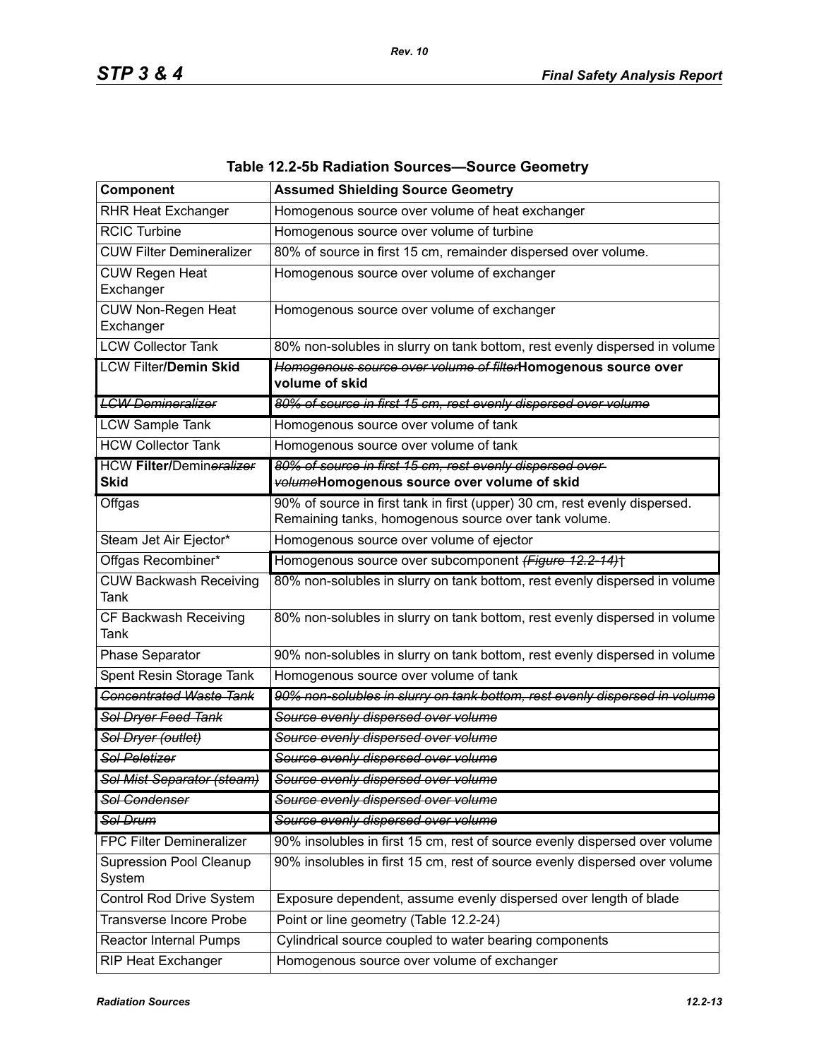**Table 12.2-5b Radiation Sources—Source Geometry**

| Component | Assumed Shielding Source Geometry |
|---|---|
| RHR Heat Exchanger | Homogenous source over volume of heat exchanger |
| RCIC Turbine | Homogenous source over volume of turbine |
| CUW Filter Demineralizer | 80% of source in first 15 cm, remainder dispersed over volume. |
| CUW Regen Heat Exchanger | Homogenous source over volume of exchanger |
| CUW Non-Regen Heat Exchanger | Homogenous source over volume of exchanger |
| LCW Collector Tank | 80% non-solubles in slurry on tank bottom, rest evenly dispersed in volume |
| LCW Filter**/Demin Skid** | ~~*Homogenous source over volume of filter*~~**Homogenous source over volume of skid** |
| ~~*LCW Demineralizer*~~ | ~~*80% of source in first 15 cm, rest evenly dispersed over volume*~~ |
| LCW Sample Tank | Homogenous source over volume of tank |
| HCW Collector Tank | Homogenous source over volume of tank |
| HCW **Filter/**Demin~~*eralizer*~~ **Skid** | ~~*80% of source in first 15 cm, rest evenly dispersed over volume*~~**Homogenous source over volume of skid** |
| Offgas | 90% of source in first tank in first (upper) 30 cm, rest evenly dispersed. Remaining tanks, homogenous source over tank volume. |
| Steam Jet Air Ejector* | Homogenous source over volume of ejector |
| Offgas Recombiner* | Homogenous source over subcomponent ~~*(Figure 12.2-14)*~~† |
| CUW Backwash Receiving Tank | 80% non-solubles in slurry on tank bottom, rest evenly dispersed in volume |
| CF Backwash Receiving Tank | 80% non-solubles in slurry on tank bottom, rest evenly dispersed in volume |
| Phase Separator | 90% non-solubles in slurry on tank bottom, rest evenly dispersed in volume |
| Spent Resin Storage Tank | Homogenous source over volume of tank |
| ~~*Concentrated Waste Tank*~~ | ~~*90% non-solubles in slurry on tank bottom, rest evenly dispersed in volume*~~ |
| ~~*Sol Dryer Feed Tank*~~ | ~~*Source evenly dispersed over volume*~~ |
| ~~*Sol Dryer (outlet)*~~ | ~~*Source evenly dispersed over volume*~~ |
| ~~*Sol Peletizer*~~ | ~~*Source evenly dispersed over volume*~~ |
| ~~*Sol Mist Separator (steam)*~~ | ~~*Source evenly dispersed over volume*~~ |
| ~~*Sol Condenser*~~ | ~~*Source evenly dispersed over volume*~~ |
| ~~*Sol Drum*~~ | ~~*Source evenly dispersed over volume*~~ |
| FPC Filter Demineralizer | 90% insolubles in first 15 cm, rest of source evenly dispersed over volume |
| Supression Pool Cleanup System | 90% insolubles in first 15 cm, rest of source evenly dispersed over volume |
| Control Rod Drive System | Exposure dependent, assume evenly dispersed over length of blade |
| Transverse Incore Probe | Point or line geometry (Table 12.2-24) |
| Reactor Internal Pumps | Cylindrical source coupled to water bearing components |
| RIP Heat Exchanger | Homogenous source over volume of exchanger |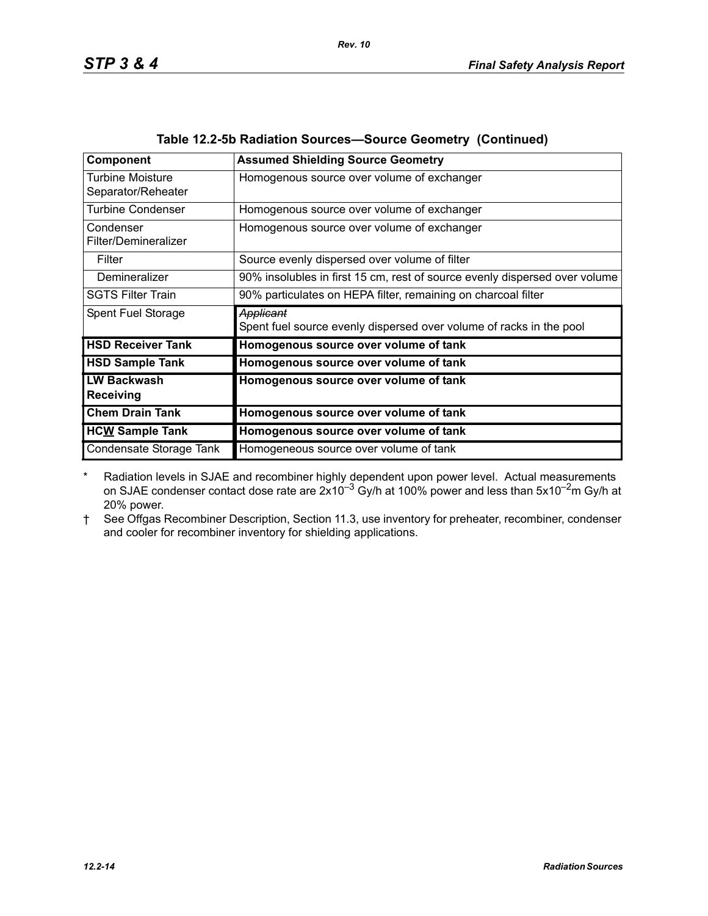**Table 12.2-5b Radiation Sources—Source Geometry (Continued)**

| Component | Assumed Shielding Source Geometry |
|---|---|
| Turbine Moisture Separator/Reheater | Homogenous source over volume of exchanger |
| Turbine Condenser | Homogenous source over volume of exchanger |
| Condenser Filter/Demineralizer | Homogenous source over volume of exchanger |
| Filter | Source evenly dispersed over volume of filter |
| Demineralizer | 90% insolubles in first 15 cm, rest of source evenly dispersed over volume |
| SGTS Filter Train | 90% particulates on HEPA filter, remaining on charcoal filter |
| Spent Fuel Storage | ~~*Applicant*~~ Spent fuel source evenly dispersed over volume of racks in the pool |
| **HSD Receiver Tank** | **Homogenous source over volume of tank** |
| **HSD Sample Tank** | **Homogenous source over volume of tank** |
| **LW Backwash Receiving** | **Homogenous source over volume of tank** |
| **Chem Drain Tank** | **Homogenous source over volume of tank** |
| **HCW Sample Tank** | **Homogenous source over volume of tank** |
| Condensate Storage Tank | Homogeneous source over volume of tank |

\* Radiation levels in SJAE and recombiner highly dependent upon power level. Actual measurements on SJAE condenser contact dose rate are $2 \times 10^{-3}$ Gy/h at 100% power and less than $5 \times 10^{-2}$m Gy/h at 20% power.

† See Offgas Recombiner Description, Section 11.3, use inventory for preheater, recombiner, condenser and cooler for recombiner inventory for shielding applications.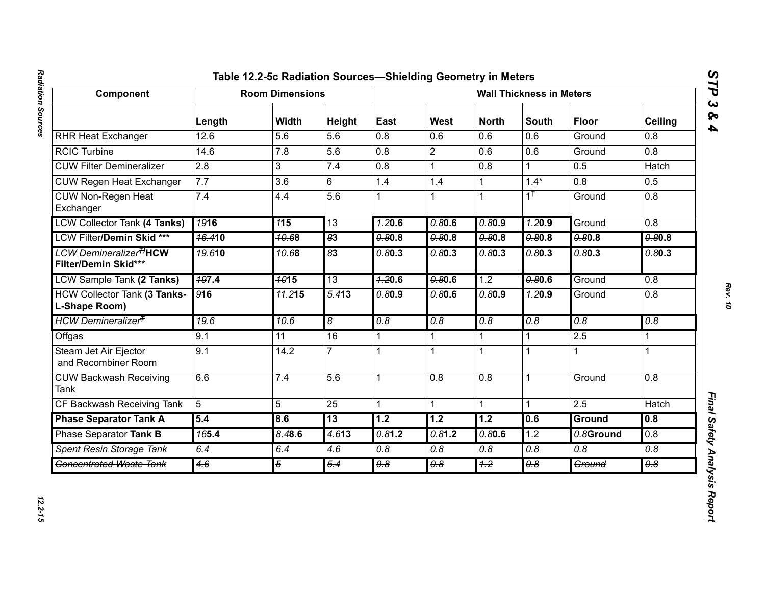# Table 12.2-5c Radiation Sources—Shielding Geometry in Meters

| Component | Room Dimensions | | | Wall Thickness in Meters | | | | | |
|---|---|---|---|---|---|---|---|---|---|
| | Length | Width | Height | East | West | North | South | Floor | Ceiling |
| RHR Heat Exchanger | 12.6 | 5.6 | 5.6 | 0.8 | 0.6 | 0.6 | 0.6 | Ground | 0.8 |
| RCIC Turbine | 14.6 | 7.8 | 5.6 | 0.8 | 2 | 0.6 | 0.6 | Ground | 0.8 |
| CUW Filter Demineralizer | 2.8 | 3 | 7.4 | 0.8 | 1 | 0.8 | 1 | 0.5 | Hatch |
| CUW Regen Heat Exchanger | 7.7 | 3.6 | 6 | 1.4 | 1.4 | 1 | 1.4* | 0.8 | 0.5 |
| CUW Non-Regen Heat Exchanger | 7.4 | 4.4 | 5.6 | 1 | 1 | 1 | 1[†] | Ground | 0.8 |
| LCW Collector Tank **(4 Tanks)** | ~~19~~**16** | ~~1~~**15** | 13 | ~~1.2~~**0.6** | ~~0.8~~**0.6** | ~~0.8~~**0.9** | ~~1.2~~**0.9** | Ground | 0.8 |
| LCW Filter**/Demin Skid \*\*\*** | ~~16.4~~**10** | ~~10.6~~**8** | ~~8~~**3** | ~~0.8~~**0.8** | ~~0.8~~**0.8** | ~~0.8~~**0.8** | ~~0.8~~**0.8** | ~~0.8~~**0.8** | ~~0.8~~**0.8** |
| ~~LCW Demineralizer[††]~~**HCW Filter/Demin Skid\*\*\*** | ~~19.6~~**10** | ~~10.6~~**8** | ~~8~~**3** | ~~0.8~~**0.3** | ~~0.8~~**0.3** | ~~0.8~~**0.3** | ~~0.8~~**0.3** | ~~0.8~~**0.3** | ~~0.8~~**0.3** |
| LCW Sample Tank **(2 Tanks)** | ~~19~~**7.4** | ~~10~~**15** | 13 | ~~1.2~~**0.6** | ~~0.8~~**0.6** | 1.2 | ~~0.8~~**0.6** | Ground | 0.8 |
| HCW Collector Tank **(3 Tanks-L-Shape Room)** | ~~9~~**16** | ~~11.2~~**15** | ~~5.4~~**13** | ~~0.8~~**0.9** | ~~0.8~~**0.6** | ~~0.8~~**0.9** | ~~1.2~~**0.9** | Ground | 0.8 |
| ~~HCW Demineralizer[‡]~~ | ~~19.6~~ | ~~10.6~~ | ~~8~~ | ~~0.8~~ | ~~0.8~~ | ~~0.8~~ | ~~0.8~~ | ~~0.8~~ | ~~0.8~~ |
| Offgas | 9.1 | 11 | 16 | 1 | 1 | 1 | 1 | 2.5 | 1 |
| Steam Jet Air Ejector and Recombiner Room | 9.1 | 14.2 | 7 | 1 | 1 | 1 | 1 | 1 | 1 |
| CUW Backwash Receiving Tank | 6.6 | 7.4 | 5.6 | 1 | 0.8 | 0.8 | 1 | Ground | 0.8 |
| CF Backwash Receiving Tank | 5 | 5 | 25 | 1 | 1 | 1 | 1 | 2.5 | Hatch |
| **Phase Separator Tank A** | **5.4** | **8.6** | **13** | **1.2** | **1.2** | **1.2** | **0.6** | **Ground** | **0.8** |
| Phase Separator **Tank B** | ~~16~~**5.4** | ~~8.4~~**8.6** | ~~4.6~~**13** | ~~0.8~~**1.2** | ~~0.8~~**1.2** | ~~0.8~~**0.6** | 1.2 | ~~0.8~~**Ground** | 0.8 |
| ~~Spent Resin Storage Tank~~ | ~~6.4~~ | ~~6.4~~ | ~~4.6~~ | ~~0.8~~ | ~~0.8~~ | ~~0.8~~ | ~~0.8~~ | ~~0.8~~ | ~~0.8~~ |
| ~~Concentrated Waste Tank~~ | ~~4.6~~ | ~~5~~ | ~~5.4~~ | ~~0.8~~ | ~~0.8~~ | ~~1.2~~ | ~~0.8~~ | ~~Ground~~ | ~~0.8~~ |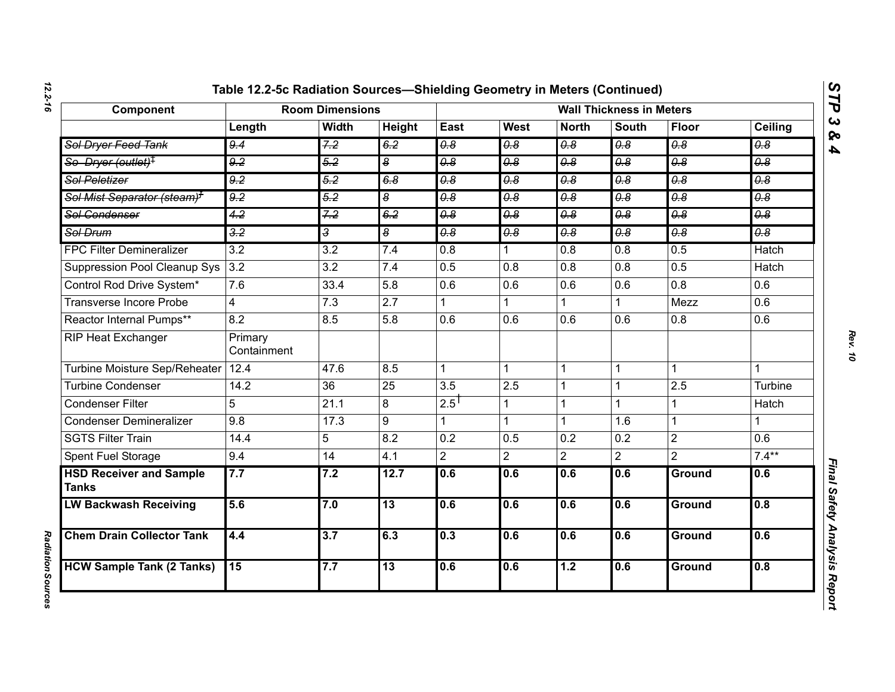**Table 12.2-5c Radiation Sources—Shielding Geometry in Meters (Continued)**

| Component | Room Dimensions | | | Wall Thickness in Meters | | | | | |
|---|---|---|---|---|---|---|---|---|---|
| | Length | Width | Height | East | West | North | South | Floor | Ceiling |
| ~~Sol Dryer Feed Tank~~ | ~~9.4~~ | ~~7.2~~ | ~~6.2~~ | ~~0.8~~ | ~~0.8~~ | ~~0.8~~ | ~~0.8~~ | ~~0.8~~ | ~~0.8~~ |
| ~~So Dryer (outlet)‡~~ | ~~9.2~~ | ~~5.2~~ | ~~8~~ | ~~0.8~~ | ~~0.8~~ | ~~0.8~~ | ~~0.8~~ | ~~0.8~~ | ~~0.8~~ |
| ~~Sol Peletizer~~ | ~~9.2~~ | ~~5.2~~ | ~~6.8~~ | ~~0.8~~ | ~~0.8~~ | ~~0.8~~ | ~~0.8~~ | ~~0.8~~ | ~~0.8~~ |
| ~~Sol Mist Separator (steam)‡~~ | ~~9.2~~ | ~~5.2~~ | ~~8~~ | ~~0.8~~ | ~~0.8~~ | ~~0.8~~ | ~~0.8~~ | ~~0.8~~ | ~~0.8~~ |
| ~~Sol Condenser~~ | ~~4.2~~ | ~~7.2~~ | ~~6.2~~ | ~~0.8~~ | ~~0.8~~ | ~~0.8~~ | ~~0.8~~ | ~~0.8~~ | ~~0.8~~ |
| ~~Sol Drum~~ | ~~3.2~~ | ~~3~~ | ~~8~~ | ~~0.8~~ | ~~0.8~~ | ~~0.8~~ | ~~0.8~~ | ~~0.8~~ | ~~0.8~~ |
| FPC Filter Demineralizer | 3.2 | 3.2 | 7.4 | 0.8 | 1 | 0.8 | 0.8 | 0.5 | Hatch |
| Suppression Pool Cleanup Sys | 3.2 | 3.2 | 7.4 | 0.5 | 0.8 | 0.8 | 0.8 | 0.5 | Hatch |
| Control Rod Drive System* | 7.6 | 33.4 | 5.8 | 0.6 | 0.6 | 0.6 | 0.6 | 0.8 | 0.6 |
| Transverse Incore Probe | 4 | 7.3 | 2.7 | 1 | 1 | 1 | 1 | Mezz | 0.6 |
| Reactor Internal Pumps** | 8.2 | 8.5 | 5.8 | 0.6 | 0.6 | 0.6 | 0.6 | 0.8 | 0.6 |
| RIP Heat Exchanger | Primary Containment | | | | | | | | |
| Turbine Moisture Sep/Reheater | 12.4 | 47.6 | 8.5 | 1 | 1 | 1 | 1 | 1 | 1 |
| Turbine Condenser | 14.2 | 36 | 25 | 3.5 | 2.5 | 1 | 1 | 2.5 | Turbine |
| Condenser Filter | 5 | 21.1 | 8 | 2.5† | 1 | 1 | 1 | 1 | Hatch |
| Condenser Demineralizer | 9.8 | 17.3 | 9 | 1 | 1 | 1 | 1.6 | 1 | 1 |
| SGTS Filter Train | 14.4 | 5 | 8.2 | 0.2 | 0.5 | 0.2 | 0.2 | 2 | 0.6 |
| Spent Fuel Storage | 9.4 | 14 | 4.1 | 2 | 2 | 2 | 2 | 2 | 7.4** |
| **HSD Receiver and Sample Tanks** | **7.7** | **7.2** | **12.7** | **0.6** | **0.6** | **0.6** | **0.6** | **Ground** | **0.6** |
| **LW Backwash Receiving** | **5.6** | **7.0** | **13** | **0.6** | **0.6** | **0.6** | **0.6** | **Ground** | **0.8** |
| **Chem Drain Collector Tank** | **4.4** | **3.7** | **6.3** | **0.3** | **0.6** | **0.6** | **0.6** | **Ground** | **0.6** |
| **HCW Sample Tank (2 Tanks)** | **15** | **7.7** | **13** | **0.6** | **0.6** | **1.2** | **0.6** | **Ground** | **0.8** |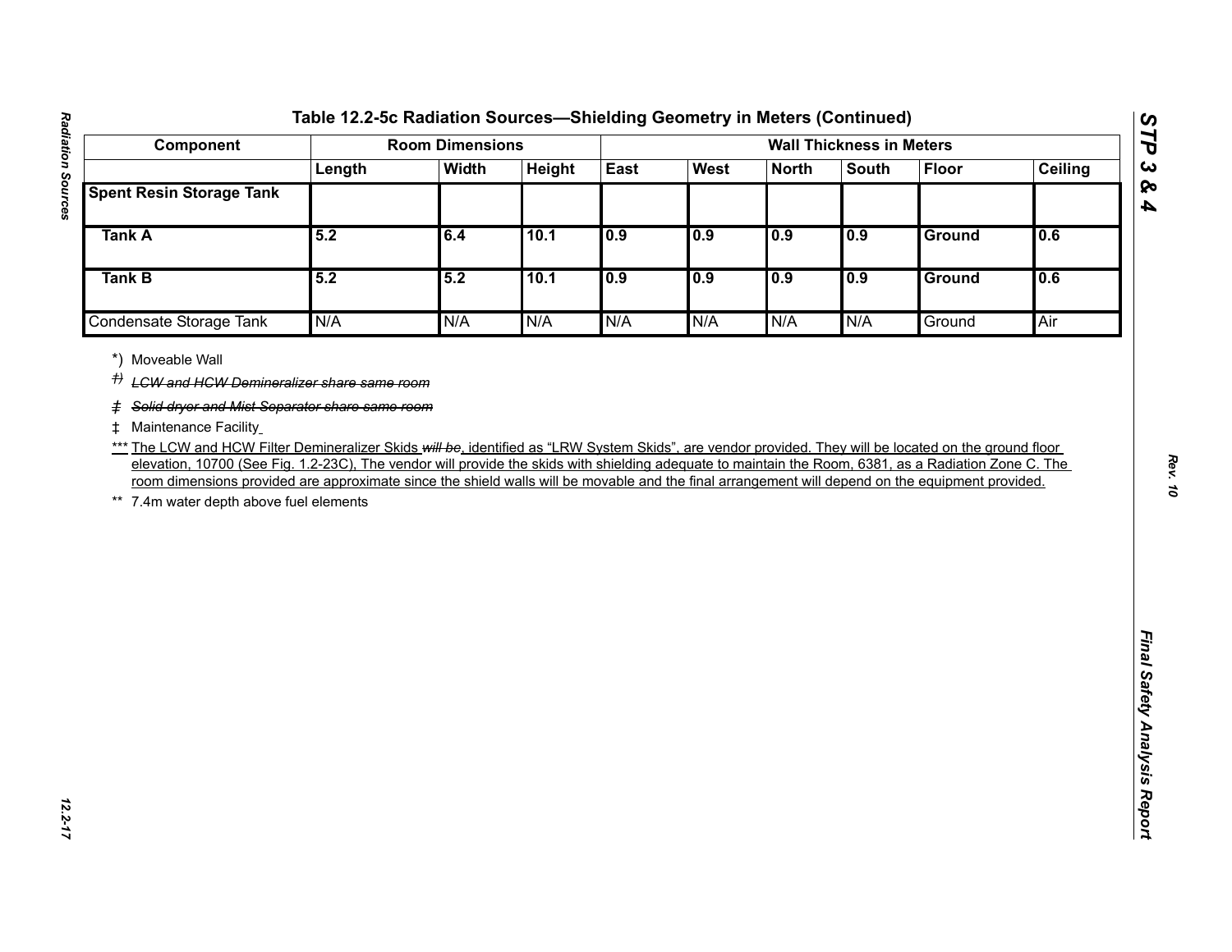## Table 12.2-5c Radiation Sources—Shielding Geometry in Meters (Continued)

| Component | Room Dimensions | | | Wall Thickness in Meters | | | | | |
|---|---|---|---|---|---|---|---|---|---|
| | Length | Width | Height | East | West | North | South | Floor | Ceiling |
| **Spent Resin Storage Tank** | | | | | | | | | |
| **Tank A** | **5.2** | **6.4** | **10.1** | **0.9** | **0.9** | **0.9** | **0.9** | **Ground** | **0.6** |
| **Tank B** | **5.2** | **5.2** | **10.1** | **0.9** | **0.9** | **0.9** | **0.9** | **Ground** | **0.6** |
| Condensate Storage Tank | N/A | N/A | N/A | N/A | N/A | N/A | N/A | Ground | Air |

*) Moveable Wall

~~†) LCW and HCW Demineralizer share same room~~

~~‡ Solid dryer and Mist Separator share same room~~

‡ Maintenance Facility

*** The LCW and HCW Filter Demineralizer Skids ~~will be~~, identified as "LRW System Skids", are vendor provided. They will be located on the ground floor elevation, 10700 (See Fig. 1.2-23C), The vendor will provide the skids with shielding adequate to maintain the Room, 6381, as a Radiation Zone C. The room dimensions provided are approximate since the shield walls will be movable and the final arrangement will depend on the equipment provided.

** 7.4m water depth above fuel elements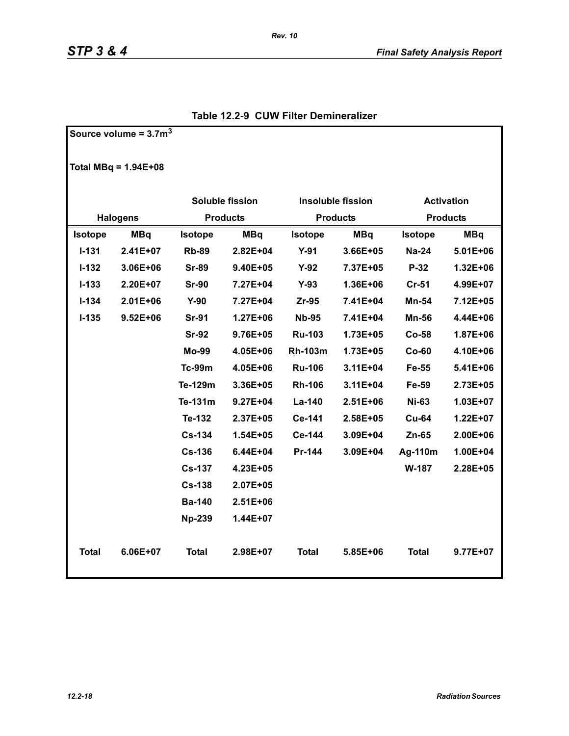## Table 12.2-9 CUW Filter Demineralizer

Source volume = $3.7m^3$

Total MBq = 1.94E+08

| Halogens | | Soluble fission Products | | Insoluble fission Products | | Activation Products | |
|---|---|---|---|---|---|---|---|
| **Isotope** | **MBq** | **Isotope** | **MBq** | **Isotope** | **MBq** | **Isotope** | **MBq** |
| I-131 | 2.41E+07 | Rb-89 | 2.82E+04 | Y-91 | 3.66E+05 | Na-24 | 5.01E+06 |
| I-132 | 3.06E+06 | Sr-89 | 9.40E+05 | Y-92 | 7.37E+05 | P-32 | 1.32E+06 |
| I-133 | 2.20E+07 | Sr-90 | 7.27E+04 | Y-93 | 1.36E+06 | Cr-51 | 4.99E+07 |
| I-134 | 2.01E+06 | Y-90 | 7.27E+04 | Zr-95 | 7.41E+04 | Mn-54 | 7.12E+05 |
| I-135 | 9.52E+06 | Sr-91 | 1.27E+06 | Nb-95 | 7.41E+04 | Mn-56 | 4.44E+06 |
| | | Sr-92 | 9.76E+05 | Ru-103 | 1.73E+05 | Co-58 | 1.87E+06 |
| | | Mo-99 | 4.05E+06 | Rh-103m | 1.73E+05 | Co-60 | 4.10E+06 |
| | | Tc-99m | 4.05E+06 | Ru-106 | 3.11E+04 | Fe-55 | 5.41E+06 |
| | | Te-129m | 3.36E+05 | Rh-106 | 3.11E+04 | Fe-59 | 2.73E+05 |
| | | Te-131m | 9.27E+04 | La-140 | 2.51E+06 | Ni-63 | 1.03E+07 |
| | | Te-132 | 2.37E+05 | Ce-141 | 2.58E+05 | Cu-64 | 1.22E+07 |
| | | Cs-134 | 1.54E+05 | Ce-144 | 3.09E+04 | Zn-65 | 2.00E+06 |
| | | Cs-136 | 6.44E+04 | Pr-144 | 3.09E+04 | Ag-110m | 1.00E+04 |
| | | Cs-137 | 4.23E+05 | | | W-187 | 2.28E+05 |
| | | Cs-138 | 2.07E+05 | | | | |
| | | Ba-140 | 2.51E+06 | | | | |
| | | Np-239 | 1.44E+07 | | | | |
| **Total** | 6.06E+07 | **Total** | 2.98E+07 | **Total** | 5.85E+06 | **Total** | 9.77E+07 |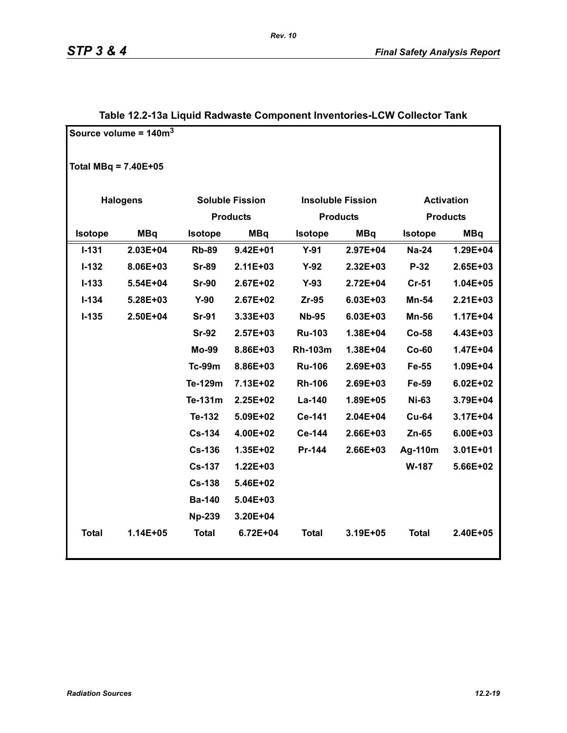## Table 12.2-13a Liquid Radwaste Component Inventories-LCW Collector Tank

Source volume = 140m$^3$

Total MBq = 7.40E+05

| Halogens | | Soluble Fission Products | | Insoluble Fission Products | | Activation Products | |
|---|---|---|---|---|---|---|---|
| Isotope | MBq | Isotope | MBq | Isotope | MBq | Isotope | MBq |
| I-131 | 2.03E+04 | Rb-89 | 9.42E+01 | Y-91 | 2.97E+04 | Na-24 | 1.29E+04 |
| I-132 | 8.06E+03 | Sr-89 | 2.11E+03 | Y-92 | 2.32E+03 | P-32 | 2.65E+03 |
| I-133 | 5.54E+04 | Sr-90 | 2.67E+02 | Y-93 | 2.72E+04 | Cr-51 | 1.04E+05 |
| I-134 | 5.28E+03 | Y-90 | 2.67E+02 | Zr-95 | 6.03E+03 | Mn-54 | 2.21E+03 |
| I-135 | 2.50E+04 | Sr-91 | 3.33E+03 | Nb-95 | 6.03E+03 | Mn-56 | 1.17E+04 |
| | | Sr-92 | 2.57E+03 | Ru-103 | 1.38E+04 | Co-58 | 4.43E+03 |
| | | Mo-99 | 8.86E+03 | Rh-103m | 1.38E+04 | Co-60 | 1.47E+04 |
| | | Tc-99m | 8.86E+03 | Ru-106 | 2.69E+03 | Fe-55 | 1.09E+04 |
| | | Te-129m | 7.13E+02 | Rh-106 | 2.69E+03 | Fe-59 | 6.02E+02 |
| | | Te-131m | 2.25E+02 | La-140 | 1.89E+05 | Ni-63 | 3.79E+04 |
| | | Te-132 | 5.09E+02 | Ce-141 | 2.04E+04 | Cu-64 | 3.17E+04 |
| | | Cs-134 | 4.00E+02 | Ce-144 | 2.66E+03 | Zn-65 | 6.00E+03 |
| | | Cs-136 | 1.35E+02 | Pr-144 | 2.66E+03 | Ag-110m | 3.01E+01 |
| | | Cs-137 | 1.22E+03 | | | W-187 | 5.66E+02 |
| | | Cs-138 | 5.46E+02 | | | | |
| | | Ba-140 | 5.04E+03 | | | | |
| | | Np-239 | 3.20E+04 | | | | |
| Total | 1.14E+05 | Total | 6.72E+04 | Total | 3.19E+05 | Total | 2.40E+05 |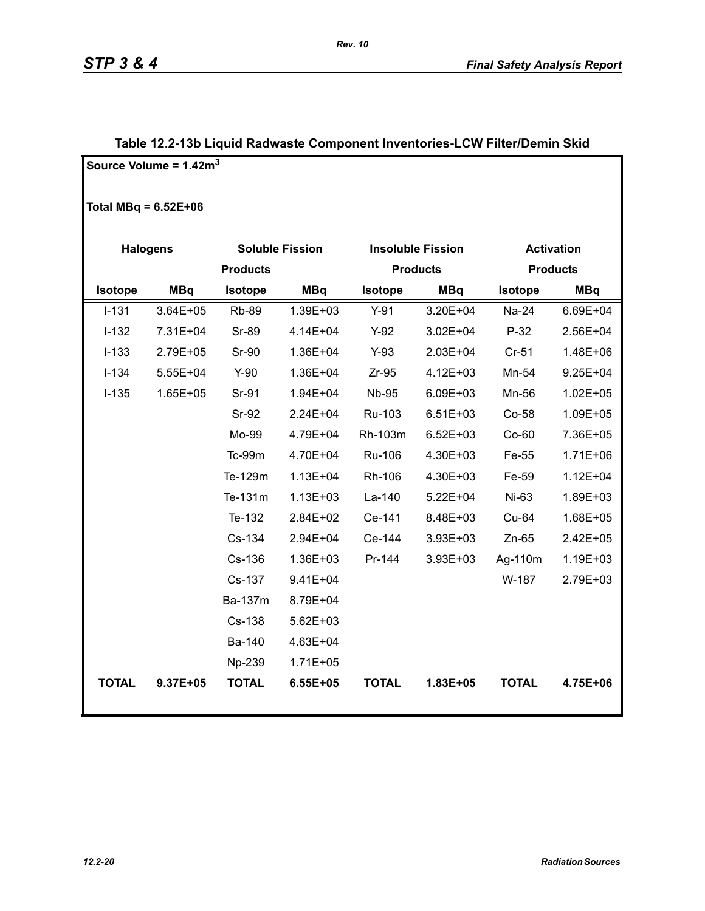### Table 12.2-13b Liquid Radwaste Component Inventories-LCW Filter/Demin Skid

Source Volume = 1.42m$^3$

Total MBq = 6.52E+06

| Halogens | | Soluble Fission Products | | Insoluble Fission Products | | Activation Products | |
|---|---|---|---|---|---|---|---|
| Isotope | MBq | Isotope | MBq | Isotope | MBq | Isotope | MBq |
| I-131 | 3.64E+05 | Rb-89 | 1.39E+03 | Y-91 | 3.20E+04 | Na-24 | 6.69E+04 |
| I-132 | 7.31E+04 | Sr-89 | 4.14E+04 | Y-92 | 3.02E+04 | P-32 | 2.56E+04 |
| I-133 | 2.79E+05 | Sr-90 | 1.36E+04 | Y-93 | 2.03E+04 | Cr-51 | 1.48E+06 |
| I-134 | 5.55E+04 | Y-90 | 1.36E+04 | Zr-95 | 4.12E+03 | Mn-54 | 9.25E+04 |
| I-135 | 1.65E+05 | Sr-91 | 1.94E+04 | Nb-95 | 6.09E+03 | Mn-56 | 1.02E+05 |
| | | Sr-92 | 2.24E+04 | Ru-103 | 6.51E+03 | Co-58 | 1.09E+05 |
| | | Mo-99 | 4.79E+04 | Rh-103m | 6.52E+03 | Co-60 | 7.36E+05 |
| | | Tc-99m | 4.70E+04 | Ru-106 | 4.30E+03 | Fe-55 | 1.71E+06 |
| | | Te-129m | 1.13E+04 | Rh-106 | 4.30E+03 | Fe-59 | 1.12E+04 |
| | | Te-131m | 1.13E+03 | La-140 | 5.22E+04 | Ni-63 | 1.89E+03 |
| | | Te-132 | 2.84E+02 | Ce-141 | 8.48E+03 | Cu-64 | 1.68E+05 |
| | | Cs-134 | 2.94E+04 | Ce-144 | 3.93E+03 | Zn-65 | 2.42E+05 |
| | | Cs-136 | 1.36E+03 | Pr-144 | 3.93E+03 | Ag-110m | 1.19E+03 |
| | | Cs-137 | 9.41E+04 | | | W-187 | 2.79E+03 |
| | | Ba-137m | 8.79E+04 | | | | |
| | | Cs-138 | 5.62E+03 | | | | |
| | | Ba-140 | 4.63E+04 | | | | |
| | | Np-239 | 1.71E+05 | | | | |
| **TOTAL** | **9.37E+05** | **TOTAL** | **6.55E+05** | **TOTAL** | **1.83E+05** | **TOTAL** | **4.75E+06** |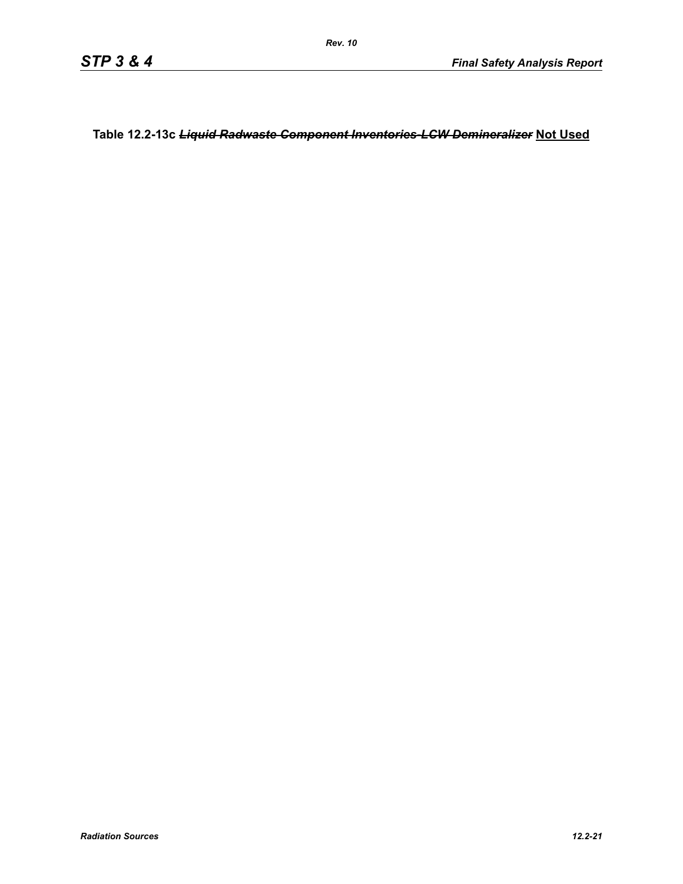**Table 12.2-13c ~~*Liquid Radwaste Component Inventories-LCW Demineralizer*~~ Not Used**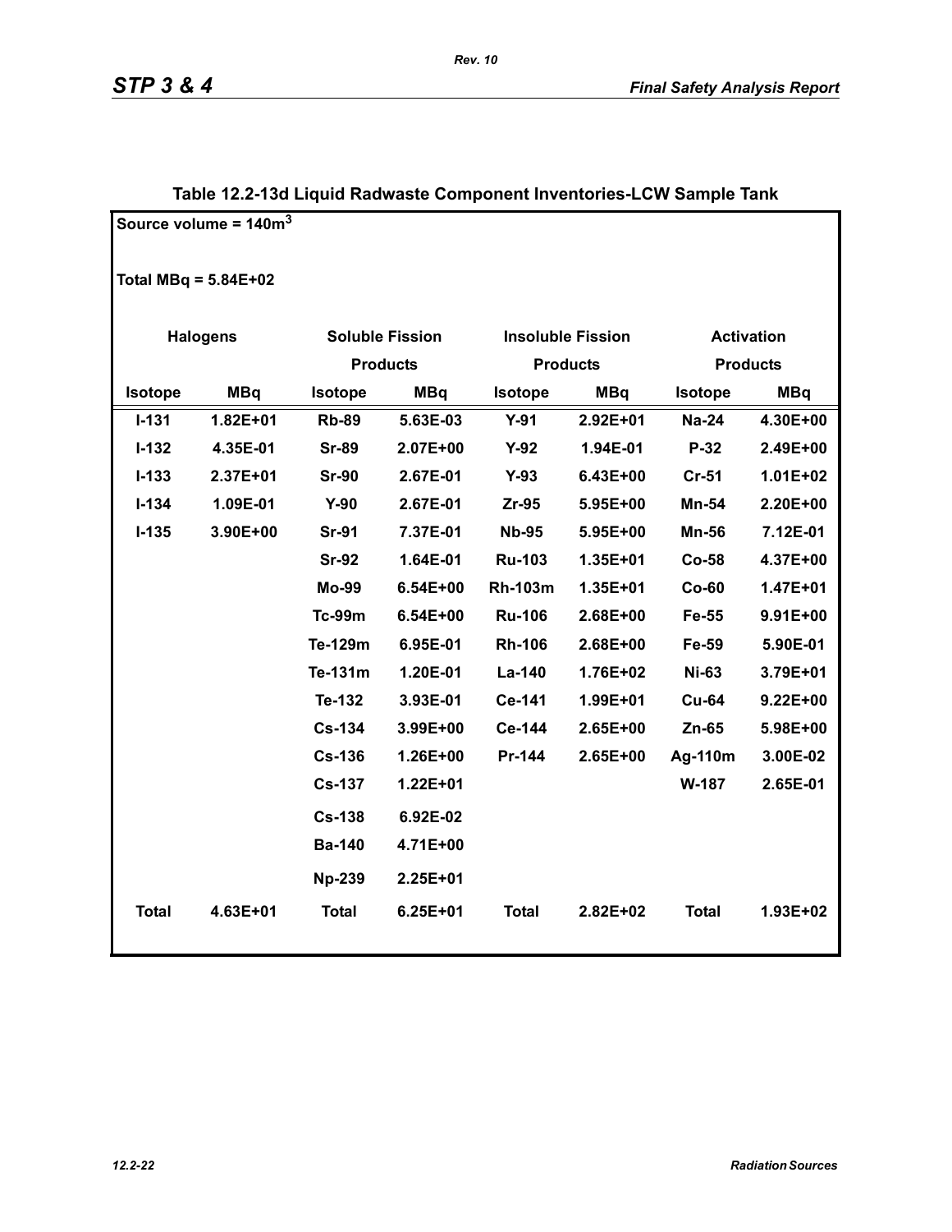## Table 12.2-13d Liquid Radwaste Component Inventories-LCW Sample Tank

Source volume = 140m$^3$

Total MBq = 5.84E+02

| Halogens | | Soluble Fission Products | | Insoluble Fission Products | | Activation Products | |
|---|---|---|---|---|---|---|---|
| **Isotope** | **MBq** | **Isotope** | **MBq** | **Isotope** | **MBq** | **Isotope** | **MBq** |
| I-131 | 1.82E+01 | Rb-89 | 5.63E-03 | Y-91 | 2.92E+01 | Na-24 | 4.30E+00 |
| I-132 | 4.35E-01 | Sr-89 | 2.07E+00 | Y-92 | 1.94E-01 | P-32 | 2.49E+00 |
| I-133 | 2.37E+01 | Sr-90 | 2.67E-01 | Y-93 | 6.43E+00 | Cr-51 | 1.01E+02 |
| I-134 | 1.09E-01 | Y-90 | 2.67E-01 | Zr-95 | 5.95E+00 | Mn-54 | 2.20E+00 |
| I-135 | 3.90E+00 | Sr-91 | 7.37E-01 | Nb-95 | 5.95E+00 | Mn-56 | 7.12E-01 |
| | | Sr-92 | 1.64E-01 | Ru-103 | 1.35E+01 | Co-58 | 4.37E+00 |
| | | Mo-99 | 6.54E+00 | Rh-103m | 1.35E+01 | Co-60 | 1.47E+01 |
| | | Tc-99m | 6.54E+00 | Ru-106 | 2.68E+00 | Fe-55 | 9.91E+00 |
| | | Te-129m | 6.95E-01 | Rh-106 | 2.68E+00 | Fe-59 | 5.90E-01 |
| | | Te-131m | 1.20E-01 | La-140 | 1.76E+02 | Ni-63 | 3.79E+01 |
| | | Te-132 | 3.93E-01 | Ce-141 | 1.99E+01 | Cu-64 | 9.22E+00 |
| | | Cs-134 | 3.99E+00 | Ce-144 | 2.65E+00 | Zn-65 | 5.98E+00 |
| | | Cs-136 | 1.26E+00 | Pr-144 | 2.65E+00 | Ag-110m | 3.00E-02 |
| | | Cs-137 | 1.22E+01 | | | W-187 | 2.65E-01 |
| | | Cs-138 | 6.92E-02 | | | | |
| | | Ba-140 | 4.71E+00 | | | | |
| | | Np-239 | 2.25E+01 | | | | |
| **Total** | **4.63E+01** | **Total** | **6.25E+01** | **Total** | **2.82E+02** | **Total** | **1.93E+02** |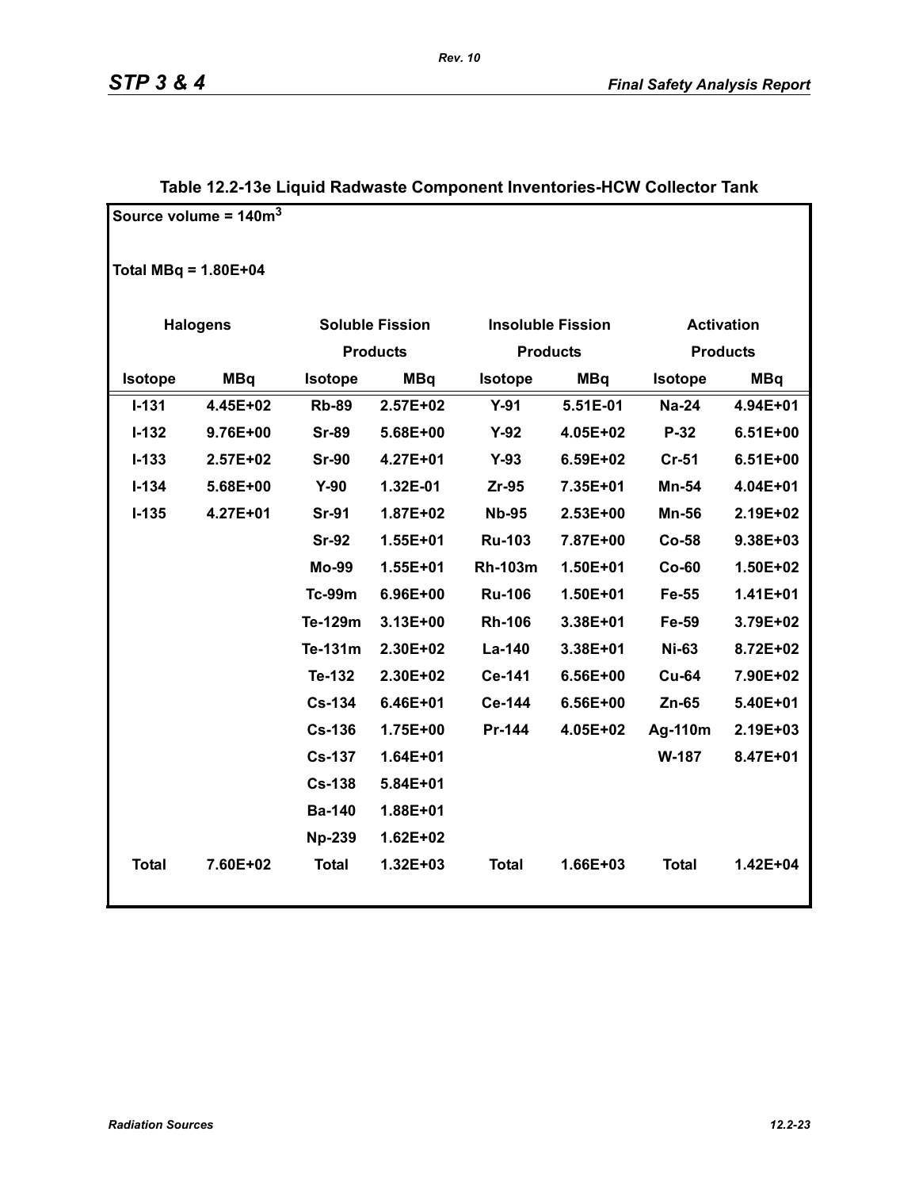**Table 12.2-13e Liquid Radwaste Component Inventories-HCW Collector Tank**

Source volume = $140m^3$

Total MBq = 1.80E+04

| Halogens | | Soluble Fission Products | | Insoluble Fission Products | | Activation Products | |
|---|---|---|---|---|---|---|---|
| Isotope | MBq | Isotope | MBq | Isotope | MBq | Isotope | MBq |
| I-131 | 4.45E+02 | Rb-89 | 2.57E+02 | Y-91 | 5.51E-01 | Na-24 | 4.94E+01 |
| I-132 | 9.76E+00 | Sr-89 | 5.68E+00 | Y-92 | 4.05E+02 | P-32 | 6.51E+00 |
| I-133 | 2.57E+02 | Sr-90 | 4.27E+01 | Y-93 | 6.59E+02 | Cr-51 | 6.51E+00 |
| I-134 | 5.68E+00 | Y-90 | 1.32E-01 | Zr-95 | 7.35E+01 | Mn-54 | 4.04E+01 |
| I-135 | 4.27E+01 | Sr-91 | 1.87E+02 | Nb-95 | 2.53E+00 | Mn-56 | 2.19E+02 |
| | | Sr-92 | 1.55E+01 | Ru-103 | 7.87E+00 | Co-58 | 9.38E+03 |
| | | Mo-99 | 1.55E+01 | Rh-103m | 1.50E+01 | Co-60 | 1.50E+02 |
| | | Tc-99m | 6.96E+00 | Ru-106 | 1.50E+01 | Fe-55 | 1.41E+01 |
| | | Te-129m | 3.13E+00 | Rh-106 | 3.38E+01 | Fe-59 | 3.79E+02 |
| | | Te-131m | 2.30E+02 | La-140 | 3.38E+01 | Ni-63 | 8.72E+02 |
| | | Te-132 | 2.30E+02 | Ce-141 | 6.56E+00 | Cu-64 | 7.90E+02 |
| | | Cs-134 | 6.46E+01 | Ce-144 | 6.56E+00 | Zn-65 | 5.40E+01 |
| | | Cs-136 | 1.75E+00 | Pr-144 | 4.05E+02 | Ag-110m | 2.19E+03 |
| | | Cs-137 | 1.64E+01 | | | W-187 | 8.47E+01 |
| | | Cs-138 | 5.84E+01 | | | | |
| | | Ba-140 | 1.88E+01 | | | | |
| | | Np-239 | 1.62E+02 | | | | |
| Total | 7.60E+02 | Total | 1.32E+03 | Total | 1.66E+03 | Total | 1.42E+04 |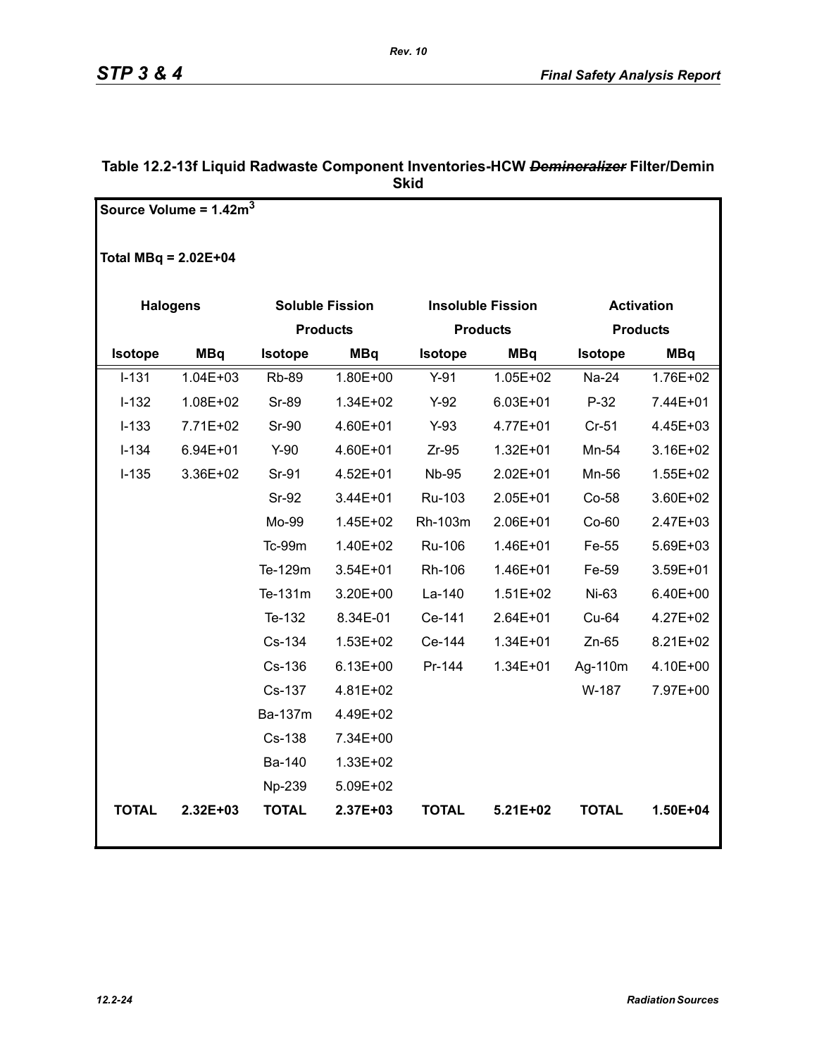**Table 12.2-13f Liquid Radwaste Component Inventories-HCW ~~Demineralizer~~ Filter/Demin Skid**

**Source Volume = 1.42m$^3$**

**Total MBq = 2.02E+04**

| Halogens | | Soluble Fission Products | | Insoluble Fission Products | | Activation Products | |
|---|---|---|---|---|---|---|---|
| **Isotope** | **MBq** | **Isotope** | **MBq** | **Isotope** | **MBq** | **Isotope** | **MBq** |
| I-131 | 1.04E+03 | Rb-89 | 1.80E+00 | Y-91 | 1.05E+02 | Na-24 | 1.76E+02 |
| I-132 | 1.08E+02 | Sr-89 | 1.34E+02 | Y-92 | 6.03E+01 | P-32 | 7.44E+01 |
| I-133 | 7.71E+02 | Sr-90 | 4.60E+01 | Y-93 | 4.77E+01 | Cr-51 | 4.45E+03 |
| I-134 | 6.94E+01 | Y-90 | 4.60E+01 | Zr-95 | 1.32E+01 | Mn-54 | 3.16E+02 |
| I-135 | 3.36E+02 | Sr-91 | 4.52E+01 | Nb-95 | 2.02E+01 | Mn-56 | 1.55E+02 |
| | | Sr-92 | 3.44E+01 | Ru-103 | 2.05E+01 | Co-58 | 3.60E+02 |
| | | Mo-99 | 1.45E+02 | Rh-103m | 2.06E+01 | Co-60 | 2.47E+03 |
| | | Tc-99m | 1.40E+02 | Ru-106 | 1.46E+01 | Fe-55 | 5.69E+03 |
| | | Te-129m | 3.54E+01 | Rh-106 | 1.46E+01 | Fe-59 | 3.59E+01 |
| | | Te-131m | 3.20E+00 | La-140 | 1.51E+02 | Ni-63 | 6.40E+00 |
| | | Te-132 | 8.34E-01 | Ce-141 | 2.64E+01 | Cu-64 | 4.27E+02 |
| | | Cs-134 | 1.53E+02 | Ce-144 | 1.34E+01 | Zn-65 | 8.21E+02 |
| | | Cs-136 | 6.13E+00 | Pr-144 | 1.34E+01 | Ag-110m | 4.10E+00 |
| | | Cs-137 | 4.81E+02 | | | W-187 | 7.97E+00 |
| | | Ba-137m | 4.49E+02 | | | | |
| | | Cs-138 | 7.34E+00 | | | | |
| | | Ba-140 | 1.33E+02 | | | | |
| | | Np-239 | 5.09E+02 | | | | |
| **TOTAL** | **2.32E+03** | **TOTAL** | **2.37E+03** | **TOTAL** | **5.21E+02** | **TOTAL** | **1.50E+04** |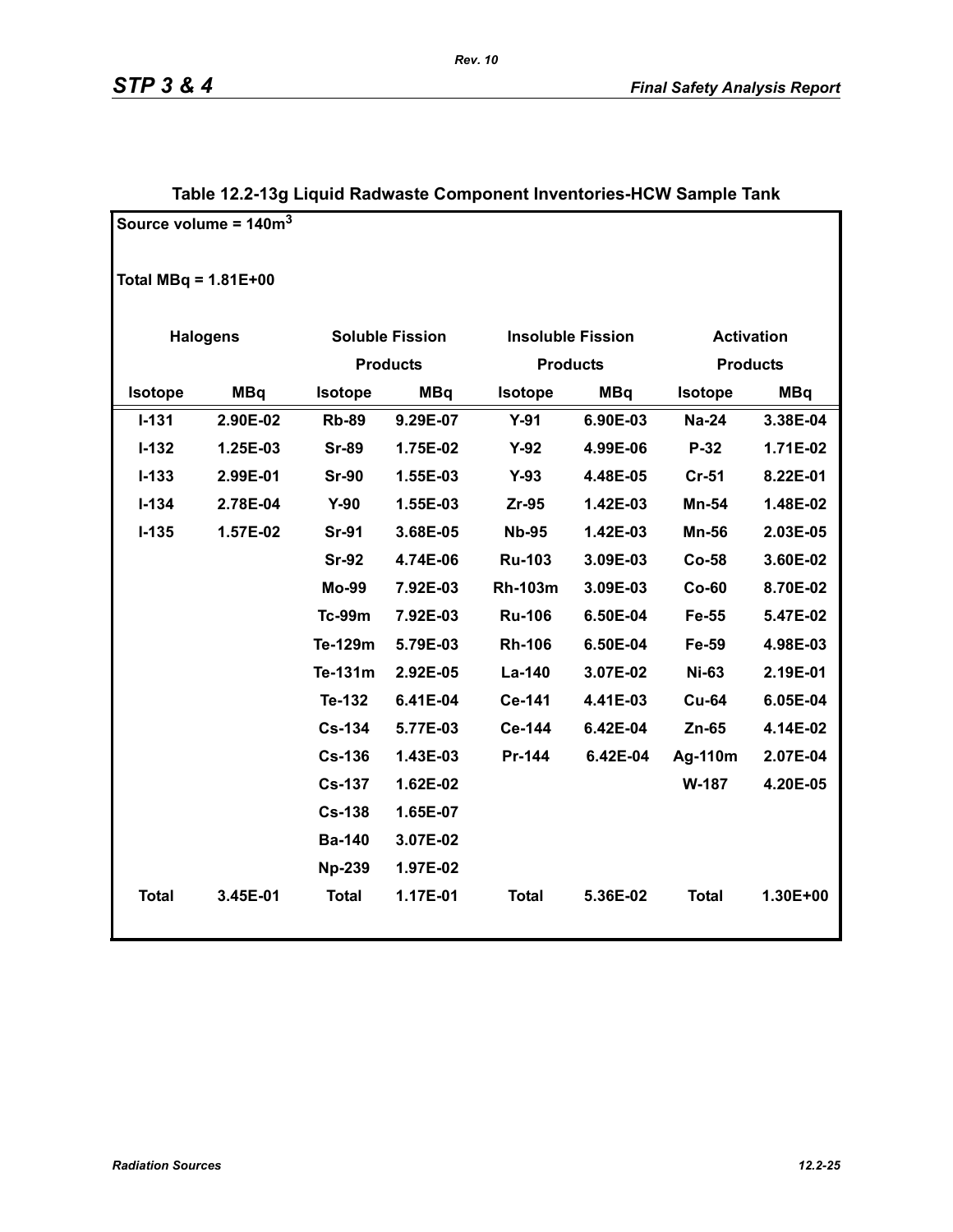**Table 12.2-13g Liquid Radwaste Component Inventories-HCW Sample Tank**

Source volume = 140m$^3$

Total MBq = 1.81E+00

| Halogens | | Soluble Fission Products | | Insoluble Fission Products | | Activation Products | |
|---|---|---|---|---|---|---|---|
| **Isotope** | **MBq** | **Isotope** | **MBq** | **Isotope** | **MBq** | **Isotope** | **MBq** |
| I-131 | 2.90E-02 | Rb-89 | 9.29E-07 | Y-91 | 6.90E-03 | Na-24 | 3.38E-04 |
| I-132 | 1.25E-03 | Sr-89 | 1.75E-02 | Y-92 | 4.99E-06 | P-32 | 1.71E-02 |
| I-133 | 2.99E-01 | Sr-90 | 1.55E-03 | Y-93 | 4.48E-05 | Cr-51 | 8.22E-01 |
| I-134 | 2.78E-04 | Y-90 | 1.55E-03 | Zr-95 | 1.42E-03 | Mn-54 | 1.48E-02 |
| I-135 | 1.57E-02 | Sr-91 | 3.68E-05 | Nb-95 | 1.42E-03 | Mn-56 | 2.03E-05 |
| | | Sr-92 | 4.74E-06 | Ru-103 | 3.09E-03 | Co-58 | 3.60E-02 |
| | | Mo-99 | 7.92E-03 | Rh-103m | 3.09E-03 | Co-60 | 8.70E-02 |
| | | Tc-99m | 7.92E-03 | Ru-106 | 6.50E-04 | Fe-55 | 5.47E-02 |
| | | Te-129m | 5.79E-03 | Rh-106 | 6.50E-04 | Fe-59 | 4.98E-03 |
| | | Te-131m | 2.92E-05 | La-140 | 3.07E-02 | Ni-63 | 2.19E-01 |
| | | Te-132 | 6.41E-04 | Ce-141 | 4.41E-03 | Cu-64 | 6.05E-04 |
| | | Cs-134 | 5.77E-03 | Ce-144 | 6.42E-04 | Zn-65 | 4.14E-02 |
| | | Cs-136 | 1.43E-03 | Pr-144 | 6.42E-04 | Ag-110m | 2.07E-04 |
| | | Cs-137 | 1.62E-02 | | | W-187 | 4.20E-05 |
| | | Cs-138 | 1.65E-07 | | | | |
| | | Ba-140 | 3.07E-02 | | | | |
| | | Np-239 | 1.97E-02 | | | | |
| **Total** | 3.45E-01 | **Total** | 1.17E-01 | **Total** | 5.36E-02 | **Total** | 1.30E+00 |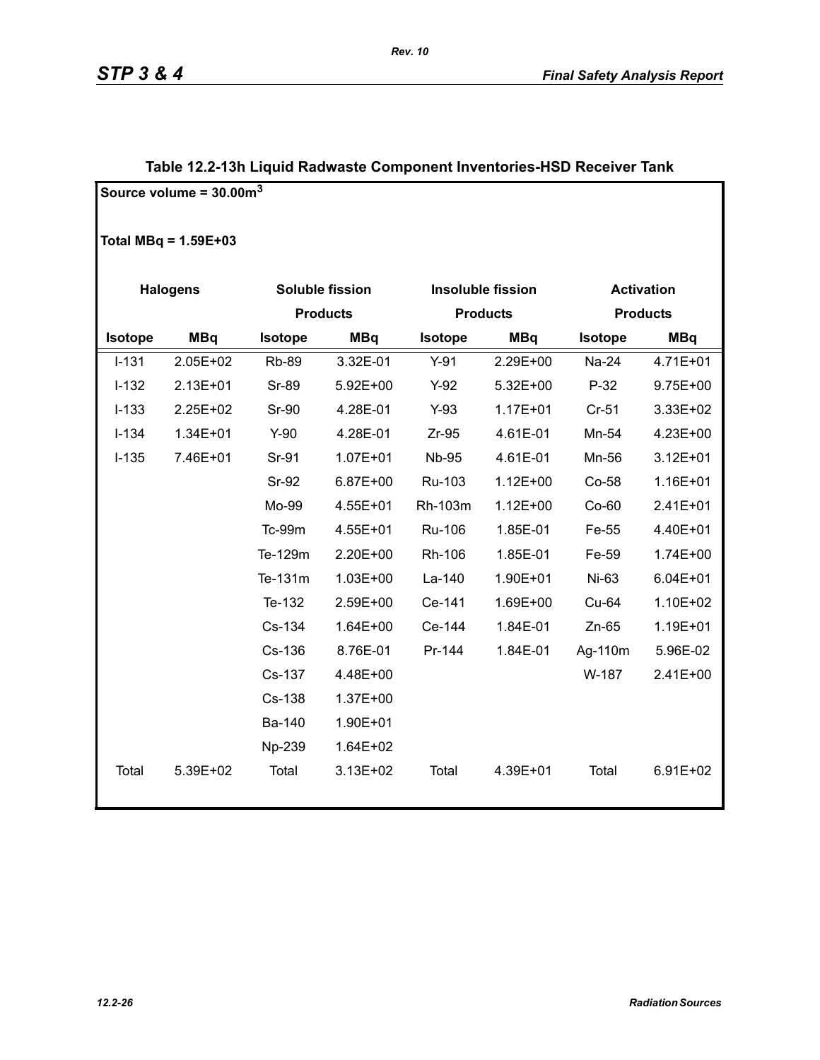## Table 12.2-13h Liquid Radwaste Component Inventories-HSD Receiver Tank

Source volume = 30.00m$^3$

Total MBq = 1.59E+03

| Halogens | | Soluble fission Products | | Insoluble fission Products | | Activation Products | |
|---|---|---|---|---|---|---|---|
| Isotope | MBq | Isotope | MBq | Isotope | MBq | Isotope | MBq |
| I-131 | 2.05E+02 | Rb-89 | 3.32E-01 | Y-91 | 2.29E+00 | Na-24 | 4.71E+01 |
| I-132 | 2.13E+01 | Sr-89 | 5.92E+00 | Y-92 | 5.32E+00 | P-32 | 9.75E+00 |
| I-133 | 2.25E+02 | Sr-90 | 4.28E-01 | Y-93 | 1.17E+01 | Cr-51 | 3.33E+02 |
| I-134 | 1.34E+01 | Y-90 | 4.28E-01 | Zr-95 | 4.61E-01 | Mn-54 | 4.23E+00 |
| I-135 | 7.46E+01 | Sr-91 | 1.07E+01 | Nb-95 | 4.61E-01 | Mn-56 | 3.12E+01 |
| | | Sr-92 | 6.87E+00 | Ru-103 | 1.12E+00 | Co-58 | 1.16E+01 |
| | | Mo-99 | 4.55E+01 | Rh-103m | 1.12E+00 | Co-60 | 2.41E+01 |
| | | Tc-99m | 4.55E+01 | Ru-106 | 1.85E-01 | Fe-55 | 4.40E+01 |
| | | Te-129m | 2.20E+00 | Rh-106 | 1.85E-01 | Fe-59 | 1.74E+00 |
| | | Te-131m | 1.03E+00 | La-140 | 1.90E+01 | Ni-63 | 6.04E+01 |
| | | Te-132 | 2.59E+00 | Ce-141 | 1.69E+00 | Cu-64 | 1.10E+02 |
| | | Cs-134 | 1.64E+00 | Ce-144 | 1.84E-01 | Zn-65 | 1.19E+01 |
| | | Cs-136 | 8.76E-01 | Pr-144 | 1.84E-01 | Ag-110m | 5.96E-02 |
| | | Cs-137 | 4.48E+00 | | | W-187 | 2.41E+00 |
| | | Cs-138 | 1.37E+00 | | | | |
| | | Ba-140 | 1.90E+01 | | | | |
| | | Np-239 | 1.64E+02 | | | | |
| Total | 5.39E+02 | Total | 3.13E+02 | Total | 4.39E+01 | Total | 6.91E+02 |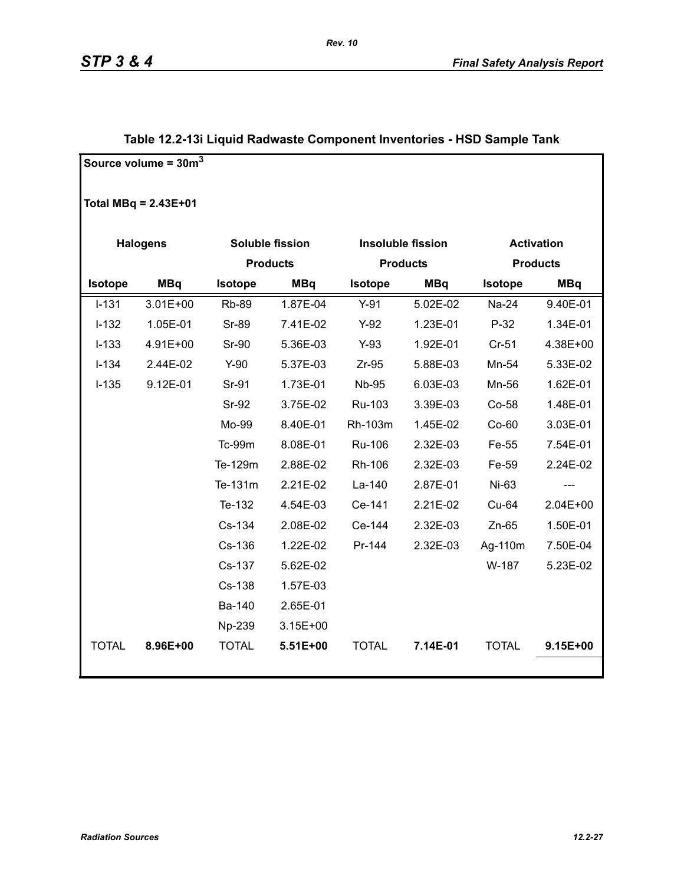**Table 12.2-13i Liquid Radwaste Component Inventories - HSD Sample Tank**

Source volume = $30m^3$

Total MBq = 2.43E+01

| Halogens | | Soluble fission Products | | Insoluble fission Products | | Activation Products | |
|---|---|---|---|---|---|---|---|
| Isotope | MBq | Isotope | MBq | Isotope | MBq | Isotope | MBq |
| I-131 | 3.01E+00 | Rb-89 | 1.87E-04 | Y-91 | 5.02E-02 | Na-24 | 9.40E-01 |
| I-132 | 1.05E-01 | Sr-89 | 7.41E-02 | Y-92 | 1.23E-01 | P-32 | 1.34E-01 |
| I-133 | 4.91E+00 | Sr-90 | 5.36E-03 | Y-93 | 1.92E-01 | Cr-51 | 4.38E+00 |
| I-134 | 2.44E-02 | Y-90 | 5.37E-03 | Zr-95 | 5.88E-03 | Mn-54 | 5.33E-02 |
| I-135 | 9.12E-01 | Sr-91 | 1.73E-01 | Nb-95 | 6.03E-03 | Mn-56 | 1.62E-01 |
| | | Sr-92 | 3.75E-02 | Ru-103 | 3.39E-03 | Co-58 | 1.48E-01 |
| | | Mo-99 | 8.40E-01 | Rh-103m | 1.45E-02 | Co-60 | 3.03E-01 |
| | | Tc-99m | 8.08E-01 | Ru-106 | 2.32E-03 | Fe-55 | 7.54E-01 |
| | | Te-129m | 2.88E-02 | Rh-106 | 2.32E-03 | Fe-59 | 2.24E-02 |
| | | Te-131m | 2.21E-02 | La-140 | 2.87E-01 | Ni-63 | --- |
| | | Te-132 | 4.54E-03 | Ce-141 | 2.21E-02 | Cu-64 | 2.04E+00 |
| | | Cs-134 | 2.08E-02 | Ce-144 | 2.32E-03 | Zn-65 | 1.50E-01 |
| | | Cs-136 | 1.22E-02 | Pr-144 | 2.32E-03 | Ag-110m | 7.50E-04 |
| | | Cs-137 | 5.62E-02 | | | W-187 | 5.23E-02 |
| | | Cs-138 | 1.57E-03 | | | | |
| | | Ba-140 | 2.65E-01 | | | | |
| | | Np-239 | 3.15E+00 | | | | |
| TOTAL | **8.96E+00** | TOTAL | **5.51E+00** | TOTAL | **7.14E-01** | TOTAL | **9.15E+00** |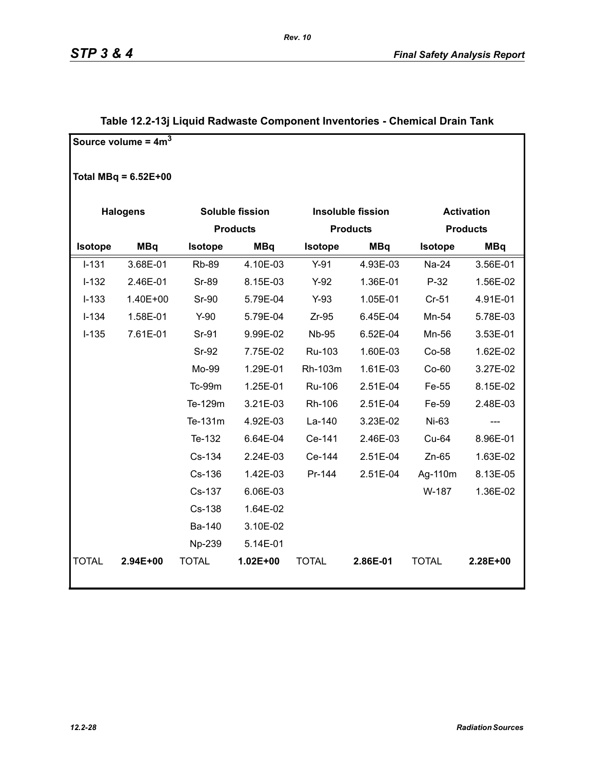# Table 12.2-13j Liquid Radwaste Component Inventories - Chemical Drain Tank

Source volume = 4m$^3$

Total MBq = 6.52E+00

| Halogens | | Soluble fission Products | | Insoluble fission Products | | Activation Products | |
|---|---|---|---|---|---|---|---|
| **Isotope** | **MBq** | **Isotope** | **MBq** | **Isotope** | **MBq** | **Isotope** | **MBq** |
| I-131 | 3.68E-01 | Rb-89 | 4.10E-03 | Y-91 | 4.93E-03 | Na-24 | 3.56E-01 |
| I-132 | 2.46E-01 | Sr-89 | 8.15E-03 | Y-92 | 1.36E-01 | P-32 | 1.56E-02 |
| I-133 | 1.40E+00 | Sr-90 | 5.79E-04 | Y-93 | 1.05E-01 | Cr-51 | 4.91E-01 |
| I-134 | 1.58E-01 | Y-90 | 5.79E-04 | Zr-95 | 6.45E-04 | Mn-54 | 5.78E-03 |
| I-135 | 7.61E-01 | Sr-91 | 9.99E-02 | Nb-95 | 6.52E-04 | Mn-56 | 3.53E-01 |
| | | Sr-92 | 7.75E-02 | Ru-103 | 1.60E-03 | Co-58 | 1.62E-02 |
| | | Mo-99 | 1.29E-01 | Rh-103m | 1.61E-03 | Co-60 | 3.27E-02 |
| | | Tc-99m | 1.25E-01 | Ru-106 | 2.51E-04 | Fe-55 | 8.15E-02 |
| | | Te-129m | 3.21E-03 | Rh-106 | 2.51E-04 | Fe-59 | 2.48E-03 |
| | | Te-131m | 4.92E-03 | La-140 | 3.23E-02 | Ni-63 | --- |
| | | Te-132 | 6.64E-04 | Ce-141 | 2.46E-03 | Cu-64 | 8.96E-01 |
| | | Cs-134 | 2.24E-03 | Ce-144 | 2.51E-04 | Zn-65 | 1.63E-02 |
| | | Cs-136 | 1.42E-03 | Pr-144 | 2.51E-04 | Ag-110m | 8.13E-05 |
| | | Cs-137 | 6.06E-03 | | | W-187 | 1.36E-02 |
| | | Cs-138 | 1.64E-02 | | | | |
| | | Ba-140 | 3.10E-02 | | | | |
| | | Np-239 | 5.14E-01 | | | | |
| TOTAL | **2.94E+00** | TOTAL | **1.02E+00** | TOTAL | **2.86E-01** | TOTAL | **2.28E+00** |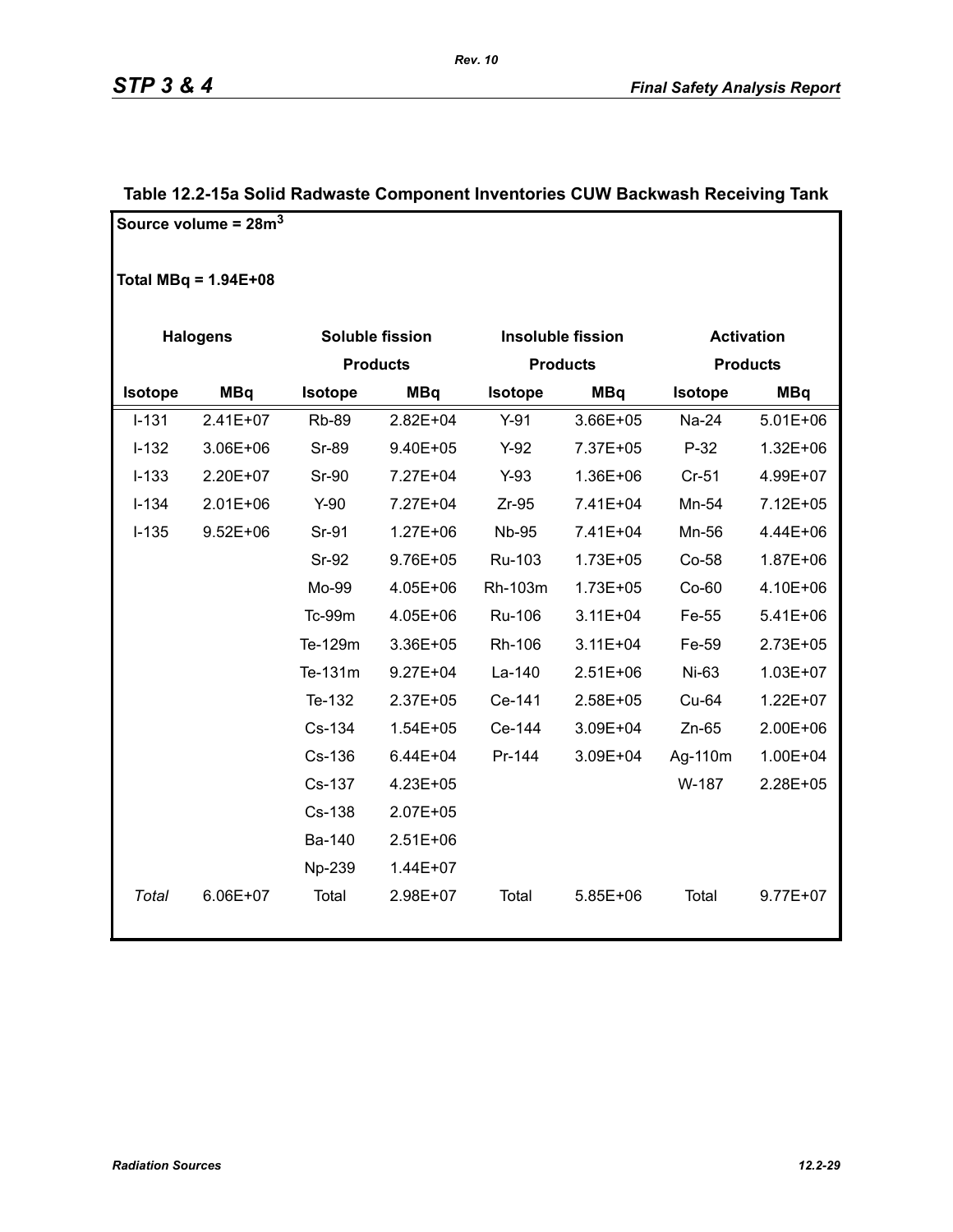## Table 12.2-15a Solid Radwaste Component Inventories CUW Backwash Receiving Tank

**Source volume = 28m$^3$**

**Total MBq = 1.94E+08**

| Halogens | | Soluble fission Products | | Insoluble fission Products | | Activation Products | |
|---|---|---|---|---|---|---|---|
| **Isotope** | **MBq** | **Isotope** | **MBq** | **Isotope** | **MBq** | **Isotope** | **MBq** |
| I-131 | 2.41E+07 | Rb-89 | 2.82E+04 | Y-91 | 3.66E+05 | Na-24 | 5.01E+06 |
| I-132 | 3.06E+06 | Sr-89 | 9.40E+05 | Y-92 | 7.37E+05 | P-32 | 1.32E+06 |
| I-133 | 2.20E+07 | Sr-90 | 7.27E+04 | Y-93 | 1.36E+06 | Cr-51 | 4.99E+07 |
| I-134 | 2.01E+06 | Y-90 | 7.27E+04 | Zr-95 | 7.41E+04 | Mn-54 | 7.12E+05 |
| I-135 | 9.52E+06 | Sr-91 | 1.27E+06 | Nb-95 | 7.41E+04 | Mn-56 | 4.44E+06 |
| | | Sr-92 | 9.76E+05 | Ru-103 | 1.73E+05 | Co-58 | 1.87E+06 |
| | | Mo-99 | 4.05E+06 | Rh-103m | 1.73E+05 | Co-60 | 4.10E+06 |
| | | Tc-99m | 4.05E+06 | Ru-106 | 3.11E+04 | Fe-55 | 5.41E+06 |
| | | Te-129m | 3.36E+05 | Rh-106 | 3.11E+04 | Fe-59 | 2.73E+05 |
| | | Te-131m | 9.27E+04 | La-140 | 2.51E+06 | Ni-63 | 1.03E+07 |
| | | Te-132 | 2.37E+05 | Ce-141 | 2.58E+05 | Cu-64 | 1.22E+07 |
| | | Cs-134 | 1.54E+05 | Ce-144 | 3.09E+04 | Zn-65 | 2.00E+06 |
| | | Cs-136 | 6.44E+04 | Pr-144 | 3.09E+04 | Ag-110m | 1.00E+04 |
| | | Cs-137 | 4.23E+05 | | | W-187 | 2.28E+05 |
| | | Cs-138 | 2.07E+05 | | | | |
| | | Ba-140 | 2.51E+06 | | | | |
| | | Np-239 | 1.44E+07 | | | | |
| *Total* | 6.06E+07 | Total | 2.98E+07 | Total | 5.85E+06 | Total | 9.77E+07 |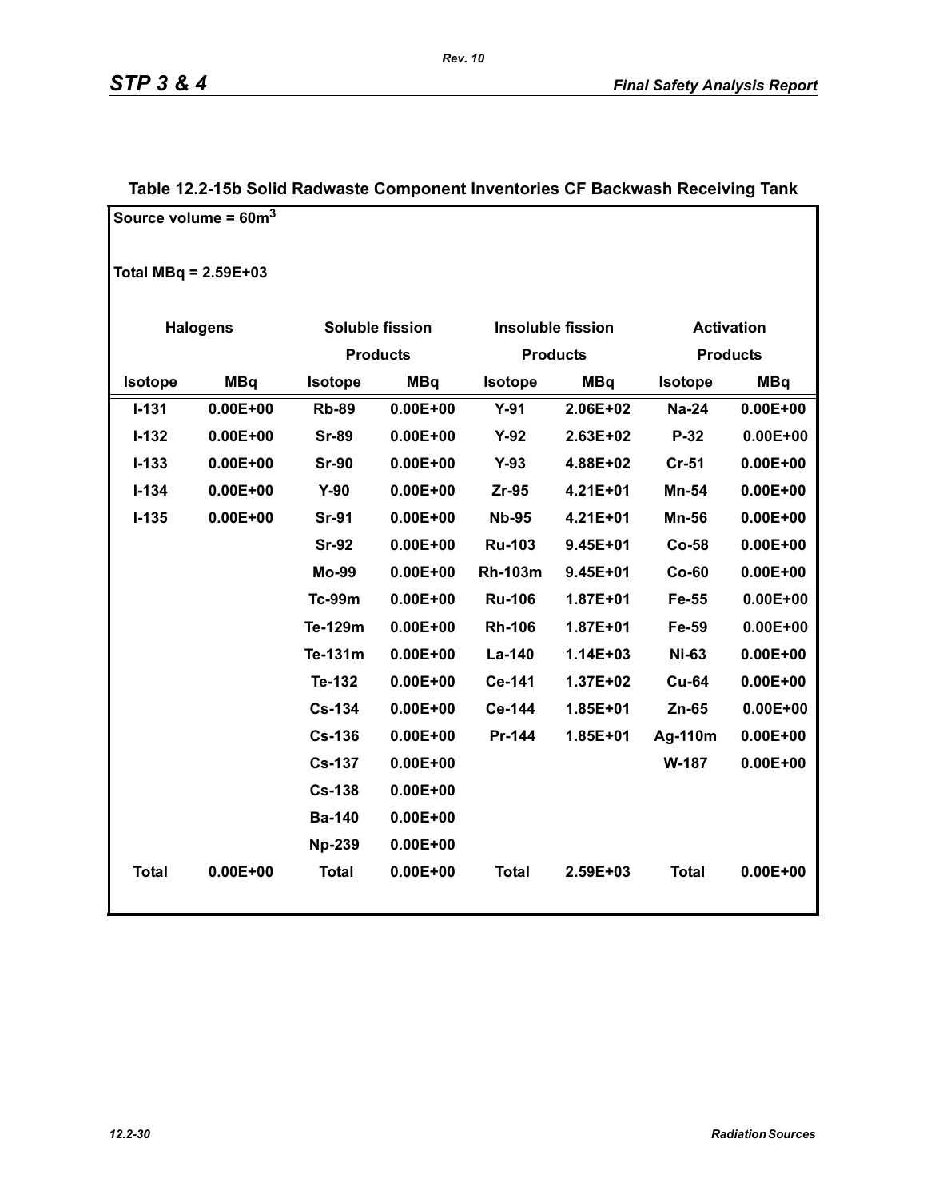**Table 12.2-15b Solid Radwaste Component Inventories CF Backwash Receiving Tank**

Source volume = 60m$^3$

Total MBq = 2.59E+03

| Halogens | | Soluble fission Products | | Insoluble fission Products | | Activation Products | |
|---|---|---|---|---|---|---|---|
| Isotope | MBq | Isotope | MBq | Isotope | MBq | Isotope | MBq |
| I-131 | 0.00E+00 | Rb-89 | 0.00E+00 | Y-91 | 2.06E+02 | Na-24 | 0.00E+00 |
| I-132 | 0.00E+00 | Sr-89 | 0.00E+00 | Y-92 | 2.63E+02 | P-32 | 0.00E+00 |
| I-133 | 0.00E+00 | Sr-90 | 0.00E+00 | Y-93 | 4.88E+02 | Cr-51 | 0.00E+00 |
| I-134 | 0.00E+00 | Y-90 | 0.00E+00 | Zr-95 | 4.21E+01 | Mn-54 | 0.00E+00 |
| I-135 | 0.00E+00 | Sr-91 | 0.00E+00 | Nb-95 | 4.21E+01 | Mn-56 | 0.00E+00 |
| | | Sr-92 | 0.00E+00 | Ru-103 | 9.45E+01 | Co-58 | 0.00E+00 |
| | | Mo-99 | 0.00E+00 | Rh-103m | 9.45E+01 | Co-60 | 0.00E+00 |
| | | Tc-99m | 0.00E+00 | Ru-106 | 1.87E+01 | Fe-55 | 0.00E+00 |
| | | Te-129m | 0.00E+00 | Rh-106 | 1.87E+01 | Fe-59 | 0.00E+00 |
| | | Te-131m | 0.00E+00 | La-140 | 1.14E+03 | Ni-63 | 0.00E+00 |
| | | Te-132 | 0.00E+00 | Ce-141 | 1.37E+02 | Cu-64 | 0.00E+00 |
| | | Cs-134 | 0.00E+00 | Ce-144 | 1.85E+01 | Zn-65 | 0.00E+00 |
| | | Cs-136 | 0.00E+00 | Pr-144 | 1.85E+01 | Ag-110m | 0.00E+00 |
| | | Cs-137 | 0.00E+00 | | | W-187 | 0.00E+00 |
| | | Cs-138 | 0.00E+00 | | | | |
| | | Ba-140 | 0.00E+00 | | | | |
| | | Np-239 | 0.00E+00 | | | | |
| Total | 0.00E+00 | Total | 0.00E+00 | Total | 2.59E+03 | Total | 0.00E+00 |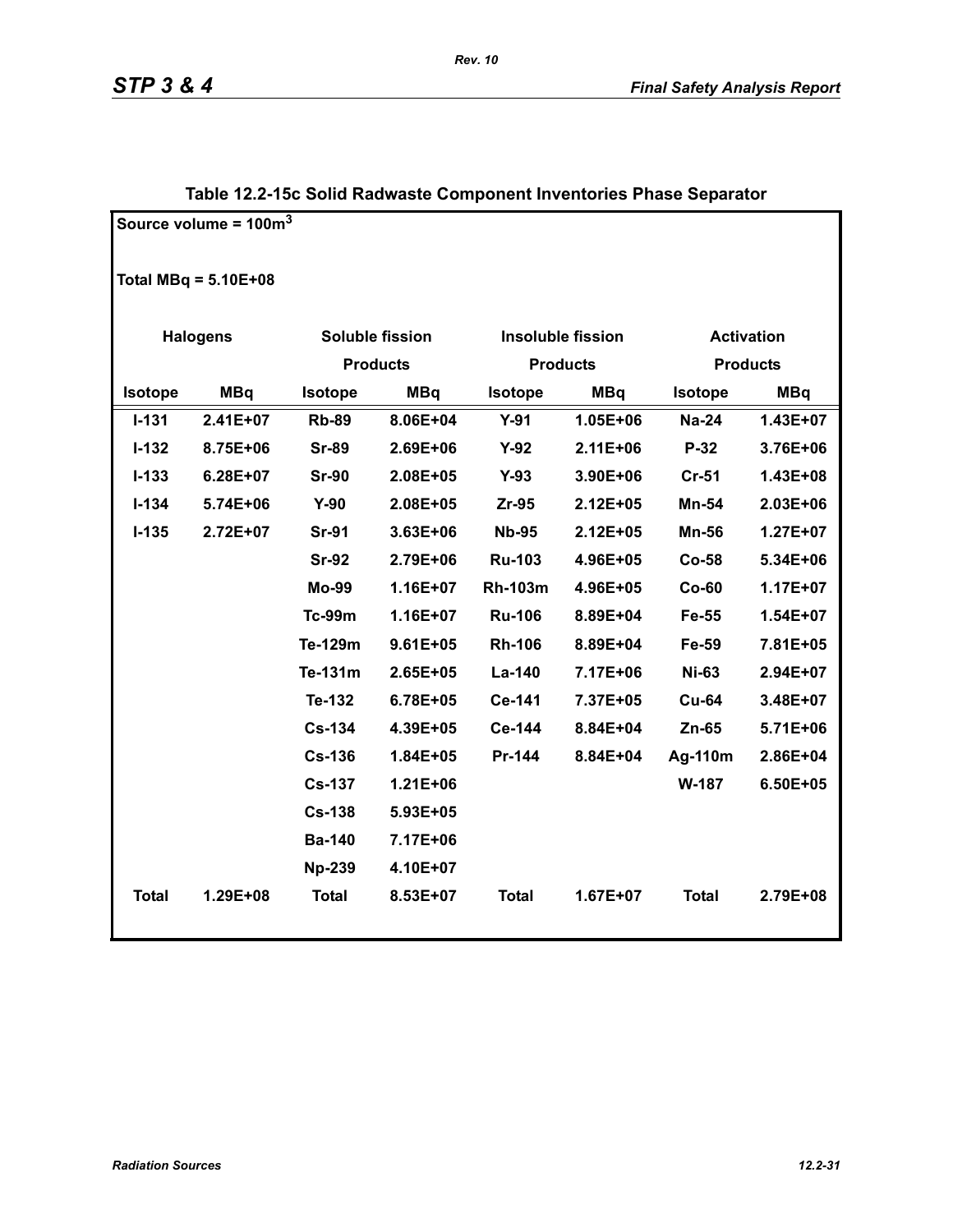**Table 12.2-15c Solid Radwaste Component Inventories Phase Separator**

Source volume = 100m$^3$

Total MBq = 5.10E+08

| Halogens | | Soluble fission Products | | Insoluble fission Products | | Activation Products | |
|---|---|---|---|---|---|---|---|
| Isotope | MBq | Isotope | MBq | Isotope | MBq | Isotope | MBq |
| I-131 | 2.41E+07 | Rb-89 | 8.06E+04 | Y-91 | 1.05E+06 | Na-24 | 1.43E+07 |
| I-132 | 8.75E+06 | Sr-89 | 2.69E+06 | Y-92 | 2.11E+06 | P-32 | 3.76E+06 |
| I-133 | 6.28E+07 | Sr-90 | 2.08E+05 | Y-93 | 3.90E+06 | Cr-51 | 1.43E+08 |
| I-134 | 5.74E+06 | Y-90 | 2.08E+05 | Zr-95 | 2.12E+05 | Mn-54 | 2.03E+06 |
| I-135 | 2.72E+07 | Sr-91 | 3.63E+06 | Nb-95 | 2.12E+05 | Mn-56 | 1.27E+07 |
| | | Sr-92 | 2.79E+06 | Ru-103 | 4.96E+05 | Co-58 | 5.34E+06 |
| | | Mo-99 | 1.16E+07 | Rh-103m | 4.96E+05 | Co-60 | 1.17E+07 |
| | | Tc-99m | 1.16E+07 | Ru-106 | 8.89E+04 | Fe-55 | 1.54E+07 |
| | | Te-129m | 9.61E+05 | Rh-106 | 8.89E+04 | Fe-59 | 7.81E+05 |
| | | Te-131m | 2.65E+05 | La-140 | 7.17E+06 | Ni-63 | 2.94E+07 |
| | | Te-132 | 6.78E+05 | Ce-141 | 7.37E+05 | Cu-64 | 3.48E+07 |
| | | Cs-134 | 4.39E+05 | Ce-144 | 8.84E+04 | Zn-65 | 5.71E+06 |
| | | Cs-136 | 1.84E+05 | Pr-144 | 8.84E+04 | Ag-110m | 2.86E+04 |
| | | Cs-137 | 1.21E+06 | | | W-187 | 6.50E+05 |
| | | Cs-138 | 5.93E+05 | | | | |
| | | Ba-140 | 7.17E+06 | | | | |
| | | Np-239 | 4.10E+07 | | | | |
| Total | 1.29E+08 | Total | 8.53E+07 | Total | 1.67E+07 | Total | 2.79E+08 |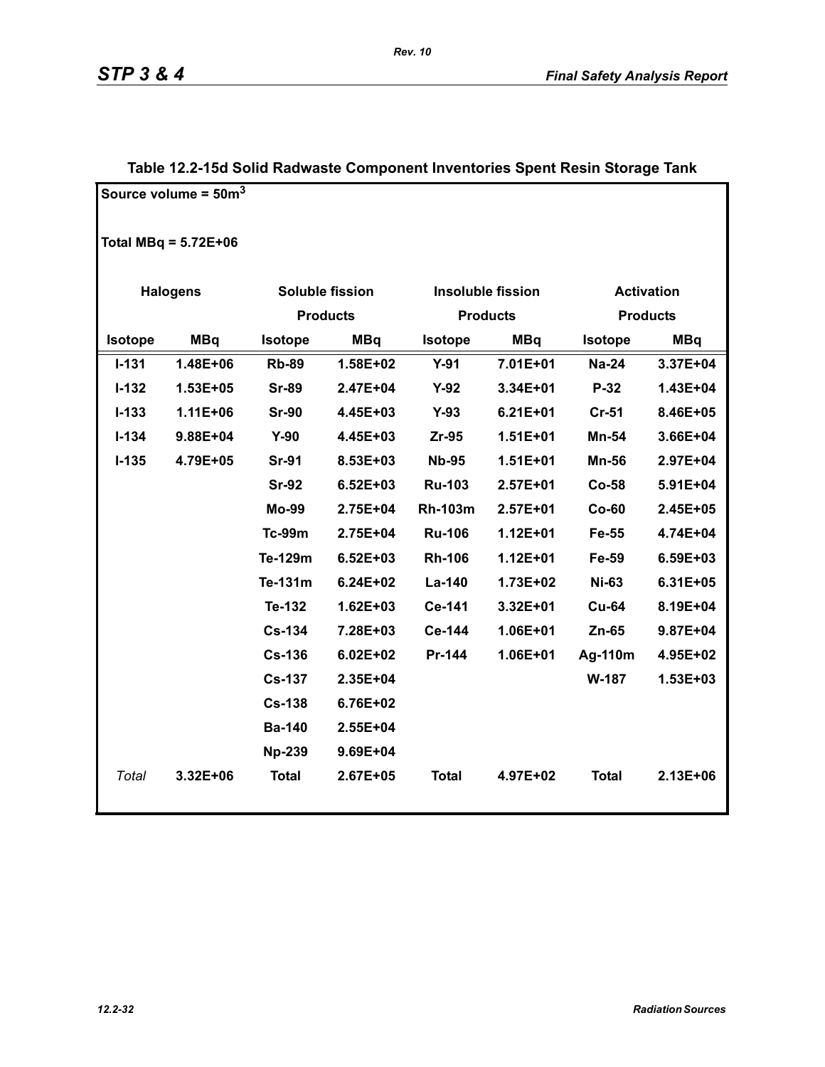**Table 12.2-15d Solid Radwaste Component Inventories Spent Resin Storage Tank**

Source volume = 50m$^3$

Total MBq = 5.72E+06

| Halogens | | Soluble fission Products | | Insoluble fission Products | | Activation Products | |
|---|---|---|---|---|---|---|---|
| Isotope | MBq | Isotope | MBq | Isotope | MBq | Isotope | MBq |
| I-131 | 1.48E+06 | Rb-89 | 1.58E+02 | Y-91 | 7.01E+01 | Na-24 | 3.37E+04 |
| I-132 | 1.53E+05 | Sr-89 | 2.47E+04 | Y-92 | 3.34E+01 | P-32 | 1.43E+04 |
| I-133 | 1.11E+06 | Sr-90 | 4.45E+03 | Y-93 | 6.21E+01 | Cr-51 | 8.46E+05 |
| I-134 | 9.88E+04 | Y-90 | 4.45E+03 | Zr-95 | 1.51E+01 | Mn-54 | 3.66E+04 |
| I-135 | 4.79E+05 | Sr-91 | 8.53E+03 | Nb-95 | 1.51E+01 | Mn-56 | 2.97E+04 |
| | | Sr-92 | 6.52E+03 | Ru-103 | 2.57E+01 | Co-58 | 5.91E+04 |
| | | Mo-99 | 2.75E+04 | Rh-103m | 2.57E+01 | Co-60 | 2.45E+05 |
| | | Tc-99m | 2.75E+04 | Ru-106 | 1.12E+01 | Fe-55 | 4.74E+04 |
| | | Te-129m | 6.52E+03 | Rh-106 | 1.12E+01 | Fe-59 | 6.59E+03 |
| | | Te-131m | 6.24E+02 | La-140 | 1.73E+02 | Ni-63 | 6.31E+05 |
| | | Te-132 | 1.62E+03 | Ce-141 | 3.32E+01 | Cu-64 | 8.19E+04 |
| | | Cs-134 | 7.28E+03 | Ce-144 | 1.06E+01 | Zn-65 | 9.87E+04 |
| | | Cs-136 | 6.02E+02 | Pr-144 | 1.06E+01 | Ag-110m | 4.95E+02 |
| | | Cs-137 | 2.35E+04 | | | W-187 | 1.53E+03 |
| | | Cs-138 | 6.76E+02 | | | | |
| | | Ba-140 | 2.55E+04 | | | | |
| | | Np-239 | 9.69E+04 | | | | |
| *Total* | 3.32E+06 | Total | 2.67E+05 | Total | 4.97E+02 | Total | 2.13E+06 |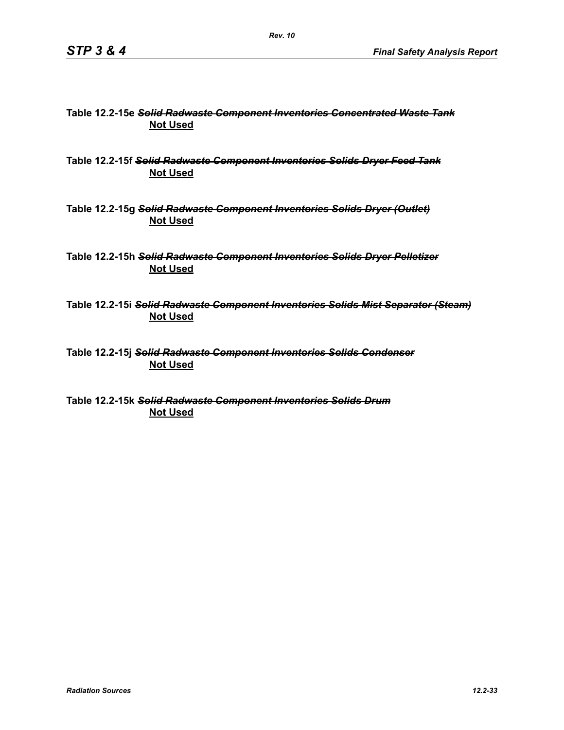**Table 12.2-15e** ~~*Solid Radwaste Component Inventories Concentrated Waste Tank*~~
**Not Used**

**Table 12.2-15f** ~~*Solid Radwaste Component Inventories Solids Dryer Feed Tank*~~
**Not Used**

**Table 12.2-15g** ~~*Solid Radwaste Component Inventories Solids Dryer (Outlet)*~~
**Not Used**

**Table 12.2-15h** ~~*Solid Radwaste Component Inventories Solids Dryer Pelletizer*~~
**Not Used**

**Table 12.2-15i** ~~*Solid Radwaste Component Inventories Solids Mist Separator (Steam)*~~
**Not Used**

**Table 12.2-15j** ~~*Solid Radwaste Component Inventories Solids Condenser*~~
**Not Used**

**Table 12.2-15k** ~~*Solid Radwaste Component Inventories Solids Drum*~~
**Not Used**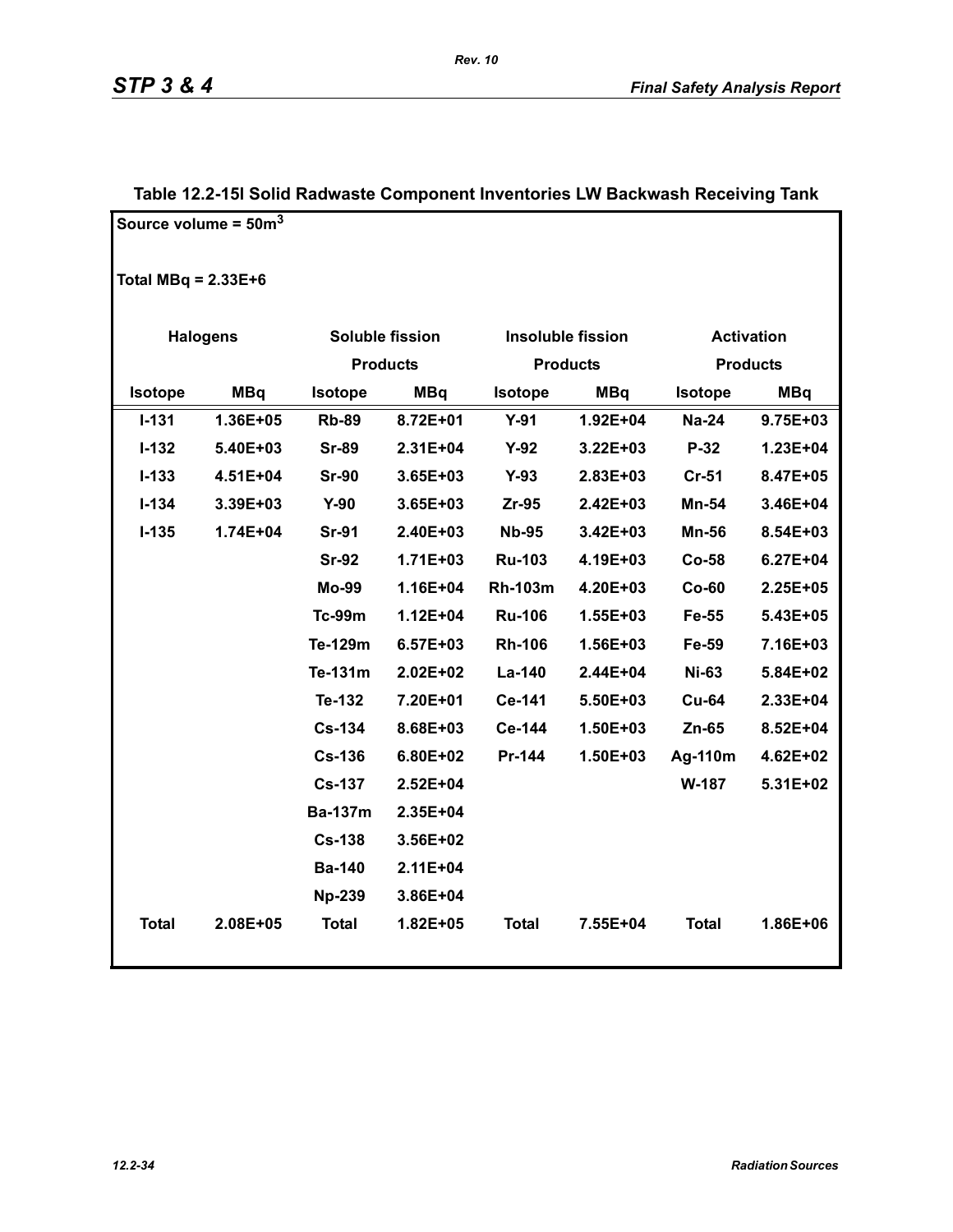**Table 12.2-15l Solid Radwaste Component Inventories LW Backwash Receiving Tank**

Source volume = 50m$^3$

Total MBq = 2.33E+6

| Halogens | | Soluble fission Products | | Insoluble fission Products | | Activation Products | |
|---|---|---|---|---|---|---|---|
| Isotope | MBq | Isotope | MBq | Isotope | MBq | Isotope | MBq |
| I-131 | 1.36E+05 | Rb-89 | 8.72E+01 | Y-91 | 1.92E+04 | Na-24 | 9.75E+03 |
| I-132 | 5.40E+03 | Sr-89 | 2.31E+04 | Y-92 | 3.22E+03 | P-32 | 1.23E+04 |
| I-133 | 4.51E+04 | Sr-90 | 3.65E+03 | Y-93 | 2.83E+03 | Cr-51 | 8.47E+05 |
| I-134 | 3.39E+03 | Y-90 | 3.65E+03 | Zr-95 | 2.42E+03 | Mn-54 | 3.46E+04 |
| I-135 | 1.74E+04 | Sr-91 | 2.40E+03 | Nb-95 | 3.42E+03 | Mn-56 | 8.54E+03 |
| | | Sr-92 | 1.71E+03 | Ru-103 | 4.19E+03 | Co-58 | 6.27E+04 |
| | | Mo-99 | 1.16E+04 | Rh-103m | 4.20E+03 | Co-60 | 2.25E+05 |
| | | Tc-99m | 1.12E+04 | Ru-106 | 1.55E+03 | Fe-55 | 5.43E+05 |
| | | Te-129m | 6.57E+03 | Rh-106 | 1.56E+03 | Fe-59 | 7.16E+03 |
| | | Te-131m | 2.02E+02 | La-140 | 2.44E+04 | Ni-63 | 5.84E+02 |
| | | Te-132 | 7.20E+01 | Ce-141 | 5.50E+03 | Cu-64 | 2.33E+04 |
| | | Cs-134 | 8.68E+03 | Ce-144 | 1.50E+03 | Zn-65 | 8.52E+04 |
| | | Cs-136 | 6.80E+02 | Pr-144 | 1.50E+03 | Ag-110m | 4.62E+02 |
| | | Cs-137 | 2.52E+04 | | | W-187 | 5.31E+02 |
| | | Ba-137m | 2.35E+04 | | | | |
| | | Cs-138 | 3.56E+02 | | | | |
| | | Ba-140 | 2.11E+04 | | | | |
| | | Np-239 | 3.86E+04 | | | | |
| Total | 2.08E+05 | Total | 1.82E+05 | Total | 7.55E+04 | Total | 1.86E+06 |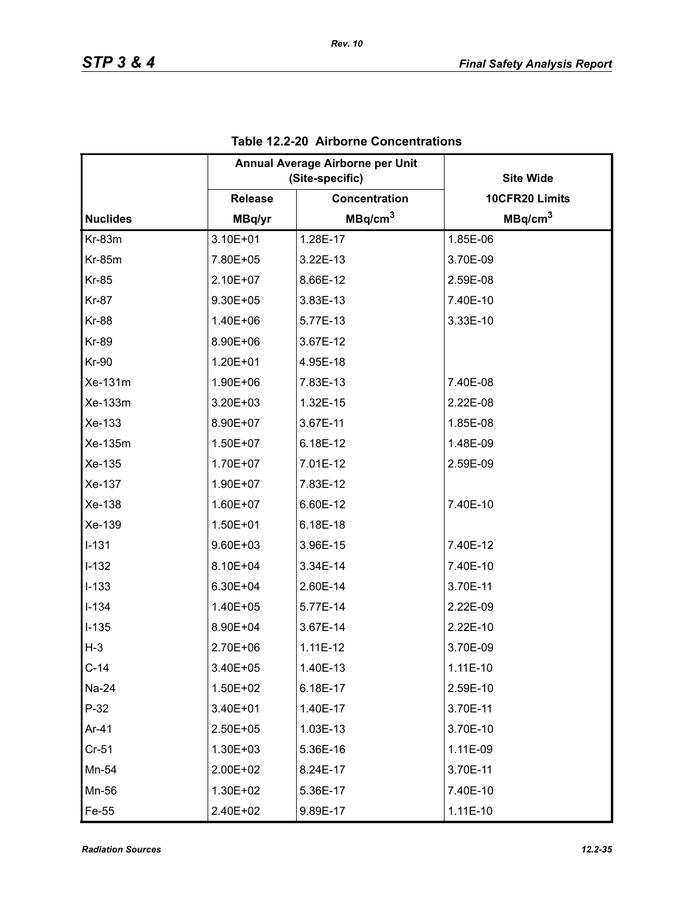**Table 12.2-20 Airborne Concentrations**

| | Annual Average Airborne per Unit (Site-specific) | | Site Wide |
|---|---|---|---|
| | Release | Concentration | 10CFR20 Limits |
| Nuclides | MBq/yr | MBq/cm$^3$ | MBq/cm$^3$ |
| Kr-83m | 3.10E+01 | 1.28E-17 | 1.85E-06 |
| Kr-85m | 7.80E+05 | 3.22E-13 | 3.70E-09 |
| Kr-85 | 2.10E+07 | 8.66E-12 | 2.59E-08 |
| Kr-87 | 9.30E+05 | 3.83E-13 | 7.40E-10 |
| Kr-88 | 1.40E+06 | 5.77E-13 | 3.33E-10 |
| Kr-89 | 8.90E+06 | 3.67E-12 | |
| Kr-90 | 1.20E+01 | 4.95E-18 | |
| Xe-131m | 1.90E+06 | 7.83E-13 | 7.40E-08 |
| Xe-133m | 3.20E+03 | 1.32E-15 | 2.22E-08 |
| Xe-133 | 8.90E+07 | 3.67E-11 | 1.85E-08 |
| Xe-135m | 1.50E+07 | 6.18E-12 | 1.48E-09 |
| Xe-135 | 1.70E+07 | 7.01E-12 | 2.59E-09 |
| Xe-137 | 1.90E+07 | 7.83E-12 | |
| Xe-138 | 1.60E+07 | 6.60E-12 | 7.40E-10 |
| Xe-139 | 1.50E+01 | 6.18E-18 | |
| I-131 | 9.60E+03 | 3.96E-15 | 7.40E-12 |
| I-132 | 8.10E+04 | 3.34E-14 | 7.40E-10 |
| I-133 | 6.30E+04 | 2.60E-14 | 3.70E-11 |
| I-134 | 1.40E+05 | 5.77E-14 | 2.22E-09 |
| I-135 | 8.90E+04 | 3.67E-14 | 2.22E-10 |
| H-3 | 2.70E+06 | 1.11E-12 | 3.70E-09 |
| C-14 | 3.40E+05 | 1.40E-13 | 1.11E-10 |
| Na-24 | 1.50E+02 | 6.18E-17 | 2.59E-10 |
| P-32 | 3.40E+01 | 1.40E-17 | 3.70E-11 |
| Ar-41 | 2.50E+05 | 1.03E-13 | 3.70E-10 |
| Cr-51 | 1.30E+03 | 5.36E-16 | 1.11E-09 |
| Mn-54 | 2.00E+02 | 8.24E-17 | 3.70E-11 |
| Mn-56 | 1.30E+02 | 5.36E-17 | 7.40E-10 |
| Fe-55 | 2.40E+02 | 9.89E-17 | 1.11E-10 |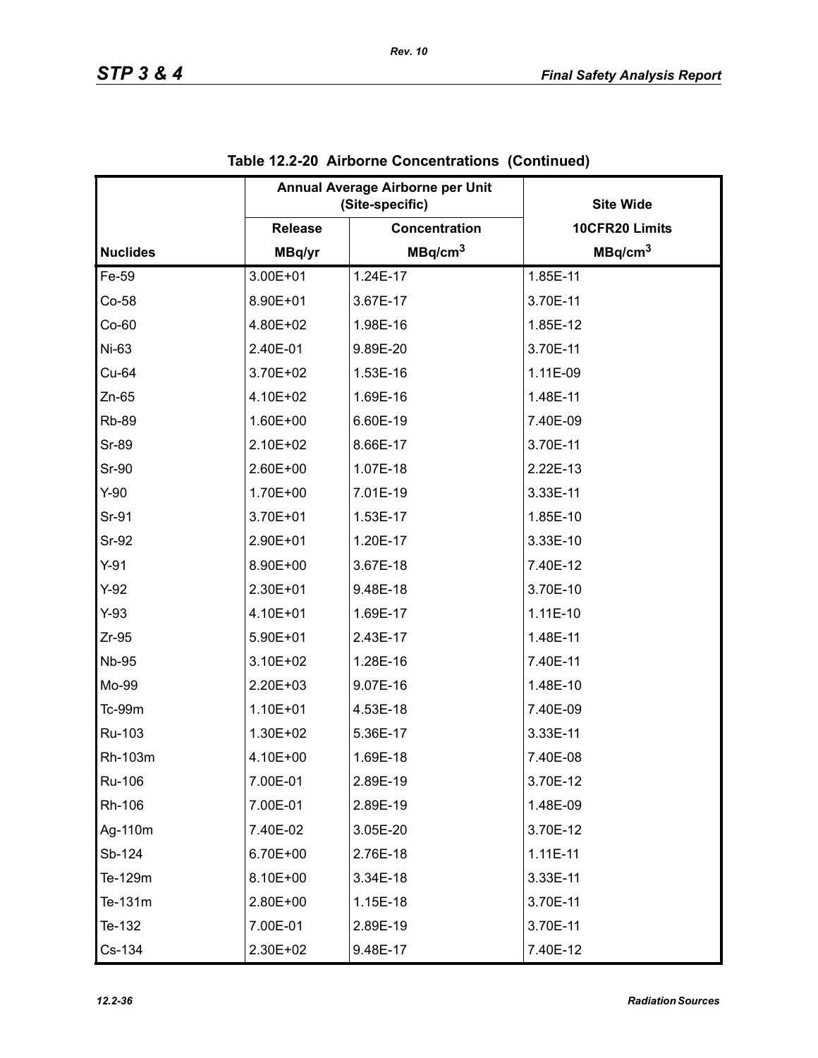**Table 12.2-20 Airborne Concentrations (Continued)**

| | Annual Average Airborne per Unit (Site-specific) | | Site Wide |
|---|---|---|---|
| | Release | Concentration | 10CFR20 Limits |
| Nuclides | MBq/yr | $MBq/cm^3$ | $MBq/cm^3$ |
| Fe-59 | 3.00E+01 | 1.24E-17 | 1.85E-11 |
| Co-58 | 8.90E+01 | 3.67E-17 | 3.70E-11 |
| Co-60 | 4.80E+02 | 1.98E-16 | 1.85E-12 |
| Ni-63 | 2.40E-01 | 9.89E-20 | 3.70E-11 |
| Cu-64 | 3.70E+02 | 1.53E-16 | 1.11E-09 |
| Zn-65 | 4.10E+02 | 1.69E-16 | 1.48E-11 |
| Rb-89 | 1.60E+00 | 6.60E-19 | 7.40E-09 |
| Sr-89 | 2.10E+02 | 8.66E-17 | 3.70E-11 |
| Sr-90 | 2.60E+00 | 1.07E-18 | 2.22E-13 |
| Y-90 | 1.70E+00 | 7.01E-19 | 3.33E-11 |
| Sr-91 | 3.70E+01 | 1.53E-17 | 1.85E-10 |
| Sr-92 | 2.90E+01 | 1.20E-17 | 3.33E-10 |
| Y-91 | 8.90E+00 | 3.67E-18 | 7.40E-12 |
| Y-92 | 2.30E+01 | 9.48E-18 | 3.70E-10 |
| Y-93 | 4.10E+01 | 1.69E-17 | 1.11E-10 |
| Zr-95 | 5.90E+01 | 2.43E-17 | 1.48E-11 |
| Nb-95 | 3.10E+02 | 1.28E-16 | 7.40E-11 |
| Mo-99 | 2.20E+03 | 9.07E-16 | 1.48E-10 |
| Tc-99m | 1.10E+01 | 4.53E-18 | 7.40E-09 |
| Ru-103 | 1.30E+02 | 5.36E-17 | 3.33E-11 |
| Rh-103m | 4.10E+00 | 1.69E-18 | 7.40E-08 |
| Ru-106 | 7.00E-01 | 2.89E-19 | 3.70E-12 |
| Rh-106 | 7.00E-01 | 2.89E-19 | 1.48E-09 |
| Ag-110m | 7.40E-02 | 3.05E-20 | 3.70E-12 |
| Sb-124 | 6.70E+00 | 2.76E-18 | 1.11E-11 |
| Te-129m | 8.10E+00 | 3.34E-18 | 3.33E-11 |
| Te-131m | 2.80E+00 | 1.15E-18 | 3.70E-11 |
| Te-132 | 7.00E-01 | 2.89E-19 | 3.70E-11 |
| Cs-134 | 2.30E+02 | 9.48E-17 | 7.40E-12 |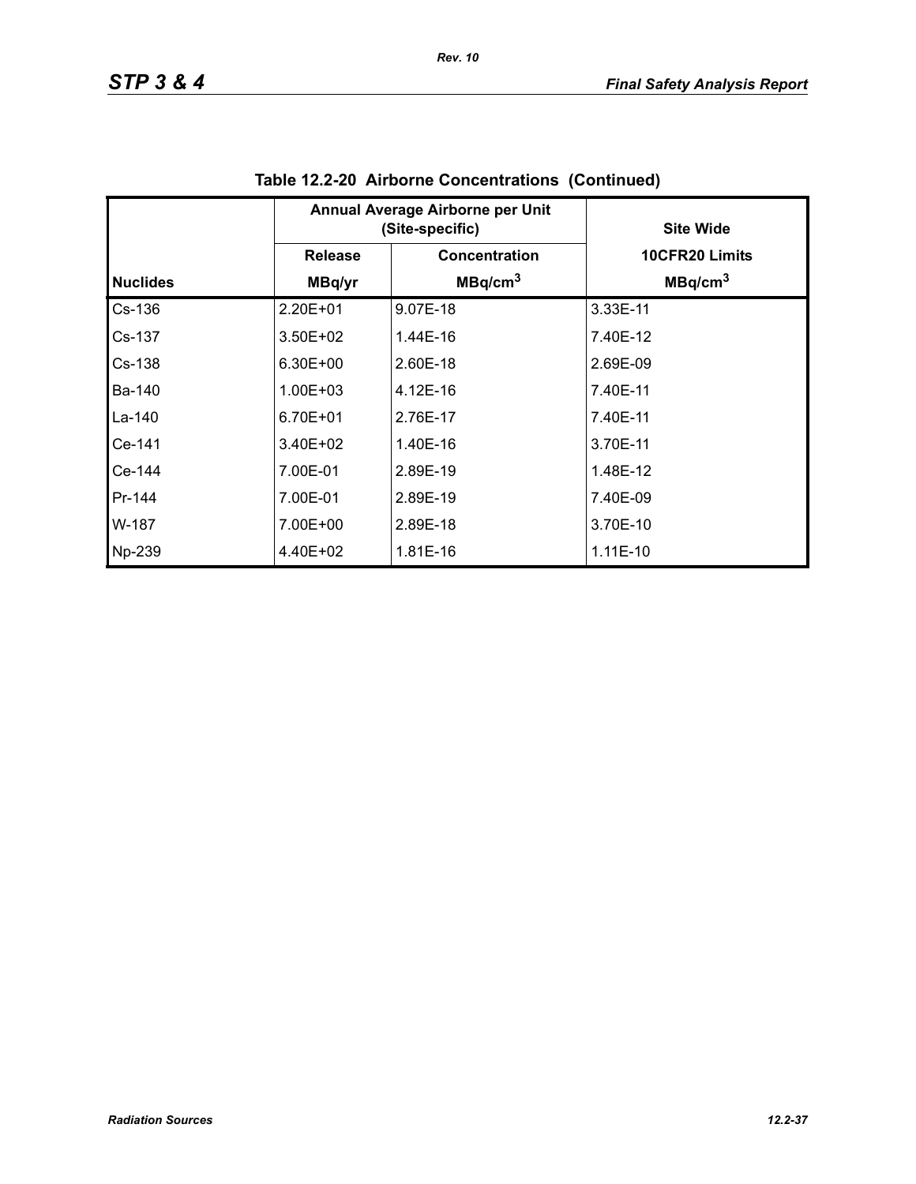**Table 12.2-20 Airborne Concentrations (Continued)**

| | Annual Average Airborne per Unit (Site-specific) | | Site Wide |
|---|---|---|---|
| | Release | Concentration | 10CFR20 Limits |
| Nuclides | MBq/yr | MBq/cm$^3$ | MBq/cm$^3$ |
| Cs-136 | 2.20E+01 | 9.07E-18 | 3.33E-11 |
| Cs-137 | 3.50E+02 | 1.44E-16 | 7.40E-12 |
| Cs-138 | 6.30E+00 | 2.60E-18 | 2.69E-09 |
| Ba-140 | 1.00E+03 | 4.12E-16 | 7.40E-11 |
| La-140 | 6.70E+01 | 2.76E-17 | 7.40E-11 |
| Ce-141 | 3.40E+02 | 1.40E-16 | 3.70E-11 |
| Ce-144 | 7.00E-01 | 2.89E-19 | 1.48E-12 |
| Pr-144 | 7.00E-01 | 2.89E-19 | 7.40E-09 |
| W-187 | 7.00E+00 | 2.89E-18 | 3.70E-10 |
| Np-239 | 4.40E+02 | 1.81E-16 | 1.11E-10 |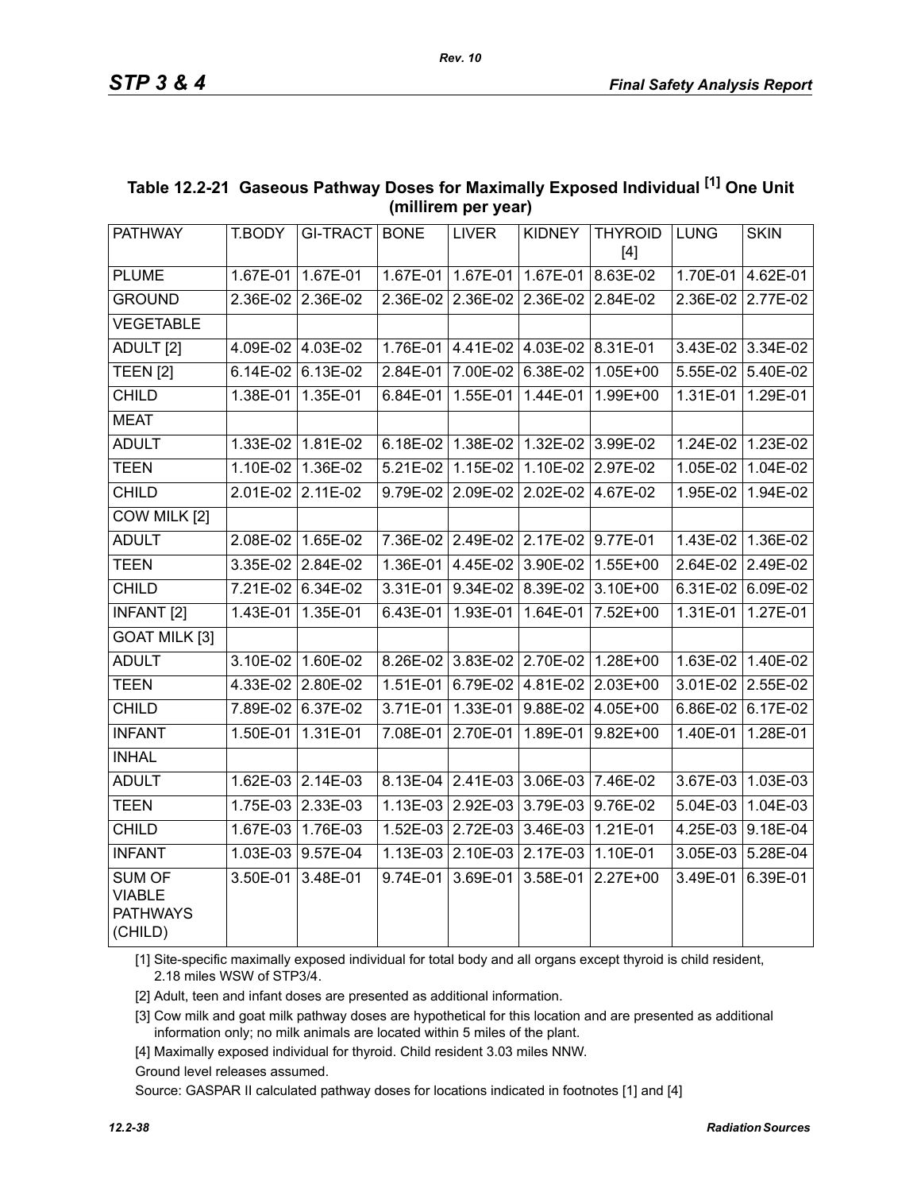**Table 12.2-21 Gaseous Pathway Doses for Maximally Exposed Individual [1] One Unit (millirem per year)**

| PATHWAY | T.BODY | GI-TRACT | BONE | LIVER | KIDNEY | THYROID [4] | LUNG | SKIN |
|---|---|---|---|---|---|---|---|---|
| PLUME | 1.67E-01 | 1.67E-01 | 1.67E-01 | 1.67E-01 | 1.67E-01 | 8.63E-02 | 1.70E-01 | 4.62E-01 |
| GROUND | 2.36E-02 | 2.36E-02 | 2.36E-02 | 2.36E-02 | 2.36E-02 | 2.84E-02 | 2.36E-02 | 2.77E-02 |
| VEGETABLE | | | | | | | | |
| ADULT [2] | 4.09E-02 | 4.03E-02 | 1.76E-01 | 4.41E-02 | 4.03E-02 | 8.31E-01 | 3.43E-02 | 3.34E-02 |
| TEEN [2] | 6.14E-02 | 6.13E-02 | 2.84E-01 | 7.00E-02 | 6.38E-02 | 1.05E+00 | 5.55E-02 | 5.40E-02 |
| CHILD | 1.38E-01 | 1.35E-01 | 6.84E-01 | 1.55E-01 | 1.44E-01 | 1.99E+00 | 1.31E-01 | 1.29E-01 |
| MEAT | | | | | | | | |
| ADULT | 1.33E-02 | 1.81E-02 | 6.18E-02 | 1.38E-02 | 1.32E-02 | 3.99E-02 | 1.24E-02 | 1.23E-02 |
| TEEN | 1.10E-02 | 1.36E-02 | 5.21E-02 | 1.15E-02 | 1.10E-02 | 2.97E-02 | 1.05E-02 | 1.04E-02 |
| CHILD | 2.01E-02 | 2.11E-02 | 9.79E-02 | 2.09E-02 | 2.02E-02 | 4.67E-02 | 1.95E-02 | 1.94E-02 |
| COW MILK [2] | | | | | | | | |
| ADULT | 2.08E-02 | 1.65E-02 | 7.36E-02 | 2.49E-02 | 2.17E-02 | 9.77E-01 | 1.43E-02 | 1.36E-02 |
| TEEN | 3.35E-02 | 2.84E-02 | 1.36E-01 | 4.45E-02 | 3.90E-02 | 1.55E+00 | 2.64E-02 | 2.49E-02 |
| CHILD | 7.21E-02 | 6.34E-02 | 3.31E-01 | 9.34E-02 | 8.39E-02 | 3.10E+00 | 6.31E-02 | 6.09E-02 |
| INFANT [2] | 1.43E-01 | 1.35E-01 | 6.43E-01 | 1.93E-01 | 1.64E-01 | 7.52E+00 | 1.31E-01 | 1.27E-01 |
| GOAT MILK [3] | | | | | | | | |
| ADULT | 3.10E-02 | 1.60E-02 | 8.26E-02 | 3.83E-02 | 2.70E-02 | 1.28E+00 | 1.63E-02 | 1.40E-02 |
| TEEN | 4.33E-02 | 2.80E-02 | 1.51E-01 | 6.79E-02 | 4.81E-02 | 2.03E+00 | 3.01E-02 | 2.55E-02 |
| CHILD | 7.89E-02 | 6.37E-02 | 3.71E-01 | 1.33E-01 | 9.88E-02 | 4.05E+00 | 6.86E-02 | 6.17E-02 |
| INFANT | 1.50E-01 | 1.31E-01 | 7.08E-01 | 2.70E-01 | 1.89E-01 | 9.82E+00 | 1.40E-01 | 1.28E-01 |
| INHAL | | | | | | | | |
| ADULT | 1.62E-03 | 2.14E-03 | 8.13E-04 | 2.41E-03 | 3.06E-03 | 7.46E-02 | 3.67E-03 | 1.03E-03 |
| TEEN | 1.75E-03 | 2.33E-03 | 1.13E-03 | 2.92E-03 | 3.79E-03 | 9.76E-02 | 5.04E-03 | 1.04E-03 |
| CHILD | 1.67E-03 | 1.76E-03 | 1.52E-03 | 2.72E-03 | 3.46E-03 | 1.21E-01 | 4.25E-03 | 9.18E-04 |
| INFANT | 1.03E-03 | 9.57E-04 | 1.13E-03 | 2.10E-03 | 2.17E-03 | 1.10E-01 | 3.05E-03 | 5.28E-04 |
| SUM OF VIABLE PATHWAYS (CHILD) | 3.50E-01 | 3.48E-01 | 9.74E-01 | 3.69E-01 | 3.58E-01 | 2.27E+00 | 3.49E-01 | 6.39E-01 |

[1] Site-specific maximally exposed individual for total body and all organs except thyroid is child resident, 2.18 miles WSW of STP3/4.

[2] Adult, teen and infant doses are presented as additional information.

[3] Cow milk and goat milk pathway doses are hypothetical for this location and are presented as additional information only; no milk animals are located within 5 miles of the plant.

[4] Maximally exposed individual for thyroid. Child resident 3.03 miles NNW.

Ground level releases assumed.

Source: GASPAR II calculated pathway doses for locations indicated in footnotes [1] and [4]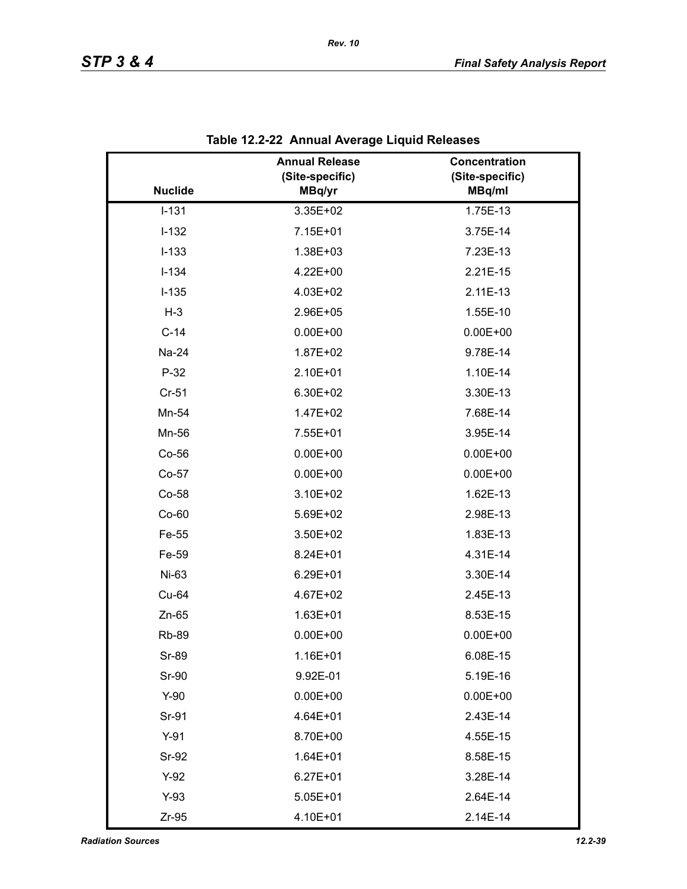**Table 12.2-22 Annual Average Liquid Releases**

| Nuclide | Annual Release (Site-specific) MBq/yr | Concentration (Site-specific) MBq/ml |
|---|---|---|
| I-131 | 3.35E+02 | 1.75E-13 |
| I-132 | 7.15E+01 | 3.75E-14 |
| I-133 | 1.38E+03 | 7.23E-13 |
| I-134 | 4.22E+00 | 2.21E-15 |
| I-135 | 4.03E+02 | 2.11E-13 |
| H-3 | 2.96E+05 | 1.55E-10 |
| C-14 | 0.00E+00 | 0.00E+00 |
| Na-24 | 1.87E+02 | 9.78E-14 |
| P-32 | 2.10E+01 | 1.10E-14 |
| Cr-51 | 6.30E+02 | 3.30E-13 |
| Mn-54 | 1.47E+02 | 7.68E-14 |
| Mn-56 | 7.55E+01 | 3.95E-14 |
| Co-56 | 0.00E+00 | 0.00E+00 |
| Co-57 | 0.00E+00 | 0.00E+00 |
| Co-58 | 3.10E+02 | 1.62E-13 |
| Co-60 | 5.69E+02 | 2.98E-13 |
| Fe-55 | 3.50E+02 | 1.83E-13 |
| Fe-59 | 8.24E+01 | 4.31E-14 |
| Ni-63 | 6.29E+01 | 3.30E-14 |
| Cu-64 | 4.67E+02 | 2.45E-13 |
| Zn-65 | 1.63E+01 | 8.53E-15 |
| Rb-89 | 0.00E+00 | 0.00E+00 |
| Sr-89 | 1.16E+01 | 6.08E-15 |
| Sr-90 | 9.92E-01 | 5.19E-16 |
| Y-90 | 0.00E+00 | 0.00E+00 |
| Sr-91 | 4.64E+01 | 2.43E-14 |
| Y-91 | 8.70E+00 | 4.55E-15 |
| Sr-92 | 1.64E+01 | 8.58E-15 |
| Y-92 | 6.27E+01 | 3.28E-14 |
| Y-93 | 5.05E+01 | 2.64E-14 |
| Zr-95 | 4.10E+01 | 2.14E-14 |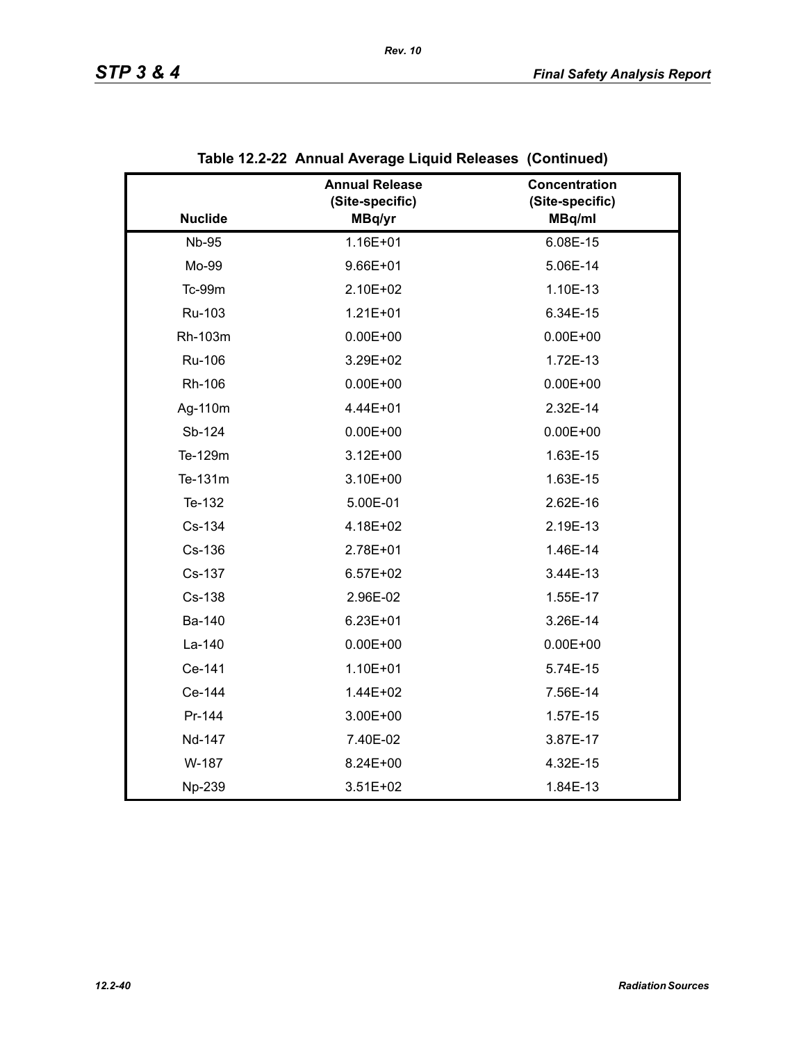## Table 12.2-22 Annual Average Liquid Releases (Continued)

| Nuclide | Annual Release (Site-specific) MBq/yr | Concentration (Site-specific) MBq/ml |
|---|---|---|
| Nb-95 | 1.16E+01 | 6.08E-15 |
| Mo-99 | 9.66E+01 | 5.06E-14 |
| Tc-99m | 2.10E+02 | 1.10E-13 |
| Ru-103 | 1.21E+01 | 6.34E-15 |
| Rh-103m | 0.00E+00 | 0.00E+00 |
| Ru-106 | 3.29E+02 | 1.72E-13 |
| Rh-106 | 0.00E+00 | 0.00E+00 |
| Ag-110m | 4.44E+01 | 2.32E-14 |
| Sb-124 | 0.00E+00 | 0.00E+00 |
| Te-129m | 3.12E+00 | 1.63E-15 |
| Te-131m | 3.10E+00 | 1.63E-15 |
| Te-132 | 5.00E-01 | 2.62E-16 |
| Cs-134 | 4.18E+02 | 2.19E-13 |
| Cs-136 | 2.78E+01 | 1.46E-14 |
| Cs-137 | 6.57E+02 | 3.44E-13 |
| Cs-138 | 2.96E-02 | 1.55E-17 |
| Ba-140 | 6.23E+01 | 3.26E-14 |
| La-140 | 0.00E+00 | 0.00E+00 |
| Ce-141 | 1.10E+01 | 5.74E-15 |
| Ce-144 | 1.44E+02 | 7.56E-14 |
| Pr-144 | 3.00E+00 | 1.57E-15 |
| Nd-147 | 7.40E-02 | 3.87E-17 |
| W-187 | 8.24E+00 | 4.32E-15 |
| Np-239 | 3.51E+02 | 1.84E-13 |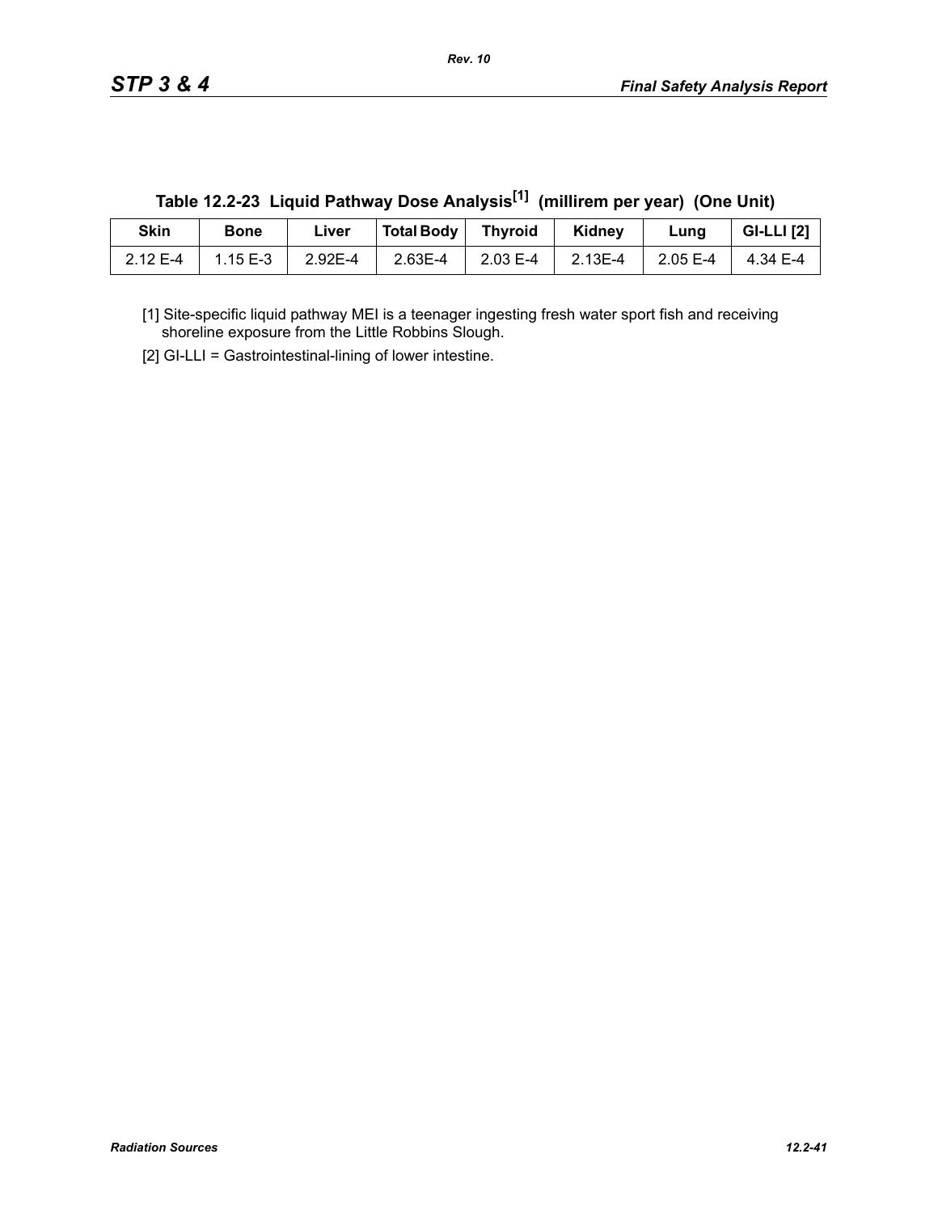**Table 12.2-23 Liquid Pathway Dose Analysis[1] (millirem per year) (One Unit)**

| Skin | Bone | Liver | Total Body | Thyroid | Kidney | Lung | GI-LLI [2] |
|---|---|---|---|---|---|---|---|
| 2.12 E-4 | 1.15 E-3 | 2.92E-4 | 2.63E-4 | 2.03 E-4 | 2.13E-4 | 2.05 E-4 | 4.34 E-4 |

[1] Site-specific liquid pathway MEI is a teenager ingesting fresh water sport fish and receiving shoreline exposure from the Little Robbins Slough.

[2] GI-LLI = Gastrointestinal-lining of lower intestine.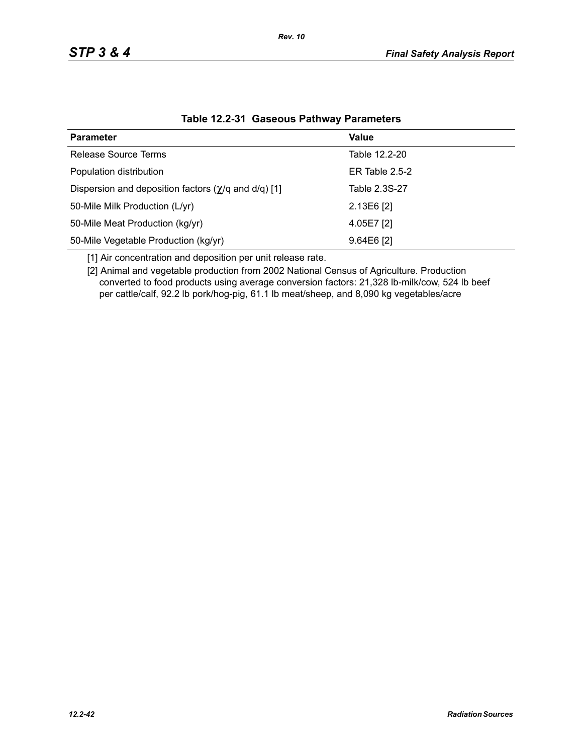**Table 12.2-31 Gaseous Pathway Parameters**

| Parameter | Value |
|---|---|
| Release Source Terms | Table 12.2-20 |
| Population distribution | ER Table 2.5-2 |
| Dispersion and deposition factors ($\chi$/q and d/q) [1] | Table 2.3S-27 |
| 50-Mile Milk Production (L/yr) | 2.13E6 [2] |
| 50-Mile Meat Production (kg/yr) | 4.05E7 [2] |
| 50-Mile Vegetable Production (kg/yr) | 9.64E6 [2] |

[1] Air concentration and deposition per unit release rate.

[2] Animal and vegetable production from 2002 National Census of Agriculture. Production converted to food products using average conversion factors: 21,328 lb-milk/cow, 524 lb beef per cattle/calf, 92.2 lb pork/hog-pig, 61.1 lb meat/sheep, and 8,090 kg vegetables/acre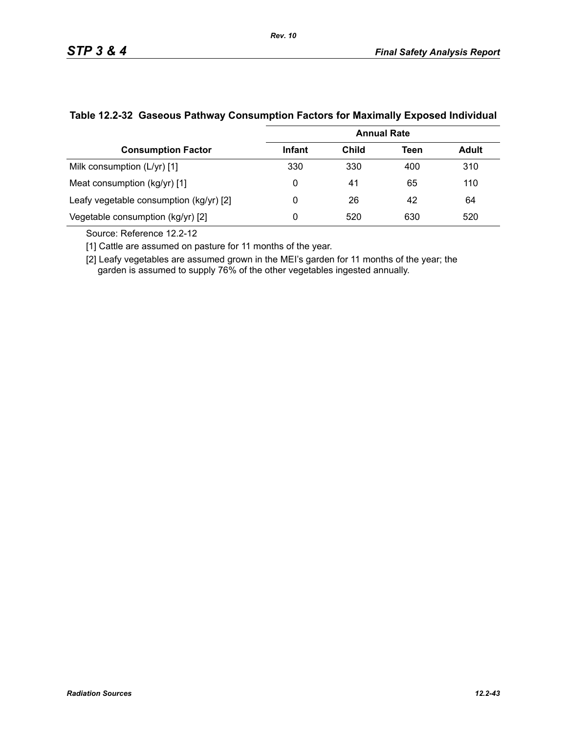## Table 12.2-32 Gaseous Pathway Consumption Factors for Maximally Exposed Individual

| Consumption Factor | Annual Rate | | | |
|---|---|---|---|---|
| | Infant | Child | Teen | Adult |
| Milk consumption (L/yr) [1] | 330 | 330 | 400 | 310 |
| Meat consumption (kg/yr) [1] | 0 | 41 | 65 | 110 |
| Leafy vegetable consumption (kg/yr) [2] | 0 | 26 | 42 | 64 |
| Vegetable consumption (kg/yr) [2] | 0 | 520 | 630 | 520 |

Source: Reference 12.2-12

[1] Cattle are assumed on pasture for 11 months of the year.

[2] Leafy vegetables are assumed grown in the MEI's garden for 11 months of the year; the garden is assumed to supply 76% of the other vegetables ingested annually.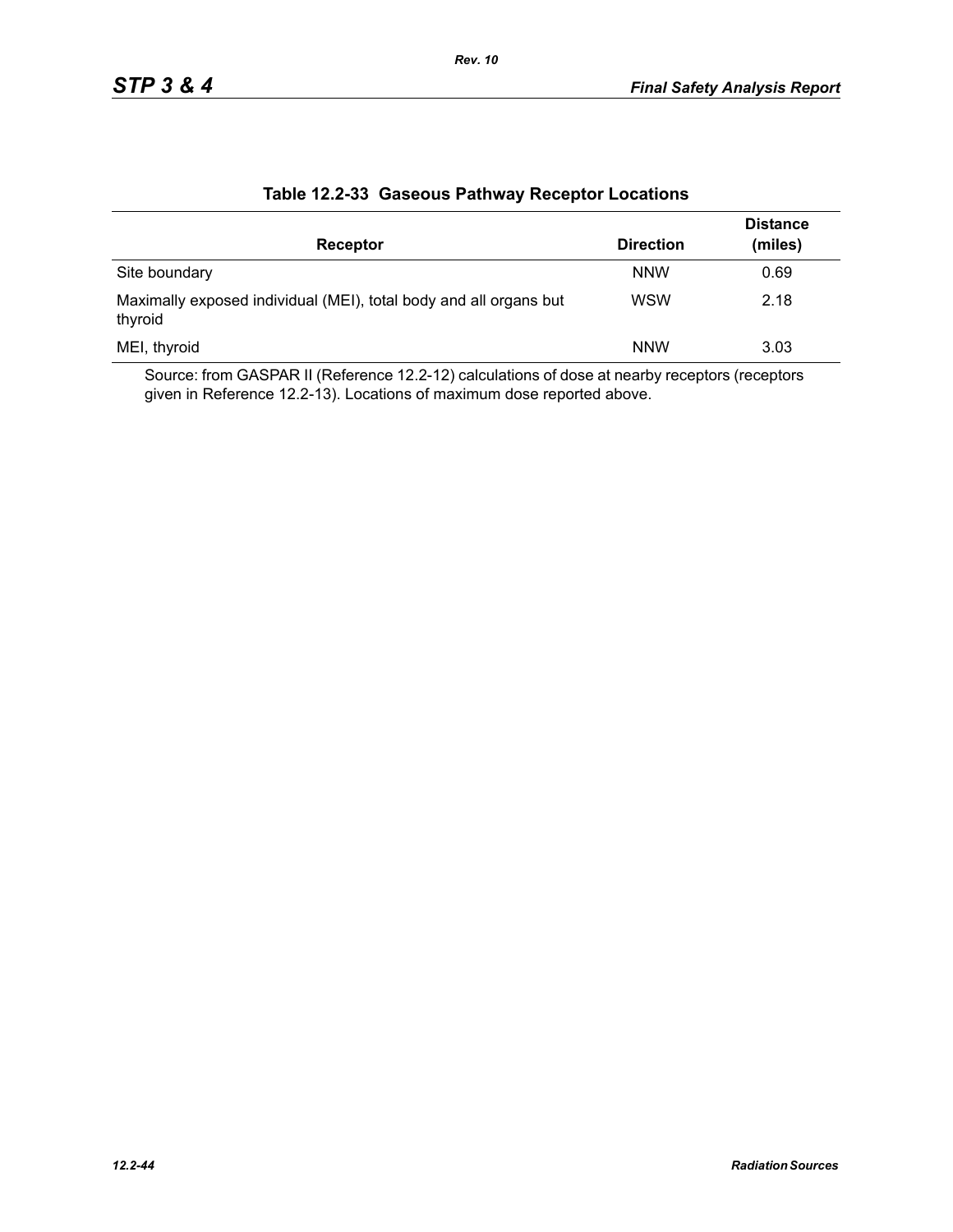## Table 12.2-33 Gaseous Pathway Receptor Locations

| Receptor | Direction | Distance (miles) |
|---|---|---|
| Site boundary | NNW | 0.69 |
| Maximally exposed individual (MEI), total body and all organs but thyroid | WSW | 2.18 |
| MEI, thyroid | NNW | 3.03 |

Source: from GASPAR II (Reference 12.2-12) calculations of dose at nearby receptors (receptors given in Reference 12.2-13). Locations of maximum dose reported above.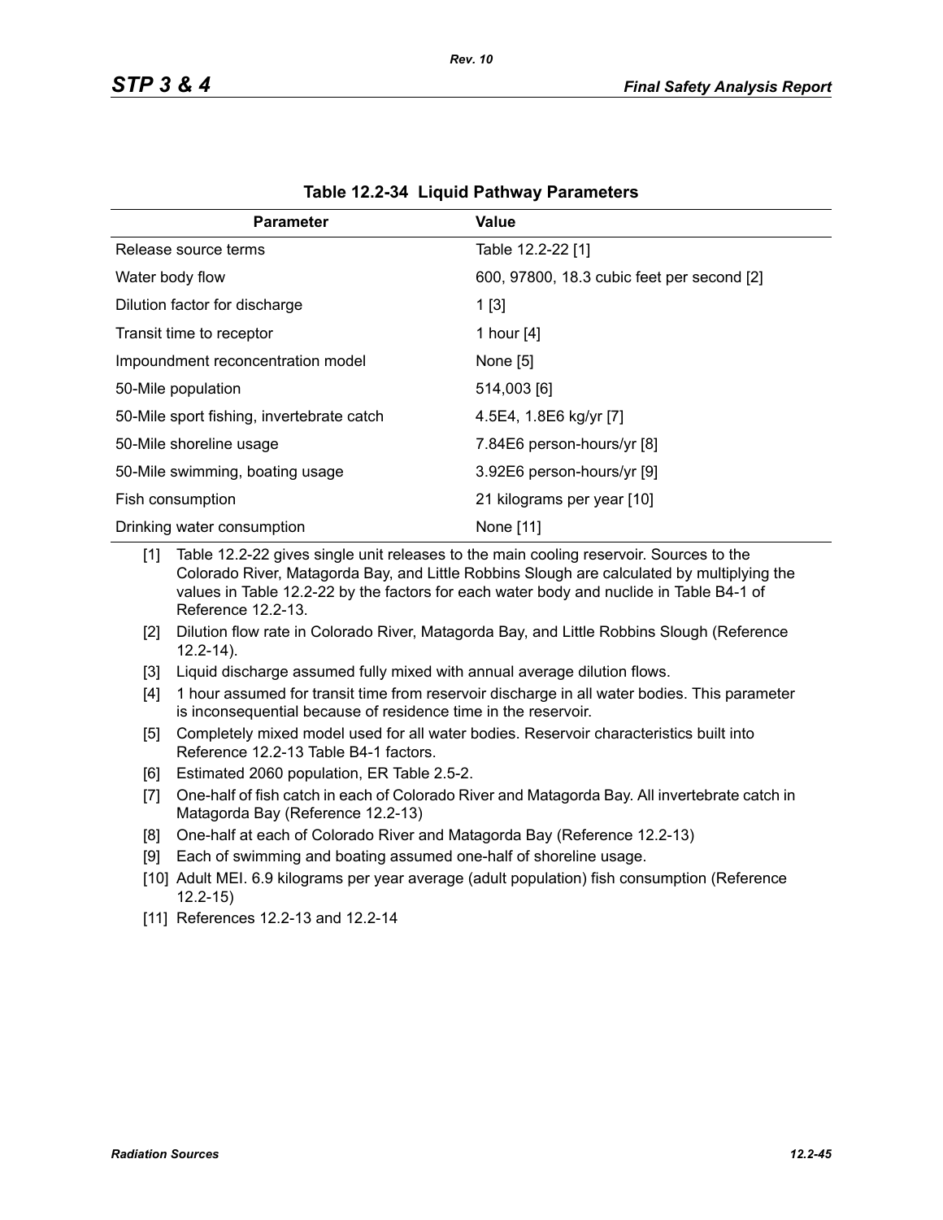**Table 12.2-34 Liquid Pathway Parameters**

| Parameter | Value |
|---|---|
| Release source terms | Table 12.2-22 [1] |
| Water body flow | 600, 97800, 18.3 cubic feet per second [2] |
| Dilution factor for discharge | 1 [3] |
| Transit time to receptor | 1 hour [4] |
| Impoundment reconcentration model | None [5] |
| 50-Mile population | 514,003 [6] |
| 50-Mile sport fishing, invertebrate catch | 4.5E4, 1.8E6 kg/yr [7] |
| 50-Mile shoreline usage | 7.84E6 person-hours/yr [8] |
| 50-Mile swimming, boating usage | 3.92E6 person-hours/yr [9] |
| Fish consumption | 21 kilograms per year [10] |
| Drinking water consumption | None [11] |

[1] Table 12.2-22 gives single unit releases to the main cooling reservoir. Sources to the Colorado River, Matagorda Bay, and Little Robbins Slough are calculated by multiplying the values in Table 12.2-22 by the factors for each water body and nuclide in Table B4-1 of Reference 12.2-13.

[2] Dilution flow rate in Colorado River, Matagorda Bay, and Little Robbins Slough (Reference 12.2-14).

[3] Liquid discharge assumed fully mixed with annual average dilution flows.

[4] 1 hour assumed for transit time from reservoir discharge in all water bodies. This parameter is inconsequential because of residence time in the reservoir.

[5] Completely mixed model used for all water bodies. Reservoir characteristics built into Reference 12.2-13 Table B4-1 factors.

[6] Estimated 2060 population, ER Table 2.5-2.

[7] One-half of fish catch in each of Colorado River and Matagorda Bay. All invertebrate catch in Matagorda Bay (Reference 12.2-13)

[8] One-half at each of Colorado River and Matagorda Bay (Reference 12.2-13)

[9] Each of swimming and boating assumed one-half of shoreline usage.

[10] Adult MEI. 6.9 kilograms per year average (adult population) fish consumption (Reference 12.2-15)

[11] References 12.2-13 and 12.2-14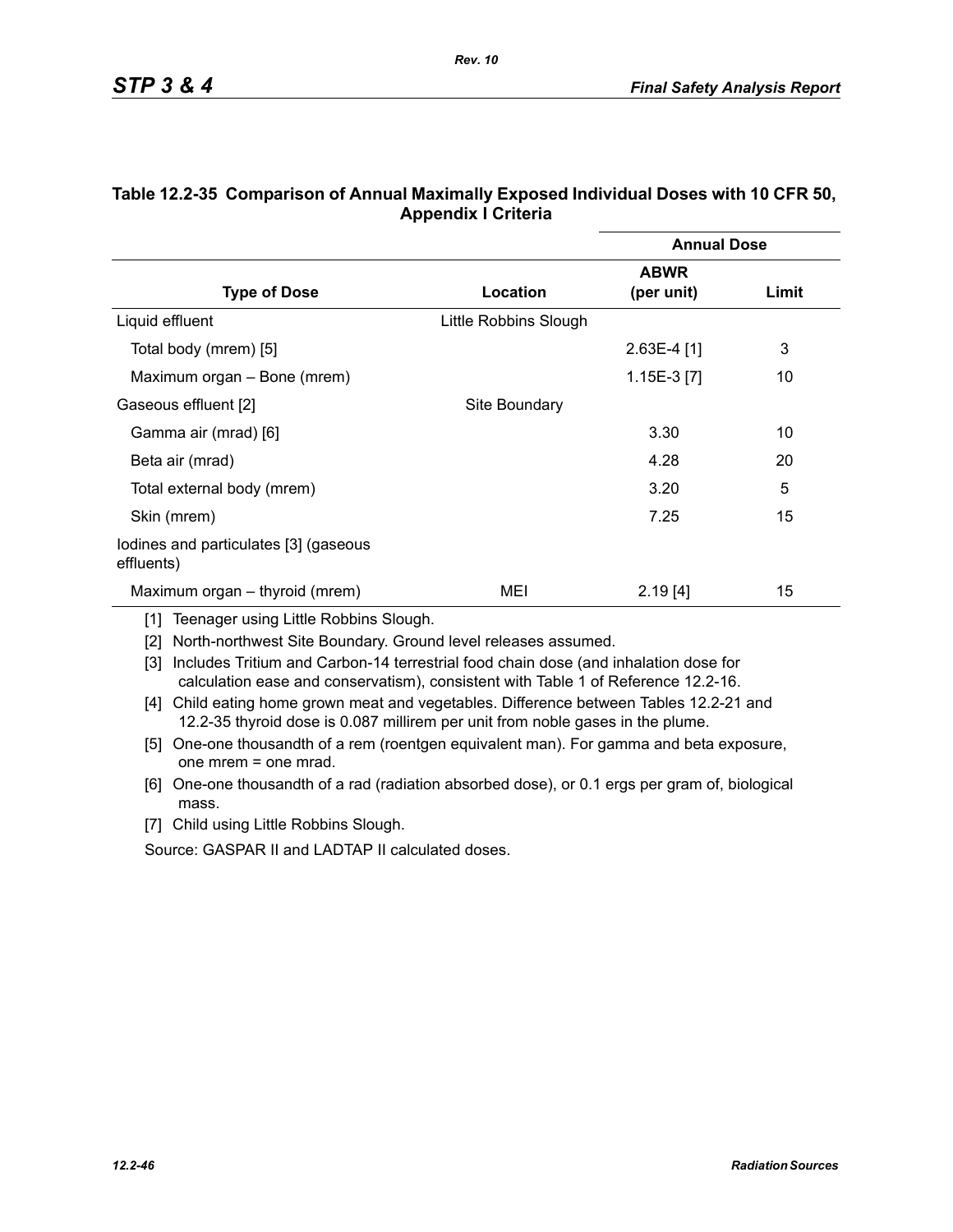### Table 12.2-35 Comparison of Annual Maximally Exposed Individual Doses with 10 CFR 50, Appendix I Criteria

| Type of Dose | Location | Annual Dose ABWR (per unit) | Annual Dose Limit |
|---|---|---|---|
| Liquid effluent | Little Robbins Slough | | |
| Total body (mrem) [5] | | 2.63E-4 [1] | 3 |
| Maximum organ – Bone (mrem) | | 1.15E-3 [7] | 10 |
| Gaseous effluent [2] | Site Boundary | | |
| Gamma air (mrad) [6] | | 3.30 | 10 |
| Beta air (mrad) | | 4.28 | 20 |
| Total external body (mrem) | | 3.20 | 5 |
| Skin (mrem) | | 7.25 | 15 |
| Iodines and particulates [3] (gaseous effluents) | | | |
| Maximum organ – thyroid (mrem) | MEI | 2.19 [4] | 15 |

[1] Teenager using Little Robbins Slough.

[2] North-northwest Site Boundary. Ground level releases assumed.

[3] Includes Tritium and Carbon-14 terrestrial food chain dose (and inhalation dose for calculation ease and conservatism), consistent with Table 1 of Reference 12.2-16.

[4] Child eating home grown meat and vegetables. Difference between Tables 12.2-21 and 12.2-35 thyroid dose is 0.087 millirem per unit from noble gases in the plume.

[5] One-one thousandth of a rem (roentgen equivalent man). For gamma and beta exposure, one mrem = one mrad.

[6] One-one thousandth of a rad (radiation absorbed dose), or 0.1 ergs per gram of, biological mass.

[7] Child using Little Robbins Slough.

Source: GASPAR II and LADTAP II calculated doses.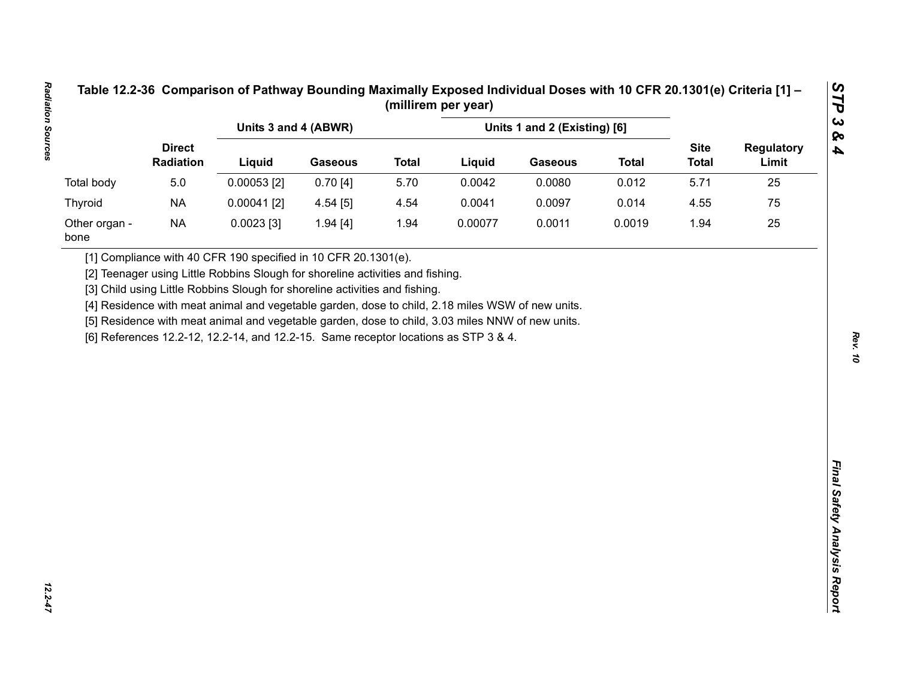Table 12.2-36 Comparison of Pathway Bounding Maximally Exposed Individual Doses with 10 CFR 20.1301(e) Criteria [1] – (millirem per year)

| | Direct Radiation | Units 3 and 4 (ABWR) | | | Units 1 and 2 (Existing) [6] | | | Site Total | Regulatory Limit |
|---|---|---|---|---|---|---|---|---|---|
| | | Liquid | Gaseous | Total | Liquid | Gaseous | Total | | |
| Total body | 5.0 | 0.00053 [2] | 0.70 [4] | 5.70 | 0.0042 | 0.0080 | 0.012 | 5.71 | 25 |
| Thyroid | NA | 0.00041 [2] | 4.54 [5] | 4.54 | 0.0041 | 0.0097 | 0.014 | 4.55 | 75 |
| Other organ - bone | NA | 0.0023 [3] | 1.94 [4] | 1.94 | 0.00077 | 0.0011 | 0.0019 | 1.94 | 25 |

[1] Compliance with 40 CFR 190 specified in 10 CFR 20.1301(e).

[2] Teenager using Little Robbins Slough for shoreline activities and fishing.

[3] Child using Little Robbins Slough for shoreline activities and fishing.

[4] Residence with meat animal and vegetable garden, dose to child, 2.18 miles WSW of new units.

[5] Residence with meat animal and vegetable garden, dose to child, 3.03 miles NNW of new units.

[6] References 12.2-12, 12.2-14, and 12.2-15. Same receptor locations as STP 3 & 4.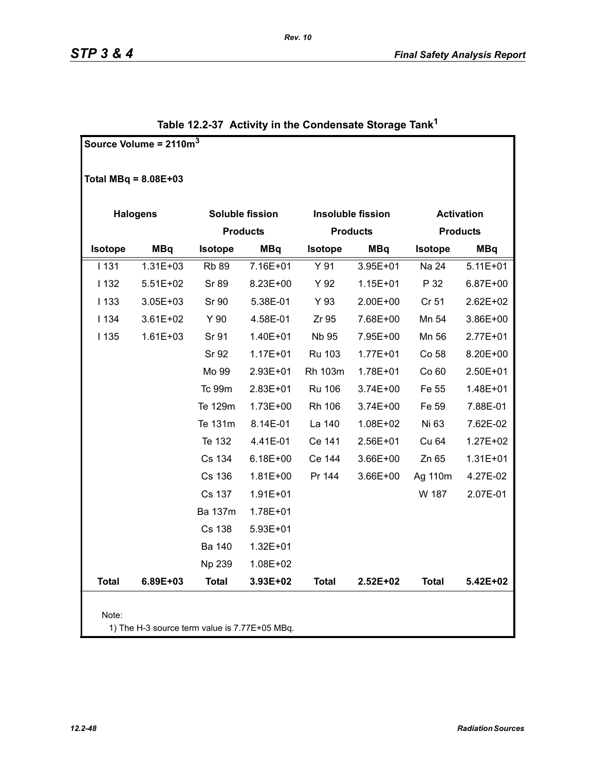## Table 12.2-37 Activity in the Condensate Storage Tank[1]

Source Volume = 2110m$^3$

Total MBq = 8.08E+03

| Halogens | | Soluble fission Products | | Insoluble fission Products | | Activation Products | |
|---|---|---|---|---|---|---|---|
| **Isotope** | **MBq** | **Isotope** | **MBq** | **Isotope** | **MBq** | **Isotope** | **MBq** |
| I 131 | 1.31E+03 | Rb 89 | 7.16E+01 | Y 91 | 3.95E+01 | Na 24 | 5.11E+01 |
| I 132 | 5.51E+02 | Sr 89 | 8.23E+00 | Y 92 | 1.15E+01 | P 32 | 6.87E+00 |
| I 133 | 3.05E+03 | Sr 90 | 5.38E-01 | Y 93 | 2.00E+00 | Cr 51 | 2.62E+02 |
| I 134 | 3.61E+02 | Y 90 | 4.58E-01 | Zr 95 | 7.68E+00 | Mn 54 | 3.86E+00 |
| I 135 | 1.61E+03 | Sr 91 | 1.40E+01 | Nb 95 | 7.95E+00 | Mn 56 | 2.77E+01 |
| | | Sr 92 | 1.17E+01 | Ru 103 | 1.77E+01 | Co 58 | 8.20E+00 |
| | | Mo 99 | 2.93E+01 | Rh 103m | 1.78E+01 | Co 60 | 2.50E+01 |
| | | Tc 99m | 2.83E+01 | Ru 106 | 3.74E+00 | Fe 55 | 1.48E+01 |
| | | Te 129m | 1.73E+00 | Rh 106 | 3.74E+00 | Fe 59 | 7.88E-01 |
| | | Te 131m | 8.14E-01 | La 140 | 1.08E+02 | Ni 63 | 7.62E-02 |
| | | Te 132 | 4.41E-01 | Ce 141 | 2.56E+01 | Cu 64 | 1.27E+02 |
| | | Cs 134 | 6.18E+00 | Ce 144 | 3.66E+00 | Zn 65 | 1.31E+01 |
| | | Cs 136 | 1.81E+00 | Pr 144 | 3.66E+00 | Ag 110m | 4.27E-02 |
| | | Cs 137 | 1.91E+01 | | | W 187 | 2.07E-01 |
| | | Ba 137m | 1.78E+01 | | | | |
| | | Cs 138 | 5.93E+01 | | | | |
| | | Ba 140 | 1.32E+01 | | | | |
| | | Np 239 | 1.08E+02 | | | | |
| **Total** | **6.89E+03** | **Total** | **3.93E+02** | **Total** | **2.52E+02** | **Total** | **5.42E+02** |

Note:

1) The H-3 source term value is 7.77E+05 MBq.